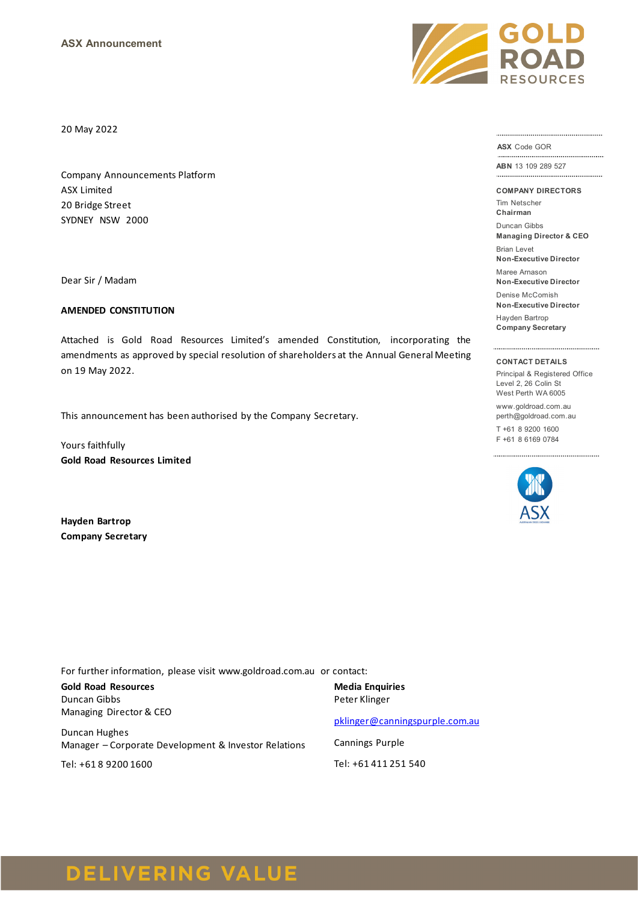ASX Announcement

20 May 2022

Company Announcements Platform
ASX Limited
20 Bridge Street
SYDNEY NSW 2000

Dear Sir / Madam

**AMENDED CONSTITUTION**

Attached is Gold Road Resources Limited's amended Constitution, incorporating the amendments as approved by special resolution of shareholders at the Annual General Meeting on 19 May 2022.

This announcement has been authorised by the Company Secretary.

Yours faithfully
**Gold Road Resources Limited**

**Hayden Bartrop**
**Company Secretary**

For further information, please visit www.goldroad.com.au or contact:

**Gold Road Resources**
Duncan Gibbs
Managing Director & CEO

Duncan Hughes
Manager – Corporate Development & Investor Relations

Tel: +61 8 9200 1600

**Media Enquiries**
Peter Klinger

pklinger@canningspurple.com.au

Cannings Purple

Tel: +61 411 251 540

**ASX** Code GOR

**ABN** 13 109 289 527

**COMPANY DIRECTORS**

Tim Netscher
**Chairman**

Duncan Gibbs
**Managing Director & CEO**

Brian Levet
**Non-Executive Director**

Maree Arnason
**Non-Executive Director**

Denise McComish
**Non-Executive Director**

Hayden Bartrop
**Company Secretary**

**CONTACT DETAILS**

Principal & Registered Office
Level 2, 26 Colin St
West Perth WA 6005

www.goldroad.com.au
perth@goldroad.com.au

T +61 8 9200 1600
F +61 8 6169 0784

DELIVERING VALUE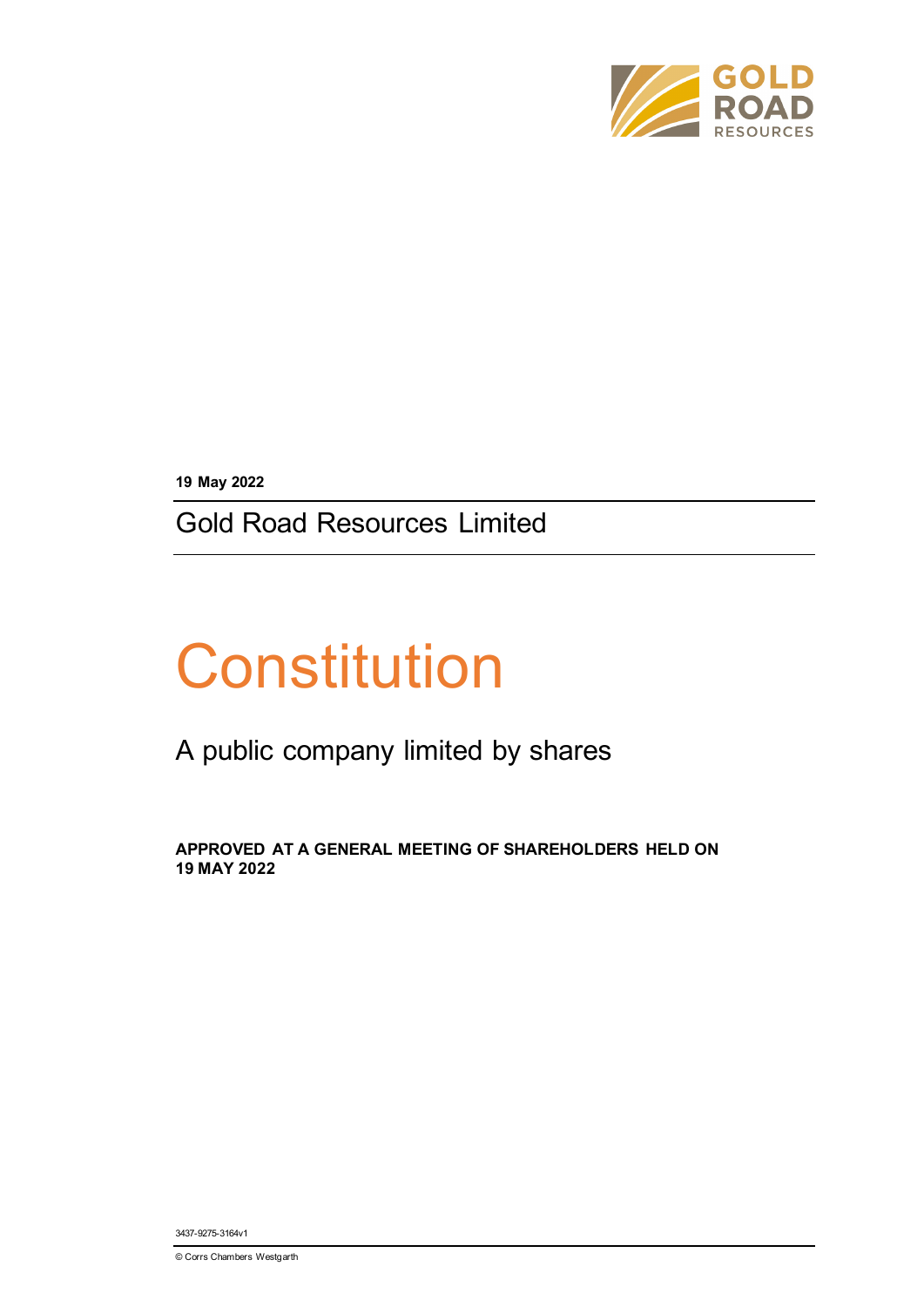**19 May 2022**

Gold Road Resources Limited

# Constitution

A public company limited by shares

**APPROVED AT A GENERAL MEETING OF SHAREHOLDERS HELD ON 19 MAY 2022**

3437-9275-3164v1

© Corrs Chambers Westgarth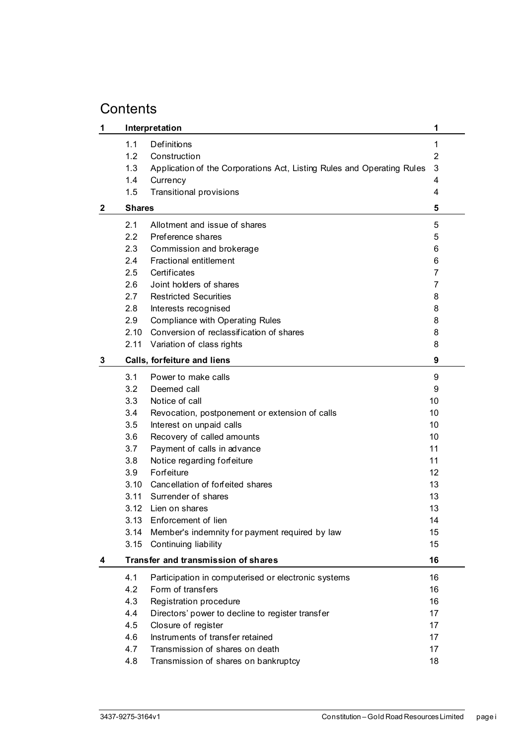# Contents

| | | | |
|---|---|---|---|
| **1** | **Interpretation** | | **1** |
| | 1.1 | Definitions | 1 |
| | 1.2 | Construction | 2 |
| | 1.3 | Application of the Corporations Act, Listing Rules and Operating Rules | 3 |
| | 1.4 | Currency | 4 |
| | 1.5 | Transitional provisions | 4 |
| **2** | **Shares** | | **5** |
| | 2.1 | Allotment and issue of shares | 5 |
| | 2.2 | Preference shares | 5 |
| | 2.3 | Commission and brokerage | 6 |
| | 2.4 | Fractional entitlement | 6 |
| | 2.5 | Certificates | 7 |
| | 2.6 | Joint holders of shares | 7 |
| | 2.7 | Restricted Securities | 8 |
| | 2.8 | Interests recognised | 8 |
| | 2.9 | Compliance with Operating Rules | 8 |
| | 2.10 | Conversion of reclassification of shares | 8 |
| | 2.11 | Variation of class rights | 8 |
| **3** | **Calls, forfeiture and liens** | | **9** |
| | 3.1 | Power to make calls | 9 |
| | 3.2 | Deemed call | 9 |
| | 3.3 | Notice of call | 10 |
| | 3.4 | Revocation, postponement or extension of calls | 10 |
| | 3.5 | Interest on unpaid calls | 10 |
| | 3.6 | Recovery of called amounts | 10 |
| | 3.7 | Payment of calls in advance | 11 |
| | 3.8 | Notice regarding forfeiture | 11 |
| | 3.9 | Forfeiture | 12 |
| | 3.10 | Cancellation of forfeited shares | 13 |
| | 3.11 | Surrender of shares | 13 |
| | 3.12 | Lien on shares | 13 |
| | 3.13 | Enforcement of lien | 14 |
| | 3.14 | Member's indemnity for payment required by law | 15 |
| | 3.15 | Continuing liability | 15 |
| **4** | **Transfer and transmission of shares** | | **16** |
| | 4.1 | Participation in computerised or electronic systems | 16 |
| | 4.2 | Form of transfers | 16 |
| | 4.3 | Registration procedure | 16 |
| | 4.4 | Directors' power to decline to register transfer | 17 |
| | 4.5 | Closure of register | 17 |
| | 4.6 | Instruments of transfer retained | 17 |
| | 4.7 | Transmission of shares on death | 17 |
| | 4.8 | Transmission of shares on bankruptcy | 18 |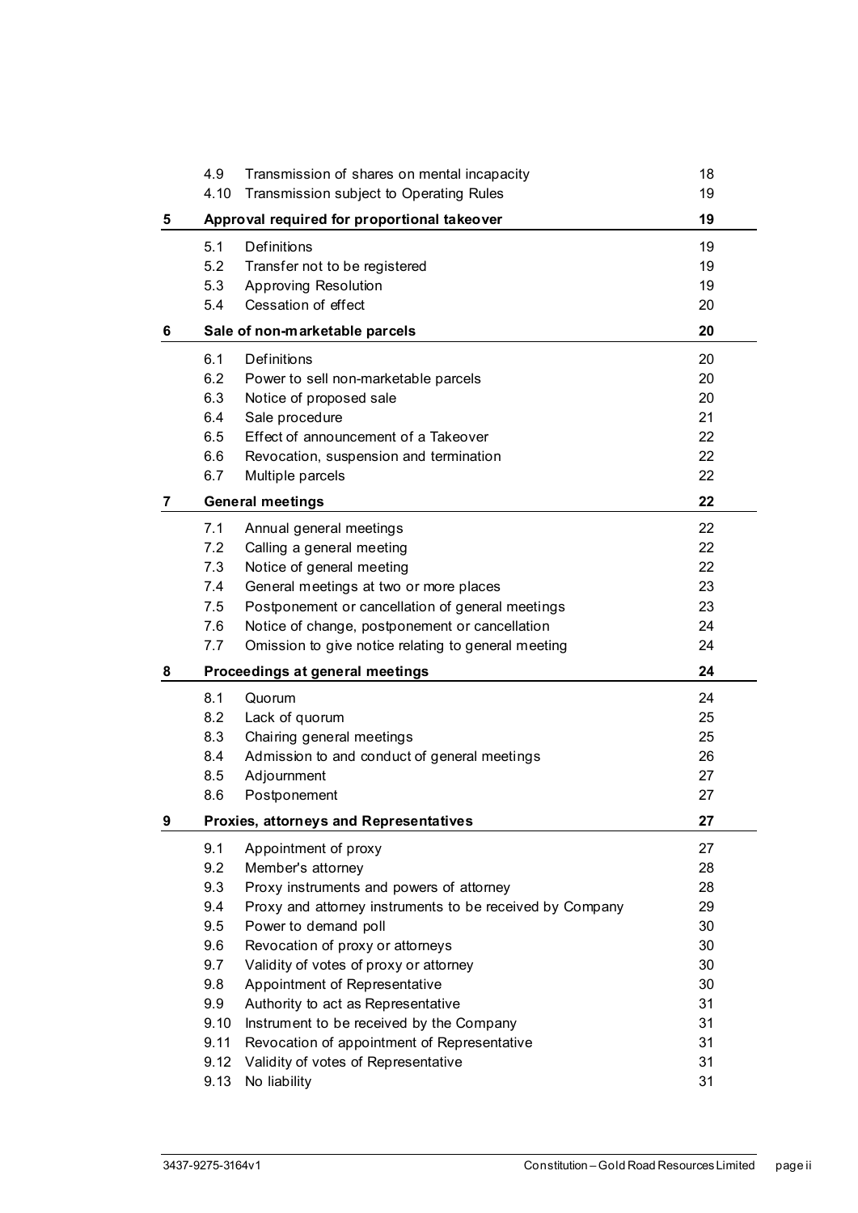| | | |
|---|---|---|
| 4.9 | Transmission of shares on mental incapacity | 18 |
| 4.10 | Transmission subject to Operating Rules | 19 |
| **5** | **Approval required for proportional takeover** | **19** |
| 5.1 | Definitions | 19 |
| 5.2 | Transfer not to be registered | 19 |
| 5.3 | Approving Resolution | 19 |
| 5.4 | Cessation of effect | 20 |
| **6** | **Sale of non-marketable parcels** | **20** |
| 6.1 | Definitions | 20 |
| 6.2 | Power to sell non-marketable parcels | 20 |
| 6.3 | Notice of proposed sale | 20 |
| 6.4 | Sale procedure | 21 |
| 6.5 | Effect of announcement of a Takeover | 22 |
| 6.6 | Revocation, suspension and termination | 22 |
| 6.7 | Multiple parcels | 22 |
| **7** | **General meetings** | **22** |
| 7.1 | Annual general meetings | 22 |
| 7.2 | Calling a general meeting | 22 |
| 7.3 | Notice of general meeting | 22 |
| 7.4 | General meetings at two or more places | 23 |
| 7.5 | Postponement or cancellation of general meetings | 23 |
| 7.6 | Notice of change, postponement or cancellation | 24 |
| 7.7 | Omission to give notice relating to general meeting | 24 |
| **8** | **Proceedings at general meetings** | **24** |
| 8.1 | Quorum | 24 |
| 8.2 | Lack of quorum | 25 |
| 8.3 | Chairing general meetings | 25 |
| 8.4 | Admission to and conduct of general meetings | 26 |
| 8.5 | Adjournment | 27 |
| 8.6 | Postponement | 27 |
| **9** | **Proxies, attorneys and Representatives** | **27** |
| 9.1 | Appointment of proxy | 27 |
| 9.2 | Member's attorney | 28 |
| 9.3 | Proxy instruments and powers of attorney | 28 |
| 9.4 | Proxy and attorney instruments to be received by Company | 29 |
| 9.5 | Power to demand poll | 30 |
| 9.6 | Revocation of proxy or attorneys | 30 |
| 9.7 | Validity of votes of proxy or attorney | 30 |
| 9.8 | Appointment of Representative | 30 |
| 9.9 | Authority to act as Representative | 31 |
| 9.10 | Instrument to be received by the Company | 31 |
| 9.11 | Revocation of appointment of Representative | 31 |
| 9.12 | Validity of votes of Representative | 31 |
| 9.13 | No liability | 31 |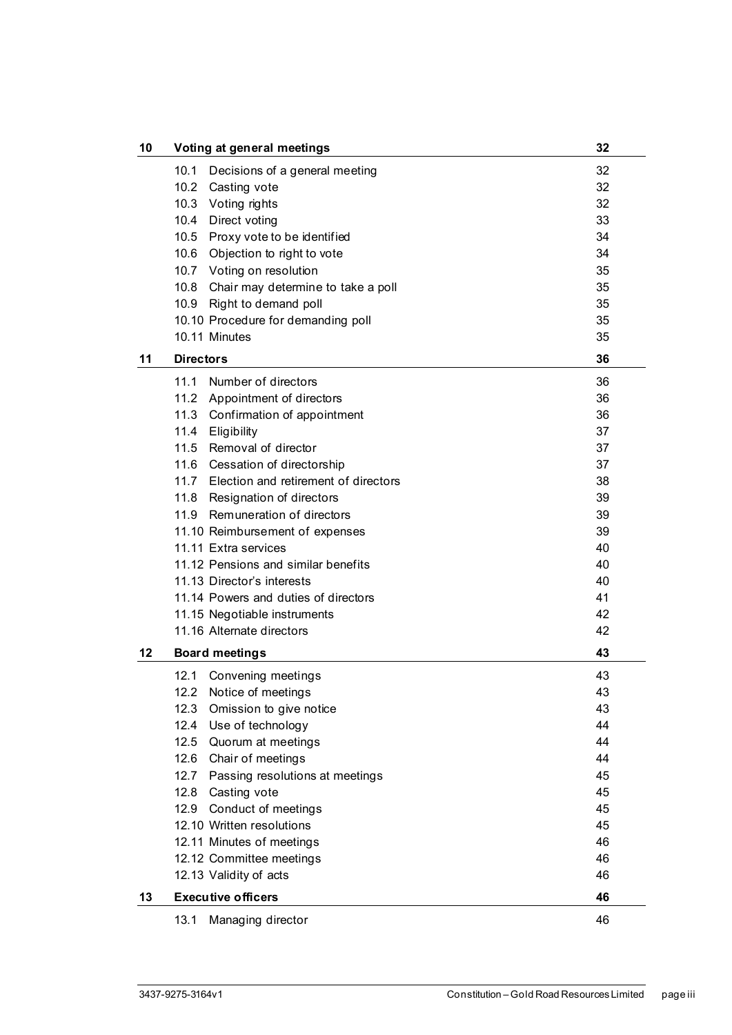| | | |
|---|---|---|
| **10** | **Voting at general meetings** | **32** |
| | 10.1 Decisions of a general meeting | 32 |
| | 10.2 Casting vote | 32 |
| | 10.3 Voting rights | 32 |
| | 10.4 Direct voting | 33 |
| | 10.5 Proxy vote to be identified | 34 |
| | 10.6 Objection to right to vote | 34 |
| | 10.7 Voting on resolution | 35 |
| | 10.8 Chair may determine to take a poll | 35 |
| | 10.9 Right to demand poll | 35 |
| | 10.10 Procedure for demanding poll | 35 |
| | 10.11 Minutes | 35 |
| **11** | **Directors** | **36** |
| | 11.1 Number of directors | 36 |
| | 11.2 Appointment of directors | 36 |
| | 11.3 Confirmation of appointment | 36 |
| | 11.4 Eligibility | 37 |
| | 11.5 Removal of director | 37 |
| | 11.6 Cessation of directorship | 37 |
| | 11.7 Election and retirement of directors | 38 |
| | 11.8 Resignation of directors | 39 |
| | 11.9 Remuneration of directors | 39 |
| | 11.10 Reimbursement of expenses | 39 |
| | 11.11 Extra services | 40 |
| | 11.12 Pensions and similar benefits | 40 |
| | 11.13 Director's interests | 40 |
| | 11.14 Powers and duties of directors | 41 |
| | 11.15 Negotiable instruments | 42 |
| | 11.16 Alternate directors | 42 |
| **12** | **Board meetings** | **43** |
| | 12.1 Convening meetings | 43 |
| | 12.2 Notice of meetings | 43 |
| | 12.3 Omission to give notice | 43 |
| | 12.4 Use of technology | 44 |
| | 12.5 Quorum at meetings | 44 |
| | 12.6 Chair of meetings | 44 |
| | 12.7 Passing resolutions at meetings | 45 |
| | 12.8 Casting vote | 45 |
| | 12.9 Conduct of meetings | 45 |
| | 12.10 Written resolutions | 45 |
| | 12.11 Minutes of meetings | 46 |
| | 12.12 Committee meetings | 46 |
| | 12.13 Validity of acts | 46 |
| **13** | **Executive officers** | **46** |
| | 13.1 Managing director | 46 |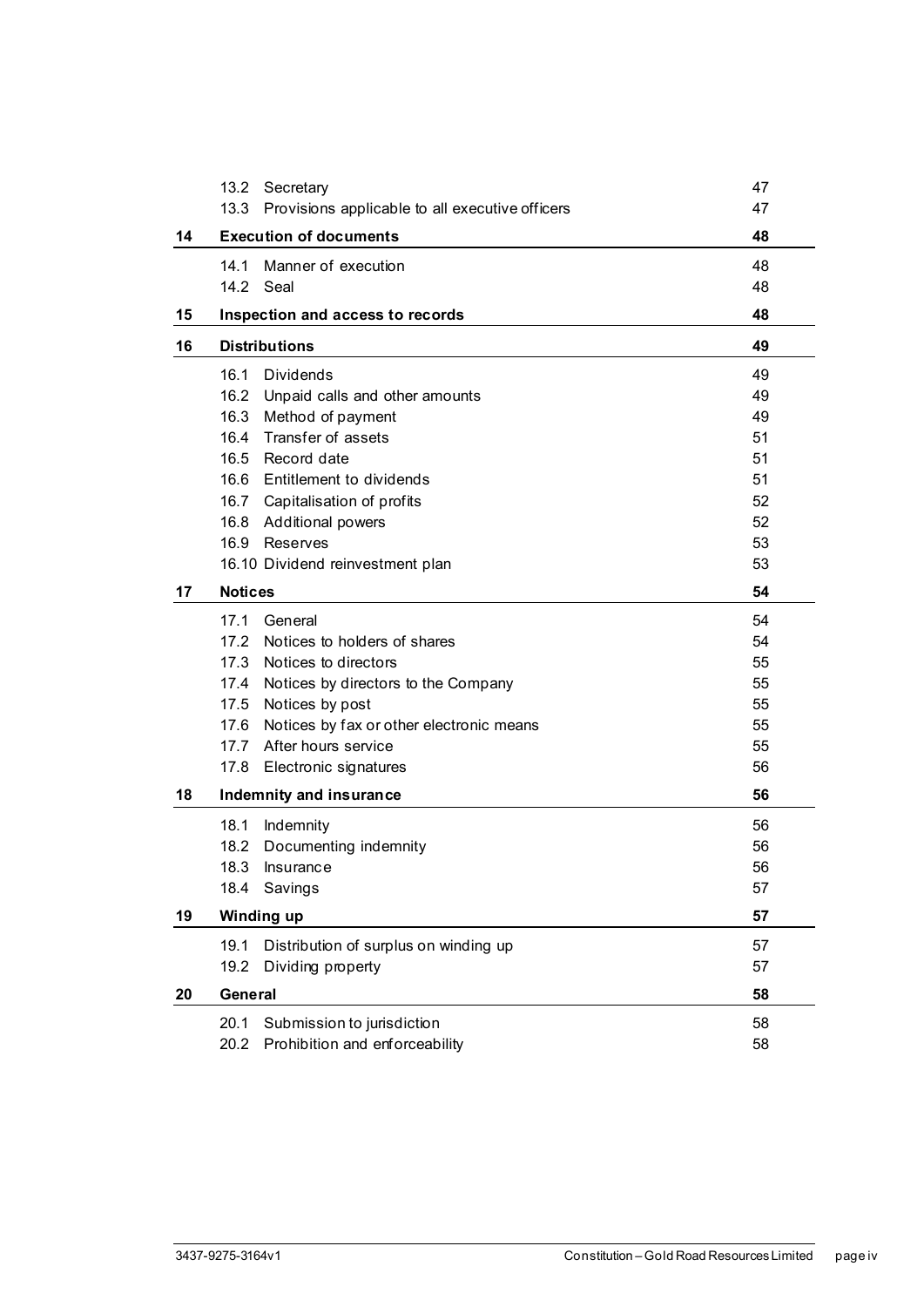| | | |
|---|---|---|
| | 13.2 Secretary | 47 |
| | 13.3 Provisions applicable to all executive officers | 47 |
| **14** | **Execution of documents** | **48** |
| | 14.1 Manner of execution | 48 |
| | 14.2 Seal | 48 |
| **15** | **Inspection and access to records** | **48** |
| **16** | **Distributions** | **49** |
| | 16.1 Dividends | 49 |
| | 16.2 Unpaid calls and other amounts | 49 |
| | 16.3 Method of payment | 49 |
| | 16.4 Transfer of assets | 51 |
| | 16.5 Record date | 51 |
| | 16.6 Entitlement to dividends | 51 |
| | 16.7 Capitalisation of profits | 52 |
| | 16.8 Additional powers | 52 |
| | 16.9 Reserves | 53 |
| | 16.10 Dividend reinvestment plan | 53 |
| **17** | **Notices** | **54** |
| | 17.1 General | 54 |
| | 17.2 Notices to holders of shares | 54 |
| | 17.3 Notices to directors | 55 |
| | 17.4 Notices by directors to the Company | 55 |
| | 17.5 Notices by post | 55 |
| | 17.6 Notices by fax or other electronic means | 55 |
| | 17.7 After hours service | 55 |
| | 17.8 Electronic signatures | 56 |
| **18** | **Indemnity and insurance** | **56** |
| | 18.1 Indemnity | 56 |
| | 18.2 Documenting indemnity | 56 |
| | 18.3 Insurance | 56 |
| | 18.4 Savings | 57 |
| **19** | **Winding up** | **57** |
| | 19.1 Distribution of surplus on winding up | 57 |
| | 19.2 Dividing property | 57 |
| **20** | **General** | **58** |
| | 20.1 Submission to jurisdiction | 58 |
| | 20.2 Prohibition and enforceability | 58 |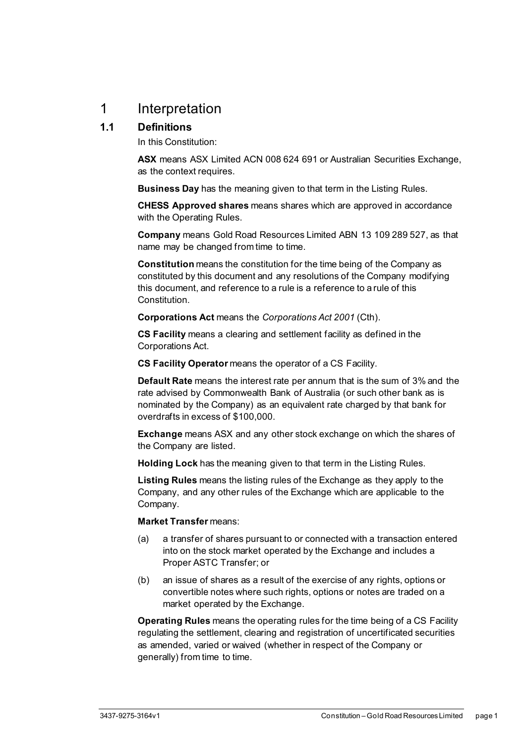# 1 Interpretation

## 1.1 Definitions

In this Constitution:

**ASX** means ASX Limited ACN 008 624 691 or Australian Securities Exchange, as the context requires.

**Business Day** has the meaning given to that term in the Listing Rules.

**CHESS Approved shares** means shares which are approved in accordance with the Operating Rules.

**Company** means Gold Road Resources Limited ABN 13 109 289 527, as that name may be changed from time to time.

**Constitution** means the constitution for the time being of the Company as constituted by this document and any resolutions of the Company modifying this document, and reference to a rule is a reference to a rule of this Constitution.

**Corporations Act** means the *Corporations Act 2001* (Cth).

**CS Facility** means a clearing and settlement facility as defined in the Corporations Act.

**CS Facility Operator** means the operator of a CS Facility.

**Default Rate** means the interest rate per annum that is the sum of 3% and the rate advised by Commonwealth Bank of Australia (or such other bank as is nominated by the Company) as an equivalent rate charged by that bank for overdrafts in excess of $100,000.

**Exchange** means ASX and any other stock exchange on which the shares of the Company are listed.

**Holding Lock** has the meaning given to that term in the Listing Rules.

**Listing Rules** means the listing rules of the Exchange as they apply to the Company, and any other rules of the Exchange which are applicable to the Company.

**Market Transfer** means:

(a) a transfer of shares pursuant to or connected with a transaction entered into on the stock market operated by the Exchange and includes a Proper ASTC Transfer; or

(b) an issue of shares as a result of the exercise of any rights, options or convertible notes where such rights, options or notes are traded on a market operated by the Exchange.

**Operating Rules** means the operating rules for the time being of a CS Facility regulating the settlement, clearing and registration of uncertificated securities as amended, varied or waived (whether in respect of the Company or generally) from time to time.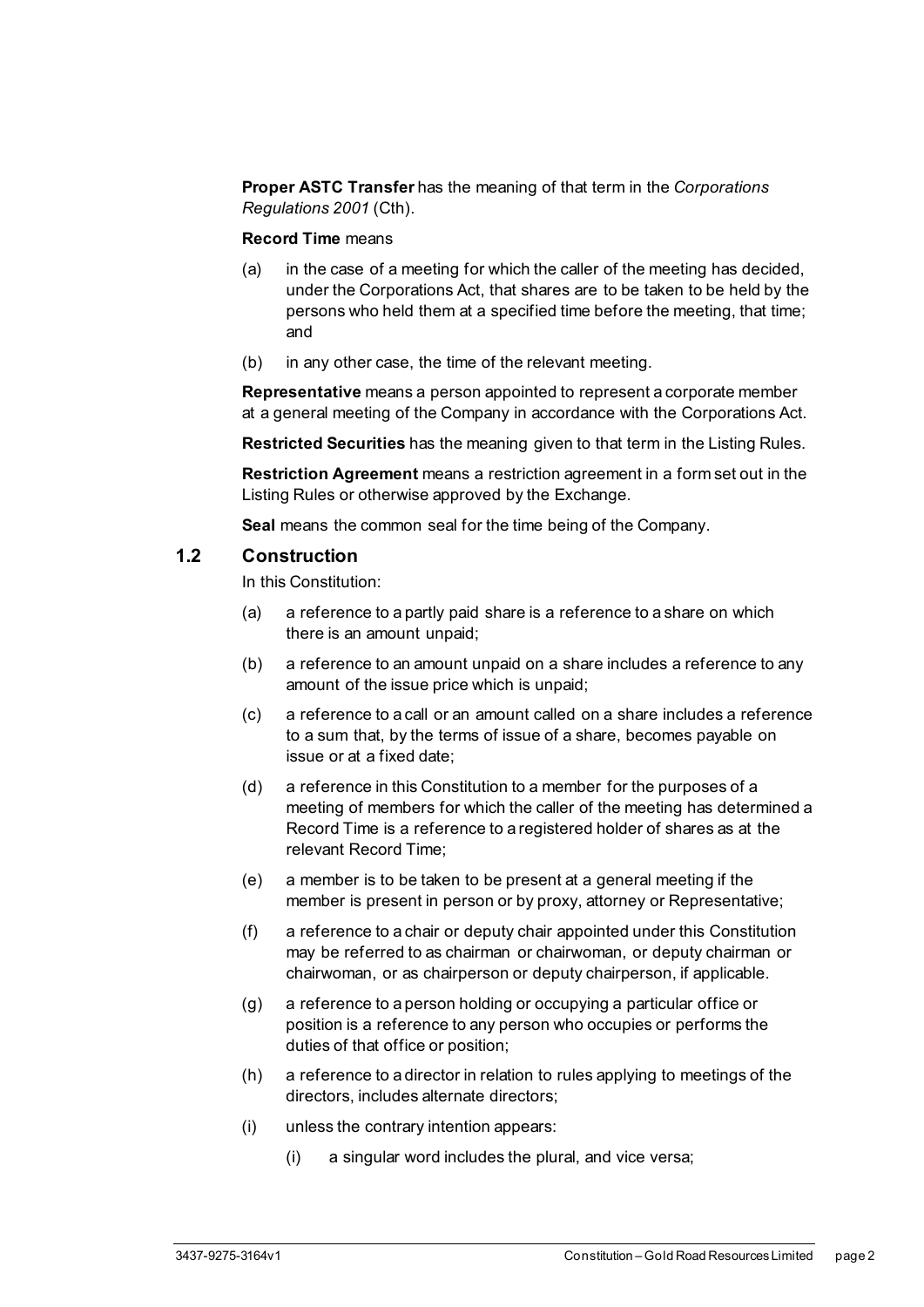**Proper ASTC Transfer** has the meaning of that term in the *Corporations Regulations 2001* (Cth).

**Record Time** means

(a) in the case of a meeting for which the caller of the meeting has decided, under the Corporations Act, that shares are to be taken to be held by the persons who held them at a specified time before the meeting, that time; and

(b) in any other case, the time of the relevant meeting.

**Representative** means a person appointed to represent a corporate member at a general meeting of the Company in accordance with the Corporations Act.

**Restricted Securities** has the meaning given to that term in the Listing Rules.

**Restriction Agreement** means a restriction agreement in a form set out in the Listing Rules or otherwise approved by the Exchange.

**Seal** means the common seal for the time being of the Company.

## 1.2 Construction

In this Constitution:

(a) a reference to a partly paid share is a reference to a share on which there is an amount unpaid;

(b) a reference to an amount unpaid on a share includes a reference to any amount of the issue price which is unpaid;

(c) a reference to a call or an amount called on a share includes a reference to a sum that, by the terms of issue of a share, becomes payable on issue or at a fixed date;

(d) a reference in this Constitution to a member for the purposes of a meeting of members for which the caller of the meeting has determined a Record Time is a reference to a registered holder of shares as at the relevant Record Time;

(e) a member is to be taken to be present at a general meeting if the member is present in person or by proxy, attorney or Representative;

(f) a reference to a chair or deputy chair appointed under this Constitution may be referred to as chairman or chairwoman, or deputy chairman or chairwoman, or as chairperson or deputy chairperson, if applicable.

(g) a reference to a person holding or occupying a particular office or position is a reference to any person who occupies or performs the duties of that office or position;

(h) a reference to a director in relation to rules applying to meetings of the directors, includes alternate directors;

(i) unless the contrary intention appears:

  (i) a singular word includes the plural, and vice versa;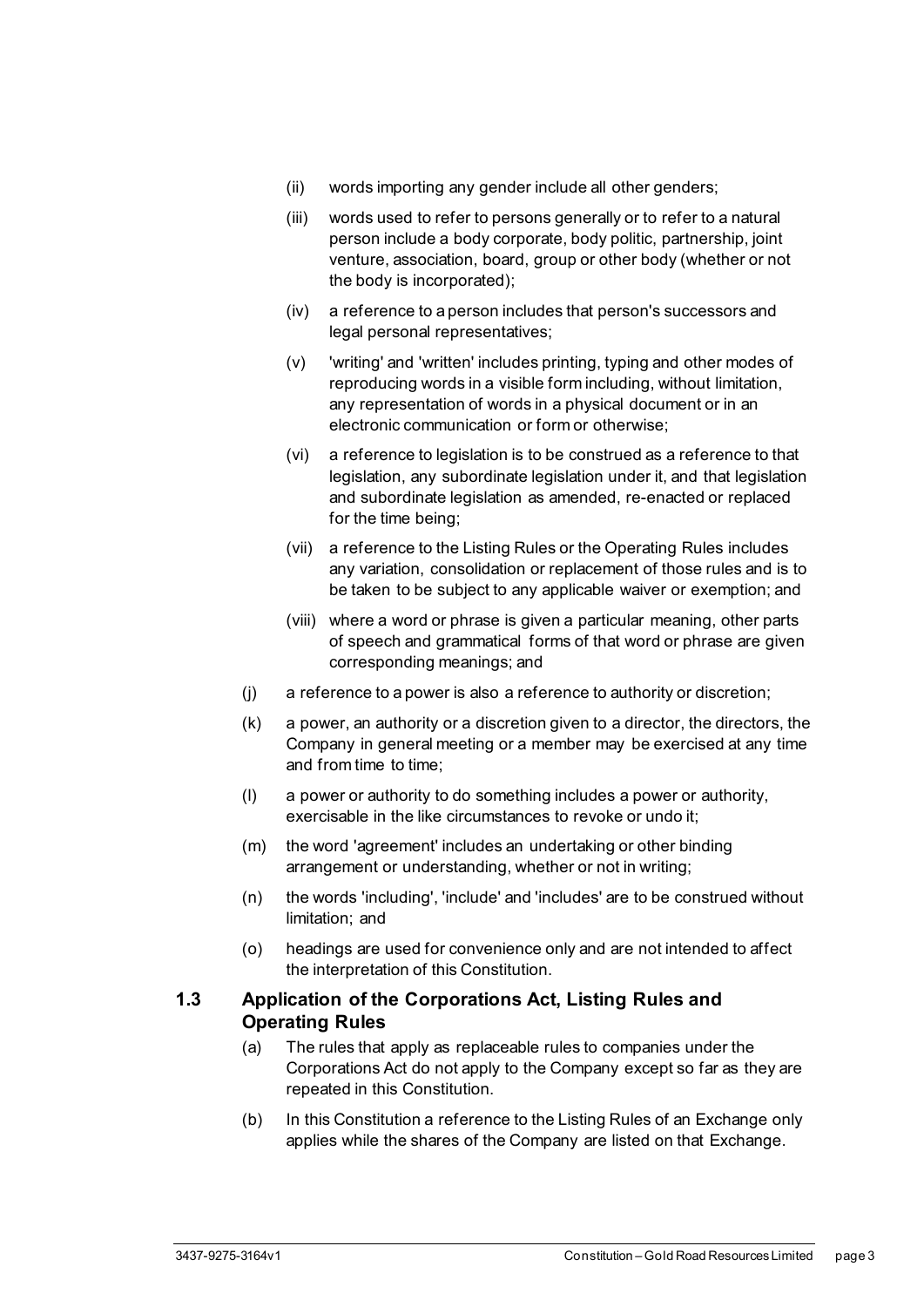- (ii) words importing any gender include all other genders;
- (iii) words used to refer to persons generally or to refer to a natural person include a body corporate, body politic, partnership, joint venture, association, board, group or other body (whether or not the body is incorporated);
- (iv) a reference to a person includes that person's successors and legal personal representatives;
- (v) 'writing' and 'written' includes printing, typing and other modes of reproducing words in a visible form including, without limitation, any representation of words in a physical document or in an electronic communication or form or otherwise;
- (vi) a reference to legislation is to be construed as a reference to that legislation, any subordinate legislation under it, and that legislation and subordinate legislation as amended, re-enacted or replaced for the time being;
- (vii) a reference to the Listing Rules or the Operating Rules includes any variation, consolidation or replacement of those rules and is to be taken to be subject to any applicable waiver or exemption; and
- (viii) where a word or phrase is given a particular meaning, other parts of speech and grammatical forms of that word or phrase are given corresponding meanings; and

- (j) a reference to a power is also a reference to authority or discretion;
- (k) a power, an authority or a discretion given to a director, the directors, the Company in general meeting or a member may be exercised at any time and from time to time;
- (l) a power or authority to do something includes a power or authority, exercisable in the like circumstances to revoke or undo it;
- (m) the word 'agreement' includes an undertaking or other binding arrangement or understanding, whether or not in writing;
- (n) the words 'including', 'include' and 'includes' are to be construed without limitation; and
- (o) headings are used for convenience only and are not intended to affect the interpretation of this Constitution.

### 1.3 Application of the Corporations Act, Listing Rules and Operating Rules

- (a) The rules that apply as replaceable rules to companies under the Corporations Act do not apply to the Company except so far as they are repeated in this Constitution.
- (b) In this Constitution a reference to the Listing Rules of an Exchange only applies while the shares of the Company are listed on that Exchange.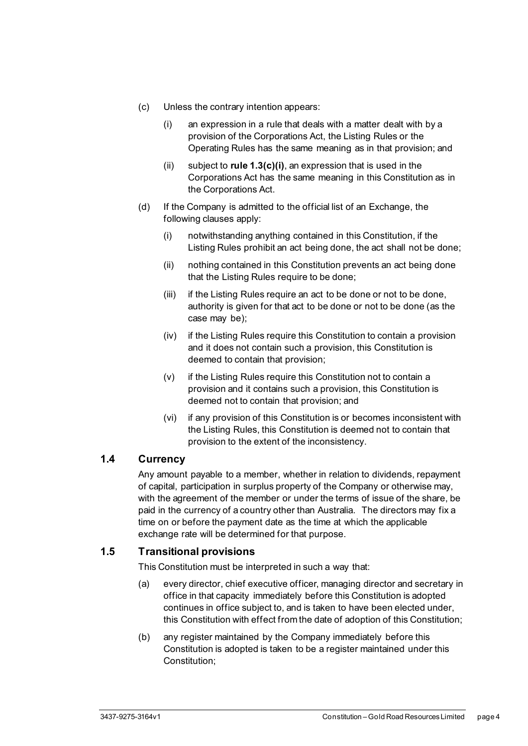(c) Unless the contrary intention appears:

   (i) an expression in a rule that deals with a matter dealt with by a provision of the Corporations Act, the Listing Rules or the Operating Rules has the same meaning as in that provision; and

   (ii) subject to **rule 1.3(c)(i)**, an expression that is used in the Corporations Act has the same meaning in this Constitution as in the Corporations Act.

(d) If the Company is admitted to the official list of an Exchange, the following clauses apply:

   (i) notwithstanding anything contained in this Constitution, if the Listing Rules prohibit an act being done, the act shall not be done;

   (ii) nothing contained in this Constitution prevents an act being done that the Listing Rules require to be done;

   (iii) if the Listing Rules require an act to be done or not to be done, authority is given for that act to be done or not to be done (as the case may be);

   (iv) if the Listing Rules require this Constitution to contain a provision and it does not contain such a provision, this Constitution is deemed to contain that provision;

   (v) if the Listing Rules require this Constitution not to contain a provision and it contains such a provision, this Constitution is deemed not to contain that provision; and

   (vi) if any provision of this Constitution is or becomes inconsistent with the Listing Rules, this Constitution is deemed not to contain that provision to the extent of the inconsistency.

### 1.4 Currency

Any amount payable to a member, whether in relation to dividends, repayment of capital, participation in surplus property of the Company or otherwise may, with the agreement of the member or under the terms of issue of the share, be paid in the currency of a country other than Australia. The directors may fix a time on or before the payment date as the time at which the applicable exchange rate will be determined for that purpose.

### 1.5 Transitional provisions

This Constitution must be interpreted in such a way that:

(a) every director, chief executive officer, managing director and secretary in office in that capacity immediately before this Constitution is adopted continues in office subject to, and is taken to have been elected under, this Constitution with effect from the date of adoption of this Constitution;

(b) any register maintained by the Company immediately before this Constitution is adopted is taken to be a register maintained under this Constitution;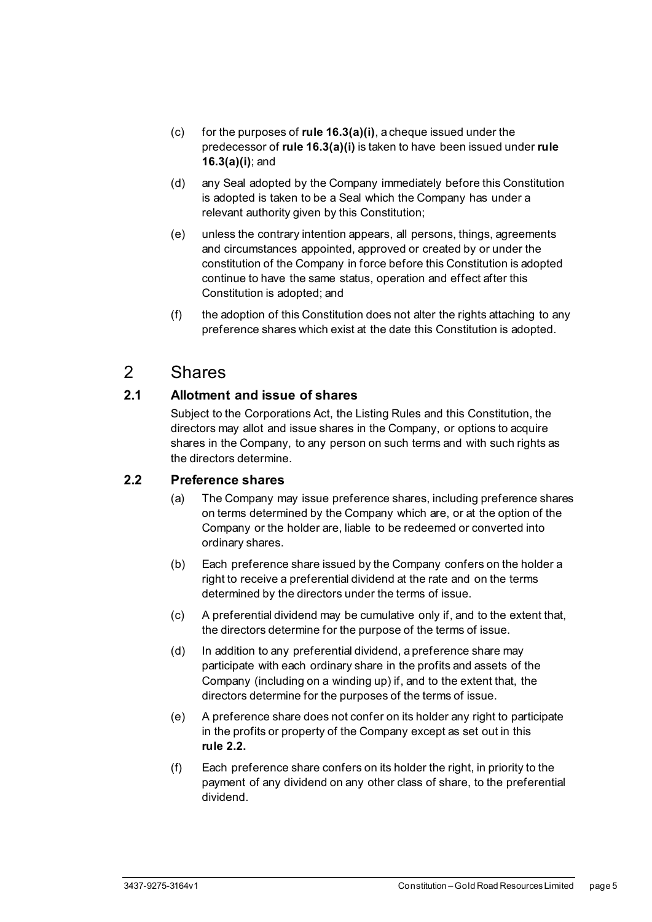(c) for the purposes of **rule 16.3(a)(i)**, a cheque issued under the predecessor of **rule 16.3(a)(i)** is taken to have been issued under **rule 16.3(a)(i)**; and

(d) any Seal adopted by the Company immediately before this Constitution is adopted is taken to be a Seal which the Company has under a relevant authority given by this Constitution;

(e) unless the contrary intention appears, all persons, things, agreements and circumstances appointed, approved or created by or under the constitution of the Company in force before this Constitution is adopted continue to have the same status, operation and effect after this Constitution is adopted; and

(f) the adoption of this Constitution does not alter the rights attaching to any preference shares which exist at the date this Constitution is adopted.

# 2 Shares

## 2.1 Allotment and issue of shares

Subject to the Corporations Act, the Listing Rules and this Constitution, the directors may allot and issue shares in the Company, or options to acquire shares in the Company, to any person on such terms and with such rights as the directors determine.

## 2.2 Preference shares

(a) The Company may issue preference shares, including preference shares on terms determined by the Company which are, or at the option of the Company or the holder are, liable to be redeemed or converted into ordinary shares.

(b) Each preference share issued by the Company confers on the holder a right to receive a preferential dividend at the rate and on the terms determined by the directors under the terms of issue.

(c) A preferential dividend may be cumulative only if, and to the extent that, the directors determine for the purpose of the terms of issue.

(d) In addition to any preferential dividend, a preference share may participate with each ordinary share in the profits and assets of the Company (including on a winding up) if, and to the extent that, the directors determine for the purposes of the terms of issue.

(e) A preference share does not confer on its holder any right to participate in the profits or property of the Company except as set out in this **rule 2.2.**

(f) Each preference share confers on its holder the right, in priority to the payment of any dividend on any other class of share, to the preferential dividend.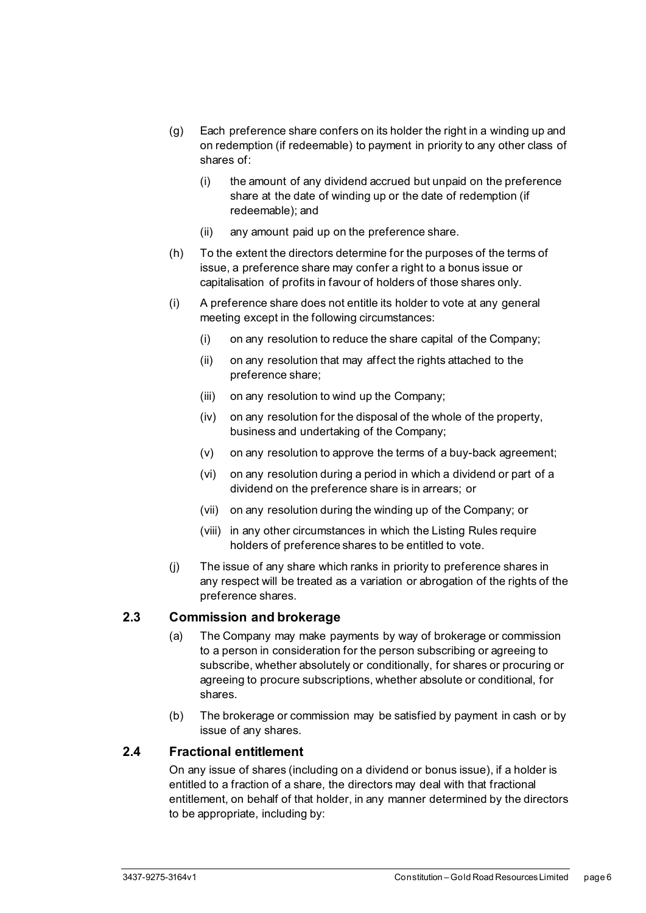(g) Each preference share confers on its holder the right in a winding up and on redemption (if redeemable) to payment in priority to any other class of shares of:

   (i) the amount of any dividend accrued but unpaid on the preference share at the date of winding up or the date of redemption (if redeemable); and

   (ii) any amount paid up on the preference share.

(h) To the extent the directors determine for the purposes of the terms of issue, a preference share may confer a right to a bonus issue or capitalisation of profits in favour of holders of those shares only.

(i) A preference share does not entitle its holder to vote at any general meeting except in the following circumstances:

   (i) on any resolution to reduce the share capital of the Company;

   (ii) on any resolution that may affect the rights attached to the preference share;

   (iii) on any resolution to wind up the Company;

   (iv) on any resolution for the disposal of the whole of the property, business and undertaking of the Company;

   (v) on any resolution to approve the terms of a buy-back agreement;

   (vi) on any resolution during a period in which a dividend or part of a dividend on the preference share is in arrears; or

   (vii) on any resolution during the winding up of the Company; or

   (viii) in any other circumstances in which the Listing Rules require holders of preference shares to be entitled to vote.

(j) The issue of any share which ranks in priority to preference shares in any respect will be treated as a variation or abrogation of the rights of the preference shares.

## 2.3 Commission and brokerage

(a) The Company may make payments by way of brokerage or commission to a person in consideration for the person subscribing or agreeing to subscribe, whether absolutely or conditionally, for shares or procuring or agreeing to procure subscriptions, whether absolute or conditional, for shares.

(b) The brokerage or commission may be satisfied by payment in cash or by issue of any shares.

## 2.4 Fractional entitlement

On any issue of shares (including on a dividend or bonus issue), if a holder is entitled to a fraction of a share, the directors may deal with that fractional entitlement, on behalf of that holder, in any manner determined by the directors to be appropriate, including by: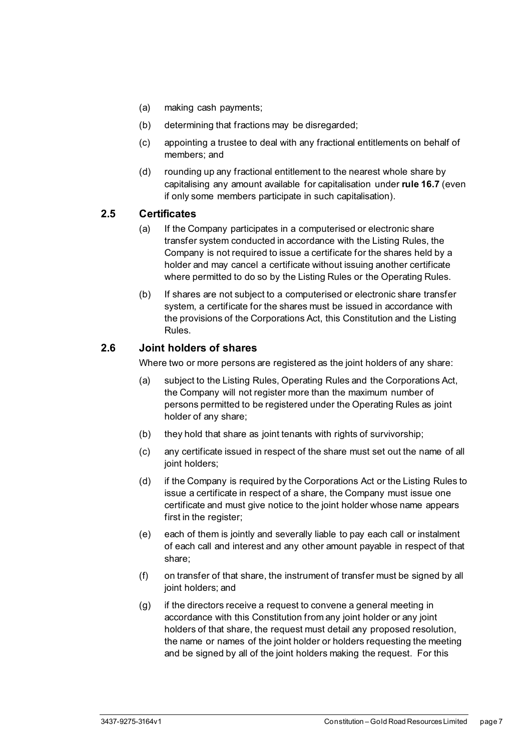(a) making cash payments;

(b) determining that fractions may be disregarded;

(c) appointing a trustee to deal with any fractional entitlements on behalf of members; and

(d) rounding up any fractional entitlement to the nearest whole share by capitalising any amount available for capitalisation under **rule 16.7** (even if only some members participate in such capitalisation).

### 2.5 Certificates

(a) If the Company participates in a computerised or electronic share transfer system conducted in accordance with the Listing Rules, the Company is not required to issue a certificate for the shares held by a holder and may cancel a certificate without issuing another certificate where permitted to do so by the Listing Rules or the Operating Rules.

(b) If shares are not subject to a computerised or electronic share transfer system, a certificate for the shares must be issued in accordance with the provisions of the Corporations Act, this Constitution and the Listing Rules.

### 2.6 Joint holders of shares

Where two or more persons are registered as the joint holders of any share:

(a) subject to the Listing Rules, Operating Rules and the Corporations Act, the Company will not register more than the maximum number of persons permitted to be registered under the Operating Rules as joint holder of any share;

(b) they hold that share as joint tenants with rights of survivorship;

(c) any certificate issued in respect of the share must set out the name of all joint holders;

(d) if the Company is required by the Corporations Act or the Listing Rules to issue a certificate in respect of a share, the Company must issue one certificate and must give notice to the joint holder whose name appears first in the register;

(e) each of them is jointly and severally liable to pay each call or instalment of each call and interest and any other amount payable in respect of that share;

(f) on transfer of that share, the instrument of transfer must be signed by all joint holders; and

(g) if the directors receive a request to convene a general meeting in accordance with this Constitution from any joint holder or any joint holders of that share, the request must detail any proposed resolution, the name or names of the joint holder or holders requesting the meeting and be signed by all of the joint holders making the request. For this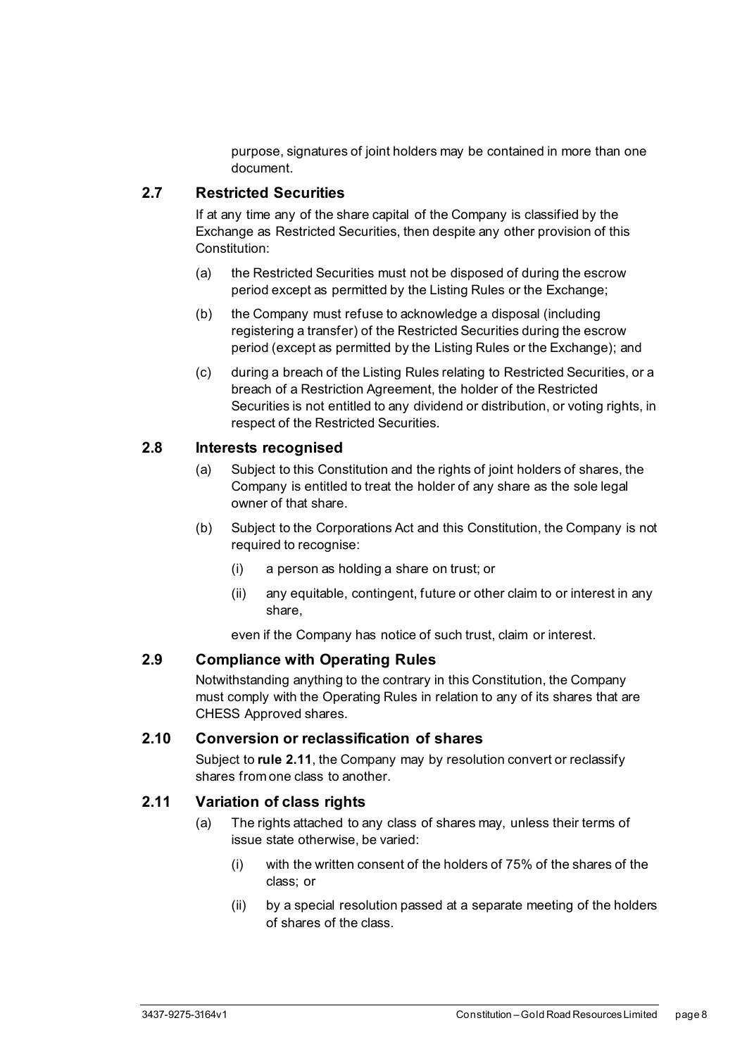purpose, signatures of joint holders may be contained in more than one document.

### 2.7 Restricted Securities

If at any time any of the share capital of the Company is classified by the Exchange as Restricted Securities, then despite any other provision of this Constitution:

(a) the Restricted Securities must not be disposed of during the escrow period except as permitted by the Listing Rules or the Exchange;

(b) the Company must refuse to acknowledge a disposal (including registering a transfer) of the Restricted Securities during the escrow period (except as permitted by the Listing Rules or the Exchange); and

(c) during a breach of the Listing Rules relating to Restricted Securities, or a breach of a Restriction Agreement, the holder of the Restricted Securities is not entitled to any dividend or distribution, or voting rights, in respect of the Restricted Securities.

### 2.8 Interests recognised

(a) Subject to this Constitution and the rights of joint holders of shares, the Company is entitled to treat the holder of any share as the sole legal owner of that share.

(b) Subject to the Corporations Act and this Constitution, the Company is not required to recognise:

   (i) a person as holding a share on trust; or

   (ii) any equitable, contingent, future or other claim to or interest in any share,

   even if the Company has notice of such trust, claim or interest.

### 2.9 Compliance with Operating Rules

Notwithstanding anything to the contrary in this Constitution, the Company must comply with the Operating Rules in relation to any of its shares that are CHESS Approved shares.

### 2.10 Conversion or reclassification of shares

Subject to **rule 2.11**, the Company may by resolution convert or reclassify shares from one class to another.

### 2.11 Variation of class rights

(a) The rights attached to any class of shares may, unless their terms of issue state otherwise, be varied:

   (i) with the written consent of the holders of 75% of the shares of the class; or

   (ii) by a special resolution passed at a separate meeting of the holders of shares of the class.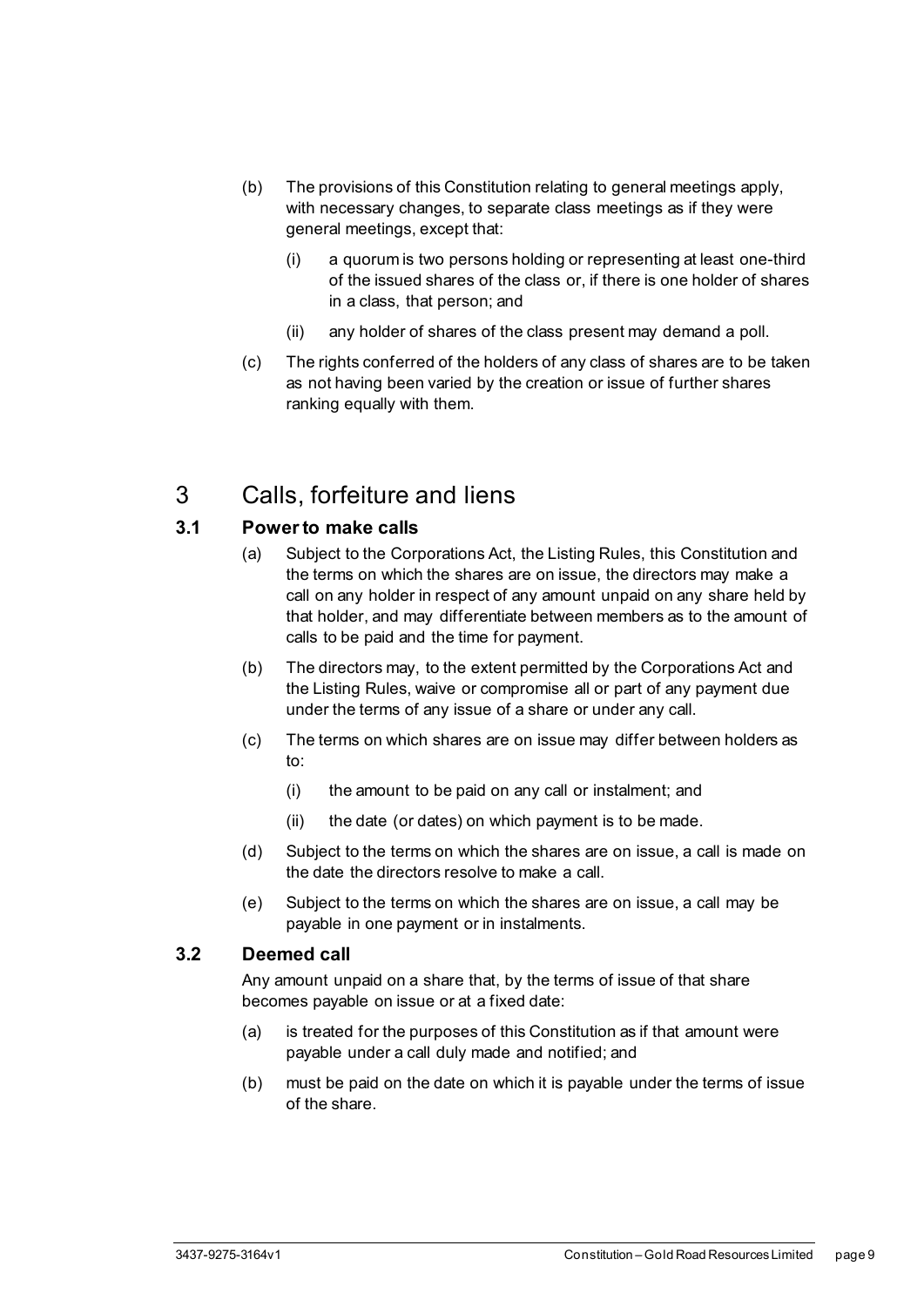(b) The provisions of this Constitution relating to general meetings apply, with necessary changes, to separate class meetings as if they were general meetings, except that:

   (i) a quorum is two persons holding or representing at least one-third of the issued shares of the class or, if there is one holder of shares in a class, that person; and

   (ii) any holder of shares of the class present may demand a poll.

(c) The rights conferred of the holders of any class of shares are to be taken as not having been varied by the creation or issue of further shares ranking equally with them.

# 3 Calls, forfeiture and liens

## 3.1 Power to make calls

(a) Subject to the Corporations Act, the Listing Rules, this Constitution and the terms on which the shares are on issue, the directors may make a call on any holder in respect of any amount unpaid on any share held by that holder, and may differentiate between members as to the amount of calls to be paid and the time for payment.

(b) The directors may, to the extent permitted by the Corporations Act and the Listing Rules, waive or compromise all or part of any payment due under the terms of any issue of a share or under any call.

(c) The terms on which shares are on issue may differ between holders as to:

   (i) the amount to be paid on any call or instalment; and

   (ii) the date (or dates) on which payment is to be made.

(d) Subject to the terms on which the shares are on issue, a call is made on the date the directors resolve to make a call.

(e) Subject to the terms on which the shares are on issue, a call may be payable in one payment or in instalments.

## 3.2 Deemed call

Any amount unpaid on a share that, by the terms of issue of that share becomes payable on issue or at a fixed date:

(a) is treated for the purposes of this Constitution as if that amount were payable under a call duly made and notified; and

(b) must be paid on the date on which it is payable under the terms of issue of the share.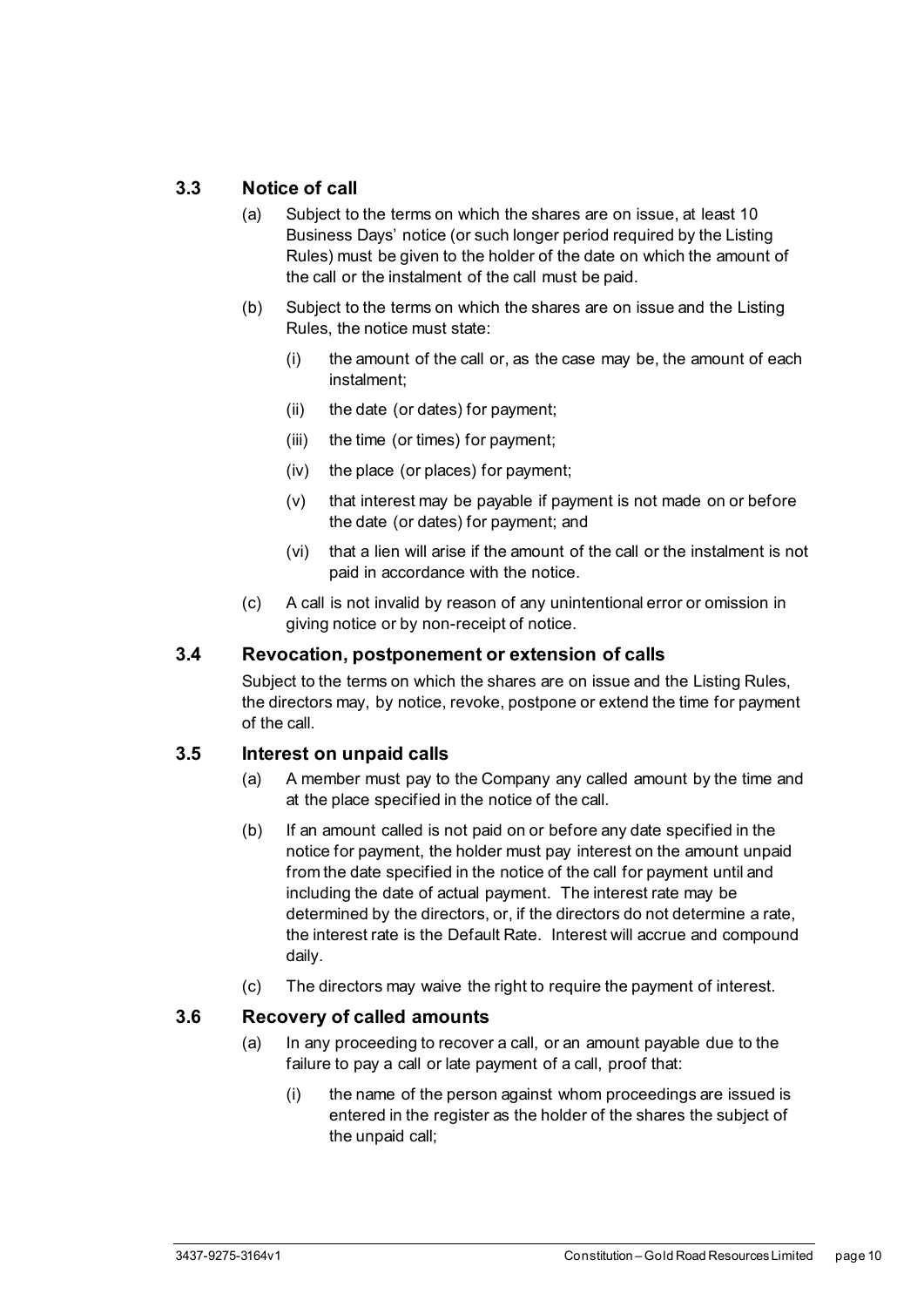### 3.3 Notice of call

(a) Subject to the terms on which the shares are on issue, at least 10 Business Days' notice (or such longer period required by the Listing Rules) must be given to the holder of the date on which the amount of the call or the instalment of the call must be paid.

(b) Subject to the terms on which the shares are on issue and the Listing Rules, the notice must state:

(i) the amount of the call or, as the case may be, the amount of each instalment;

(ii) the date (or dates) for payment;

(iii) the time (or times) for payment;

(iv) the place (or places) for payment;

(v) that interest may be payable if payment is not made on or before the date (or dates) for payment; and

(vi) that a lien will arise if the amount of the call or the instalment is not paid in accordance with the notice.

(c) A call is not invalid by reason of any unintentional error or omission in giving notice or by non-receipt of notice.

### 3.4 Revocation, postponement or extension of calls

Subject to the terms on which the shares are on issue and the Listing Rules, the directors may, by notice, revoke, postpone or extend the time for payment of the call.

### 3.5 Interest on unpaid calls

(a) A member must pay to the Company any called amount by the time and at the place specified in the notice of the call.

(b) If an amount called is not paid on or before any date specified in the notice for payment, the holder must pay interest on the amount unpaid from the date specified in the notice of the call for payment until and including the date of actual payment. The interest rate may be determined by the directors, or, if the directors do not determine a rate, the interest rate is the Default Rate. Interest will accrue and compound daily.

(c) The directors may waive the right to require the payment of interest.

### 3.6 Recovery of called amounts

(a) In any proceeding to recover a call, or an amount payable due to the failure to pay a call or late payment of a call, proof that:

(i) the name of the person against whom proceedings are issued is entered in the register as the holder of the shares the subject of the unpaid call;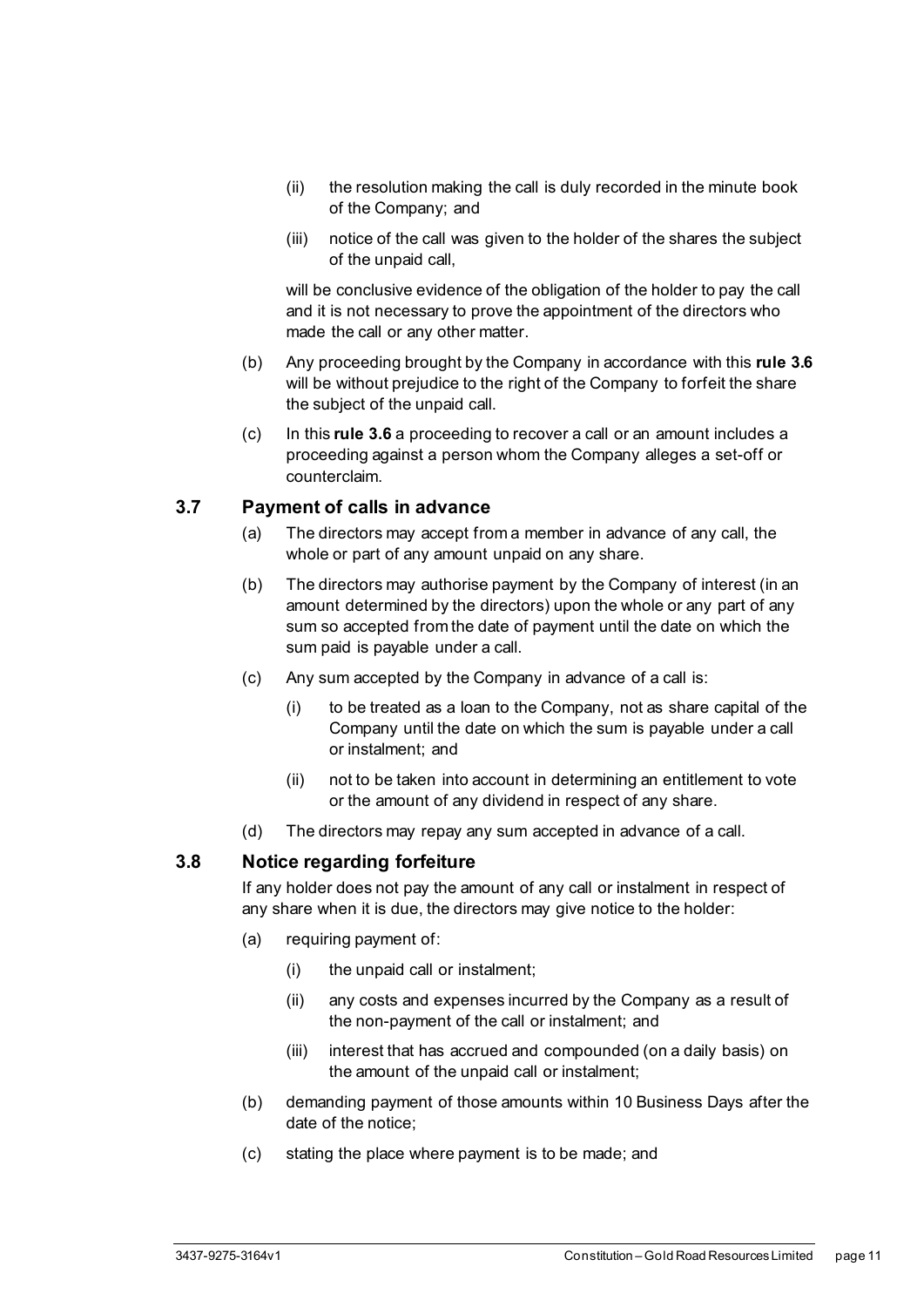(ii) the resolution making the call is duly recorded in the minute book of the Company; and

(iii) notice of the call was given to the holder of the shares the subject of the unpaid call,

will be conclusive evidence of the obligation of the holder to pay the call and it is not necessary to prove the appointment of the directors who made the call or any other matter.

(b) Any proceeding brought by the Company in accordance with this **rule 3.6** will be without prejudice to the right of the Company to forfeit the share the subject of the unpaid call.

(c) In this **rule 3.6** a proceeding to recover a call or an amount includes a proceeding against a person whom the Company alleges a set-off or counterclaim.

### 3.7 Payment of calls in advance

(a) The directors may accept from a member in advance of any call, the whole or part of any amount unpaid on any share.

(b) The directors may authorise payment by the Company of interest (in an amount determined by the directors) upon the whole or any part of any sum so accepted from the date of payment until the date on which the sum paid is payable under a call.

(c) Any sum accepted by the Company in advance of a call is:

(i) to be treated as a loan to the Company, not as share capital of the Company until the date on which the sum is payable under a call or instalment; and

(ii) not to be taken into account in determining an entitlement to vote or the amount of any dividend in respect of any share.

(d) The directors may repay any sum accepted in advance of a call.

### 3.8 Notice regarding forfeiture

If any holder does not pay the amount of any call or instalment in respect of any share when it is due, the directors may give notice to the holder:

(a) requiring payment of:

(i) the unpaid call or instalment;

(ii) any costs and expenses incurred by the Company as a result of the non-payment of the call or instalment; and

(iii) interest that has accrued and compounded (on a daily basis) on the amount of the unpaid call or instalment;

(b) demanding payment of those amounts within 10 Business Days after the date of the notice;

(c) stating the place where payment is to be made; and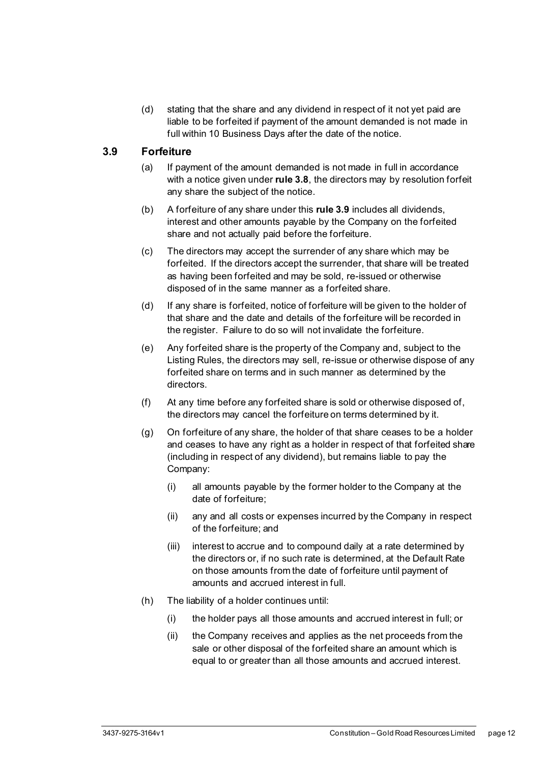(d) stating that the share and any dividend in respect of it not yet paid are liable to be forfeited if payment of the amount demanded is not made in full within 10 Business Days after the date of the notice.

### 3.9 Forfeiture

(a) If payment of the amount demanded is not made in full in accordance with a notice given under **rule 3.8**, the directors may by resolution forfeit any share the subject of the notice.

(b) A forfeiture of any share under this **rule 3.9** includes all dividends, interest and other amounts payable by the Company on the forfeited share and not actually paid before the forfeiture.

(c) The directors may accept the surrender of any share which may be forfeited. If the directors accept the surrender, that share will be treated as having been forfeited and may be sold, re-issued or otherwise disposed of in the same manner as a forfeited share.

(d) If any share is forfeited, notice of forfeiture will be given to the holder of that share and the date and details of the forfeiture will be recorded in the register. Failure to do so will not invalidate the forfeiture.

(e) Any forfeited share is the property of the Company and, subject to the Listing Rules, the directors may sell, re-issue or otherwise dispose of any forfeited share on terms and in such manner as determined by the directors.

(f) At any time before any forfeited share is sold or otherwise disposed of, the directors may cancel the forfeiture on terms determined by it.

(g) On forfeiture of any share, the holder of that share ceases to be a holder and ceases to have any right as a holder in respect of that forfeited share (including in respect of any dividend), but remains liable to pay the Company:

  (i) all amounts payable by the former holder to the Company at the date of forfeiture;

  (ii) any and all costs or expenses incurred by the Company in respect of the forfeiture; and

  (iii) interest to accrue and to compound daily at a rate determined by the directors or, if no such rate is determined, at the Default Rate on those amounts from the date of forfeiture until payment of amounts and accrued interest in full.

(h) The liability of a holder continues until:

  (i) the holder pays all those amounts and accrued interest in full; or

  (ii) the Company receives and applies as the net proceeds from the sale or other disposal of the forfeited share an amount which is equal to or greater than all those amounts and accrued interest.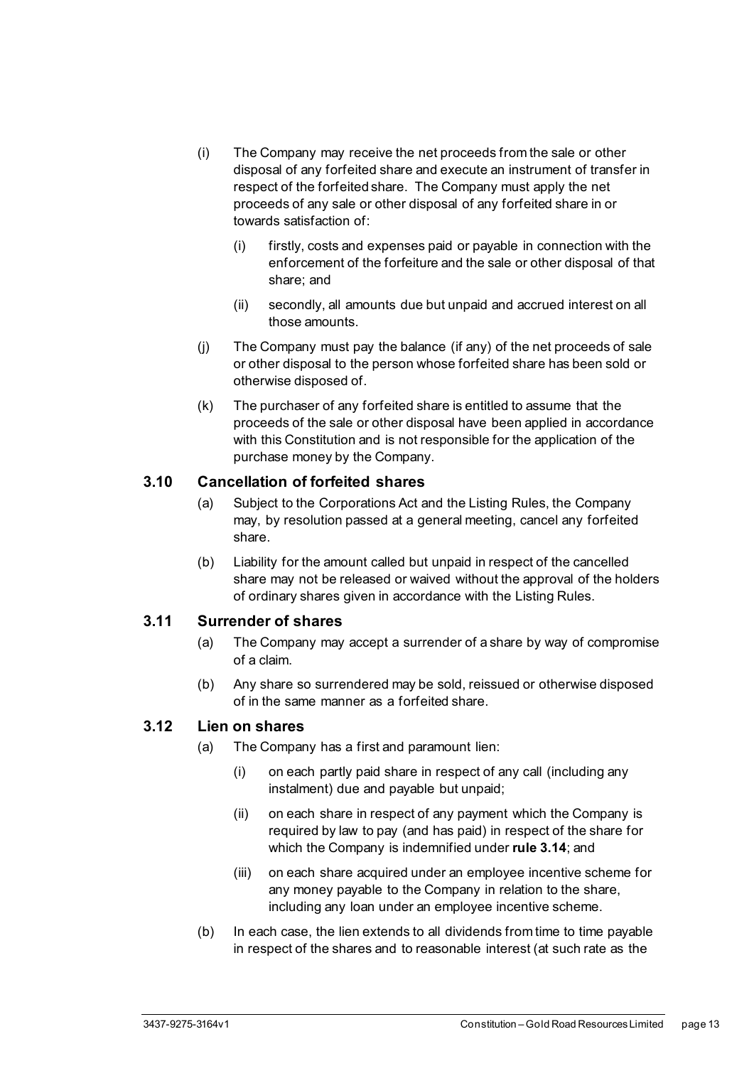(i) The Company may receive the net proceeds from the sale or other disposal of any forfeited share and execute an instrument of transfer in respect of the forfeited share. The Company must apply the net proceeds of any sale or other disposal of any forfeited share in or towards satisfaction of:

   (i) firstly, costs and expenses paid or payable in connection with the enforcement of the forfeiture and the sale or other disposal of that share; and

   (ii) secondly, all amounts due but unpaid and accrued interest on all those amounts.

(j) The Company must pay the balance (if any) of the net proceeds of sale or other disposal to the person whose forfeited share has been sold or otherwise disposed of.

(k) The purchaser of any forfeited share is entitled to assume that the proceeds of the sale or other disposal have been applied in accordance with this Constitution and is not responsible for the application of the purchase money by the Company.

### 3.10 Cancellation of forfeited shares

(a) Subject to the Corporations Act and the Listing Rules, the Company may, by resolution passed at a general meeting, cancel any forfeited share.

(b) Liability for the amount called but unpaid in respect of the cancelled share may not be released or waived without the approval of the holders of ordinary shares given in accordance with the Listing Rules.

### 3.11 Surrender of shares

(a) The Company may accept a surrender of a share by way of compromise of a claim.

(b) Any share so surrendered may be sold, reissued or otherwise disposed of in the same manner as a forfeited share.

### 3.12 Lien on shares

(a) The Company has a first and paramount lien:

   (i) on each partly paid share in respect of any call (including any instalment) due and payable but unpaid;

   (ii) on each share in respect of any payment which the Company is required by law to pay (and has paid) in respect of the share for which the Company is indemnified under **rule 3.14**; and

   (iii) on each share acquired under an employee incentive scheme for any money payable to the Company in relation to the share, including any loan under an employee incentive scheme.

(b) In each case, the lien extends to all dividends from time to time payable in respect of the shares and to reasonable interest (at such rate as the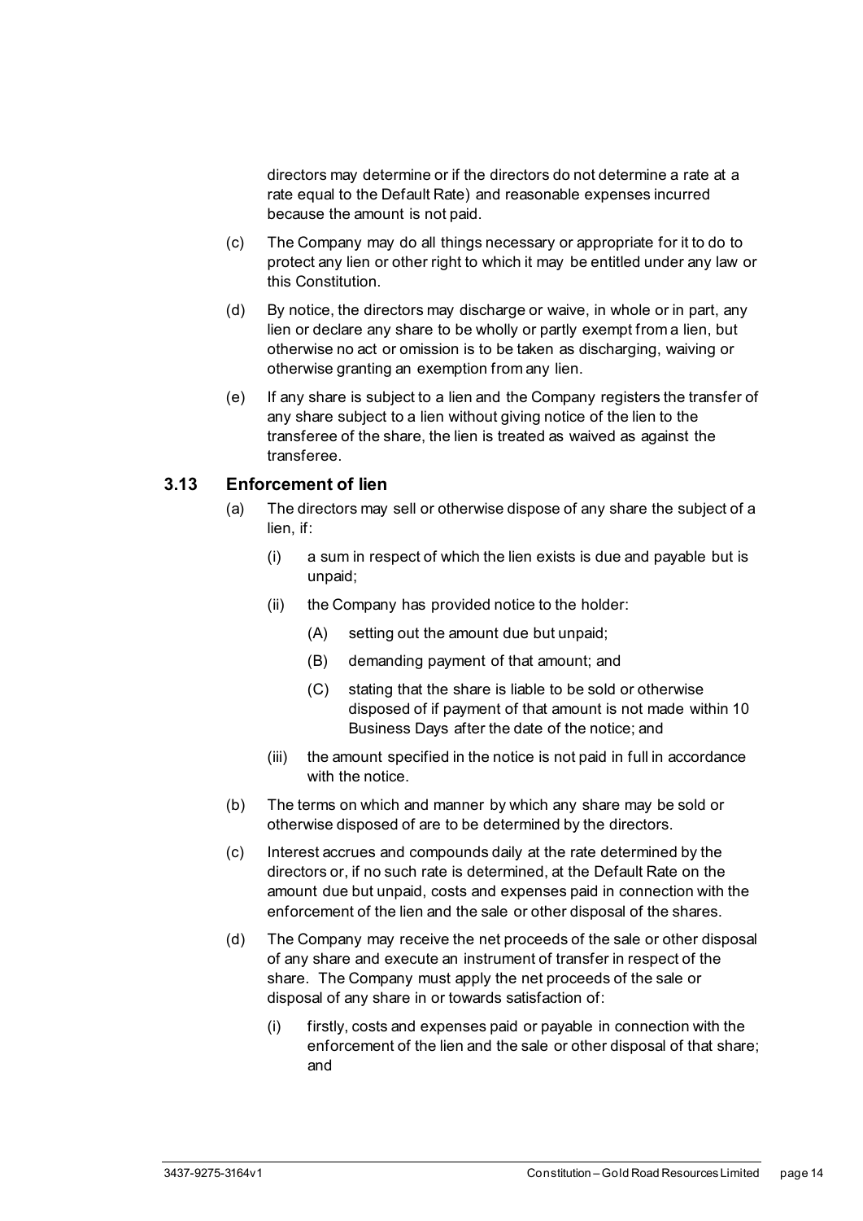directors may determine or if the directors do not determine a rate at a rate equal to the Default Rate) and reasonable expenses incurred because the amount is not paid.

(c) The Company may do all things necessary or appropriate for it to do to protect any lien or other right to which it may be entitled under any law or this Constitution.

(d) By notice, the directors may discharge or waive, in whole or in part, any lien or declare any share to be wholly or partly exempt from a lien, but otherwise no act or omission is to be taken as discharging, waiving or otherwise granting an exemption from any lien.

(e) If any share is subject to a lien and the Company registers the transfer of any share subject to a lien without giving notice of the lien to the transferee of the share, the lien is treated as waived as against the transferee.

### 3.13 Enforcement of lien

(a) The directors may sell or otherwise dispose of any share the subject of a lien, if:

  (i) a sum in respect of which the lien exists is due and payable but is unpaid;

  (ii) the Company has provided notice to the holder:

    (A) setting out the amount due but unpaid;

    (B) demanding payment of that amount; and

    (C) stating that the share is liable to be sold or otherwise disposed of if payment of that amount is not made within 10 Business Days after the date of the notice; and

  (iii) the amount specified in the notice is not paid in full in accordance with the notice.

(b) The terms on which and manner by which any share may be sold or otherwise disposed of are to be determined by the directors.

(c) Interest accrues and compounds daily at the rate determined by the directors or, if no such rate is determined, at the Default Rate on the amount due but unpaid, costs and expenses paid in connection with the enforcement of the lien and the sale or other disposal of the shares.

(d) The Company may receive the net proceeds of the sale or other disposal of any share and execute an instrument of transfer in respect of the share. The Company must apply the net proceeds of the sale or disposal of any share in or towards satisfaction of:

  (i) firstly, costs and expenses paid or payable in connection with the enforcement of the lien and the sale or other disposal of that share; and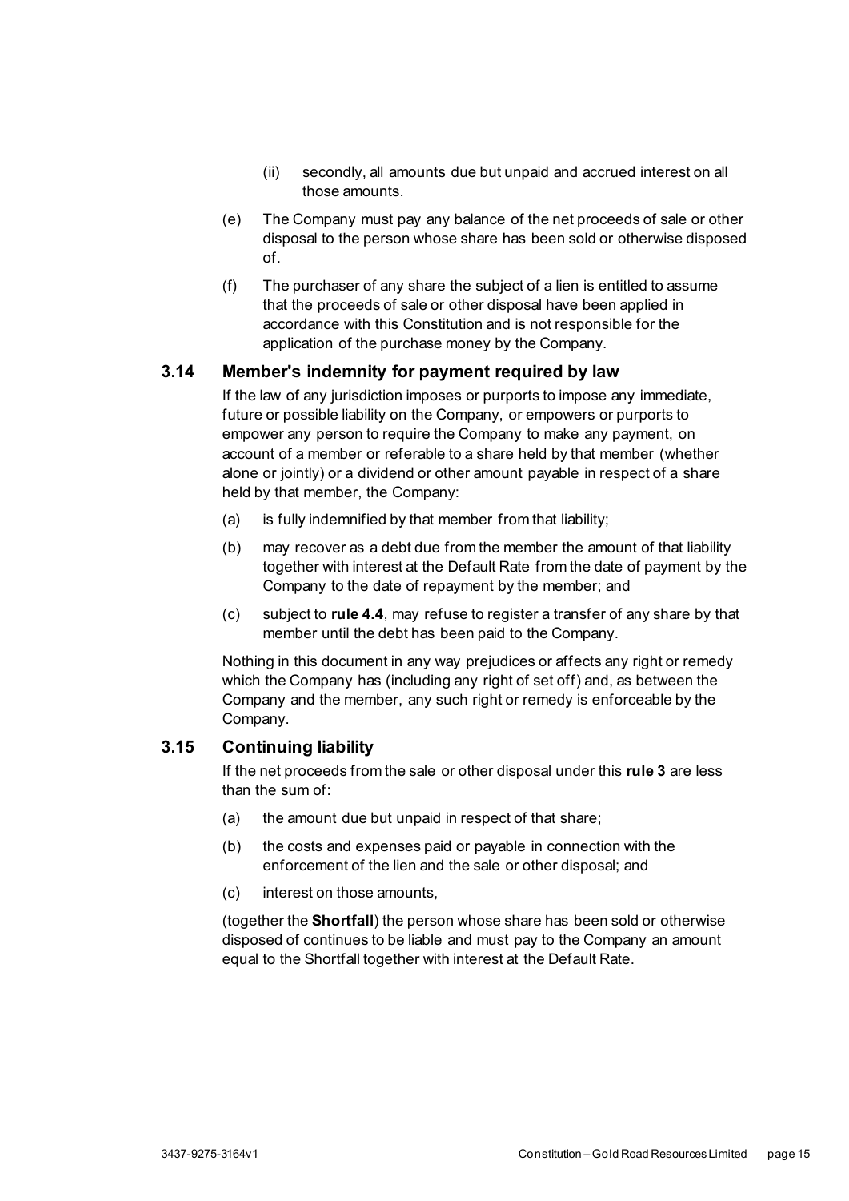(ii) secondly, all amounts due but unpaid and accrued interest on all those amounts.

(e) The Company must pay any balance of the net proceeds of sale or other disposal to the person whose share has been sold or otherwise disposed of.

(f) The purchaser of any share the subject of a lien is entitled to assume that the proceeds of sale or other disposal have been applied in accordance with this Constitution and is not responsible for the application of the purchase money by the Company.

### 3.14 Member's indemnity for payment required by law

If the law of any jurisdiction imposes or purports to impose any immediate, future or possible liability on the Company, or empowers or purports to empower any person to require the Company to make any payment, on account of a member or referable to a share held by that member (whether alone or jointly) or a dividend or other amount payable in respect of a share held by that member, the Company:

(a) is fully indemnified by that member from that liability;

(b) may recover as a debt due from the member the amount of that liability together with interest at the Default Rate from the date of payment by the Company to the date of repayment by the member; and

(c) subject to **rule 4.4**, may refuse to register a transfer of any share by that member until the debt has been paid to the Company.

Nothing in this document in any way prejudices or affects any right or remedy which the Company has (including any right of set off) and, as between the Company and the member, any such right or remedy is enforceable by the Company.

### 3.15 Continuing liability

If the net proceeds from the sale or other disposal under this **rule 3** are less than the sum of:

(a) the amount due but unpaid in respect of that share;

(b) the costs and expenses paid or payable in connection with the enforcement of the lien and the sale or other disposal; and

(c) interest on those amounts,

(together the **Shortfall**) the person whose share has been sold or otherwise disposed of continues to be liable and must pay to the Company an amount equal to the Shortfall together with interest at the Default Rate.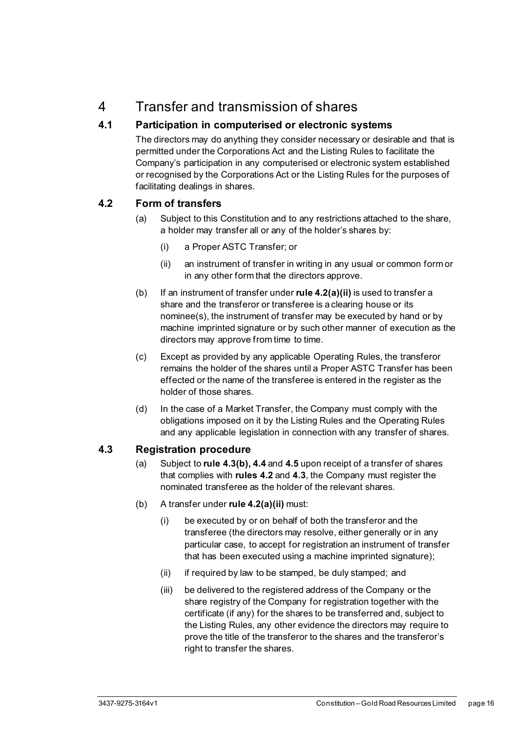# 4 Transfer and transmission of shares

## 4.1 Participation in computerised or electronic systems

The directors may do anything they consider necessary or desirable and that is permitted under the Corporations Act and the Listing Rules to facilitate the Company's participation in any computerised or electronic system established or recognised by the Corporations Act or the Listing Rules for the purposes of facilitating dealings in shares.

## 4.2 Form of transfers

(a) Subject to this Constitution and to any restrictions attached to the share, a holder may transfer all or any of the holder's shares by:

(i) a Proper ASTC Transfer; or

(ii) an instrument of transfer in writing in any usual or common form or in any other form that the directors approve.

(b) If an instrument of transfer under **rule 4.2(a)(ii)** is used to transfer a share and the transferor or transferee is a clearing house or its nominee(s), the instrument of transfer may be executed by hand or by machine imprinted signature or by such other manner of execution as the directors may approve from time to time.

(c) Except as provided by any applicable Operating Rules, the transferor remains the holder of the shares until a Proper ASTC Transfer has been effected or the name of the transferee is entered in the register as the holder of those shares.

(d) In the case of a Market Transfer, the Company must comply with the obligations imposed on it by the Listing Rules and the Operating Rules and any applicable legislation in connection with any transfer of shares.

## 4.3 Registration procedure

(a) Subject to **rule 4.3(b), 4.4** and **4.5** upon receipt of a transfer of shares that complies with **rules 4.2** and **4.3**, the Company must register the nominated transferee as the holder of the relevant shares.

(b) A transfer under **rule 4.2(a)(ii)** must:

(i) be executed by or on behalf of both the transferor and the transferee (the directors may resolve, either generally or in any particular case, to accept for registration an instrument of transfer that has been executed using a machine imprinted signature);

(ii) if required by law to be stamped, be duly stamped; and

(iii) be delivered to the registered address of the Company or the share registry of the Company for registration together with the certificate (if any) for the shares to be transferred and, subject to the Listing Rules, any other evidence the directors may require to prove the title of the transferor to the shares and the transferor's right to transfer the shares.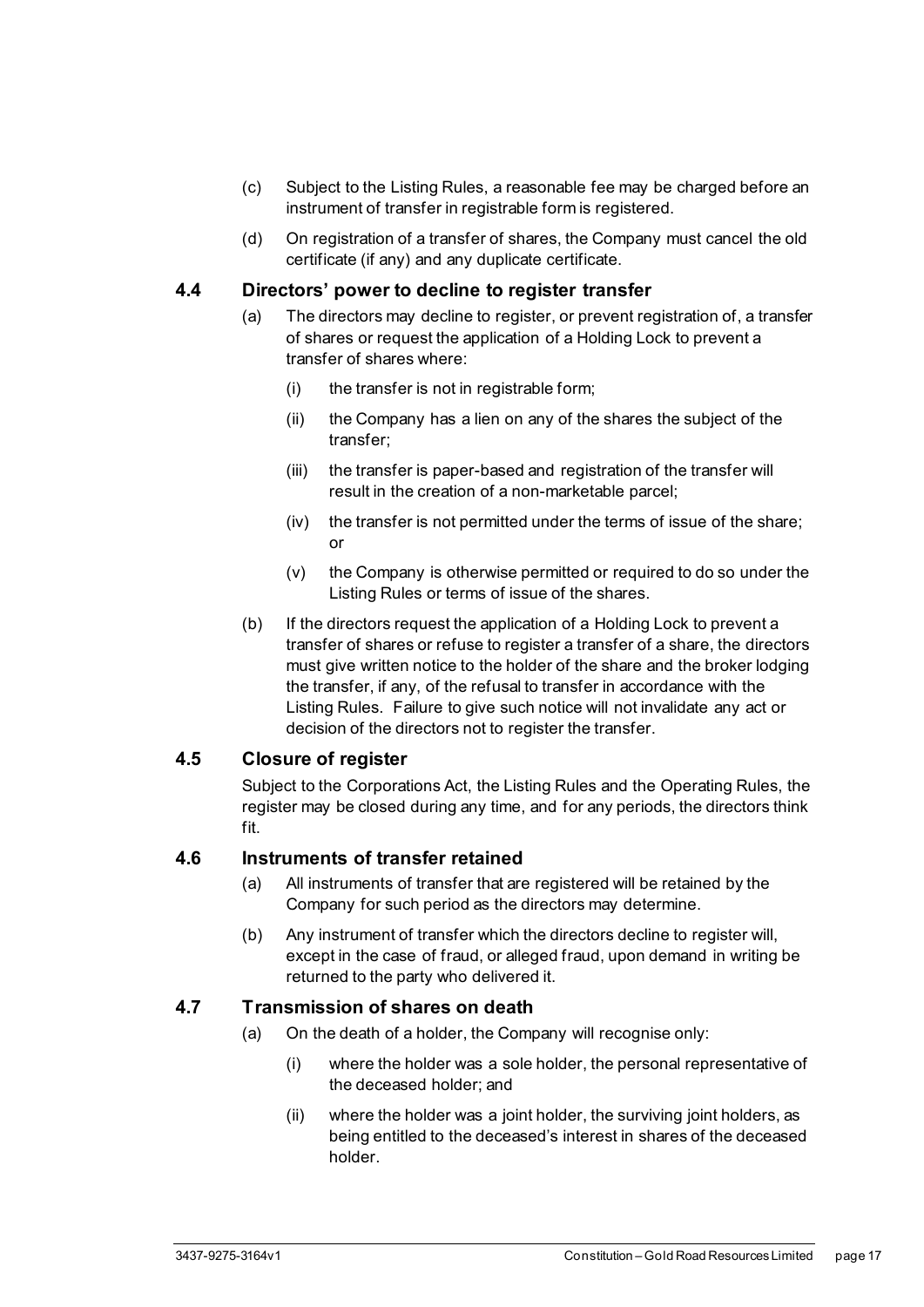(c) Subject to the Listing Rules, a reasonable fee may be charged before an instrument of transfer in registrable form is registered.

(d) On registration of a transfer of shares, the Company must cancel the old certificate (if any) and any duplicate certificate.

### 4.4 Directors' power to decline to register transfer

(a) The directors may decline to register, or prevent registration of, a transfer of shares or request the application of a Holding Lock to prevent a transfer of shares where:

   (i) the transfer is not in registrable form;

   (ii) the Company has a lien on any of the shares the subject of the transfer;

   (iii) the transfer is paper-based and registration of the transfer will result in the creation of a non-marketable parcel;

   (iv) the transfer is not permitted under the terms of issue of the share; or

   (v) the Company is otherwise permitted or required to do so under the Listing Rules or terms of issue of the shares.

(b) If the directors request the application of a Holding Lock to prevent a transfer of shares or refuse to register a transfer of a share, the directors must give written notice to the holder of the share and the broker lodging the transfer, if any, of the refusal to transfer in accordance with the Listing Rules. Failure to give such notice will not invalidate any act or decision of the directors not to register the transfer.

### 4.5 Closure of register

Subject to the Corporations Act, the Listing Rules and the Operating Rules, the register may be closed during any time, and for any periods, the directors think fit.

### 4.6 Instruments of transfer retained

(a) All instruments of transfer that are registered will be retained by the Company for such period as the directors may determine.

(b) Any instrument of transfer which the directors decline to register will, except in the case of fraud, or alleged fraud, upon demand in writing be returned to the party who delivered it.

### 4.7 Transmission of shares on death

(a) On the death of a holder, the Company will recognise only:

   (i) where the holder was a sole holder, the personal representative of the deceased holder; and

   (ii) where the holder was a joint holder, the surviving joint holders, as being entitled to the deceased's interest in shares of the deceased holder.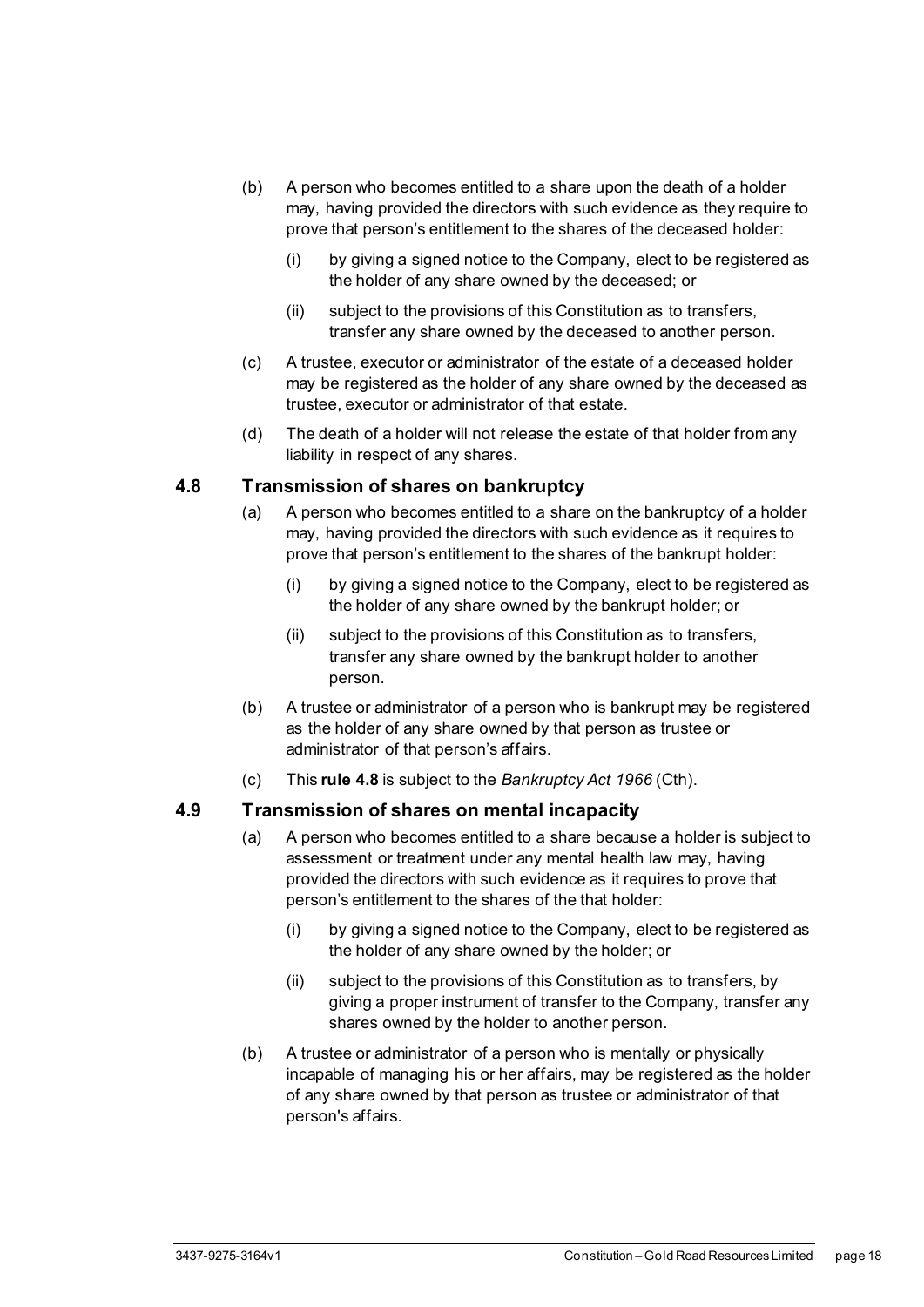(b) A person who becomes entitled to a share upon the death of a holder may, having provided the directors with such evidence as they require to prove that person's entitlement to the shares of the deceased holder:

   (i) by giving a signed notice to the Company, elect to be registered as the holder of any share owned by the deceased; or

   (ii) subject to the provisions of this Constitution as to transfers, transfer any share owned by the deceased to another person.

(c) A trustee, executor or administrator of the estate of a deceased holder may be registered as the holder of any share owned by the deceased as trustee, executor or administrator of that estate.

(d) The death of a holder will not release the estate of that holder from any liability in respect of any shares.

### 4.8 Transmission of shares on bankruptcy

(a) A person who becomes entitled to a share on the bankruptcy of a holder may, having provided the directors with such evidence as it requires to prove that person's entitlement to the shares of the bankrupt holder:

   (i) by giving a signed notice to the Company, elect to be registered as the holder of any share owned by the bankrupt holder; or

   (ii) subject to the provisions of this Constitution as to transfers, transfer any share owned by the bankrupt holder to another person.

(b) A trustee or administrator of a person who is bankrupt may be registered as the holder of any share owned by that person as trustee or administrator of that person's affairs.

(c) This **rule 4.8** is subject to the *Bankruptcy Act 1966* (Cth).

### 4.9 Transmission of shares on mental incapacity

(a) A person who becomes entitled to a share because a holder is subject to assessment or treatment under any mental health law may, having provided the directors with such evidence as it requires to prove that person's entitlement to the shares of the that holder:

   (i) by giving a signed notice to the Company, elect to be registered as the holder of any share owned by the holder; or

   (ii) subject to the provisions of this Constitution as to transfers, by giving a proper instrument of transfer to the Company, transfer any shares owned by the holder to another person.

(b) A trustee or administrator of a person who is mentally or physically incapable of managing his or her affairs, may be registered as the holder of any share owned by that person as trustee or administrator of that person's affairs.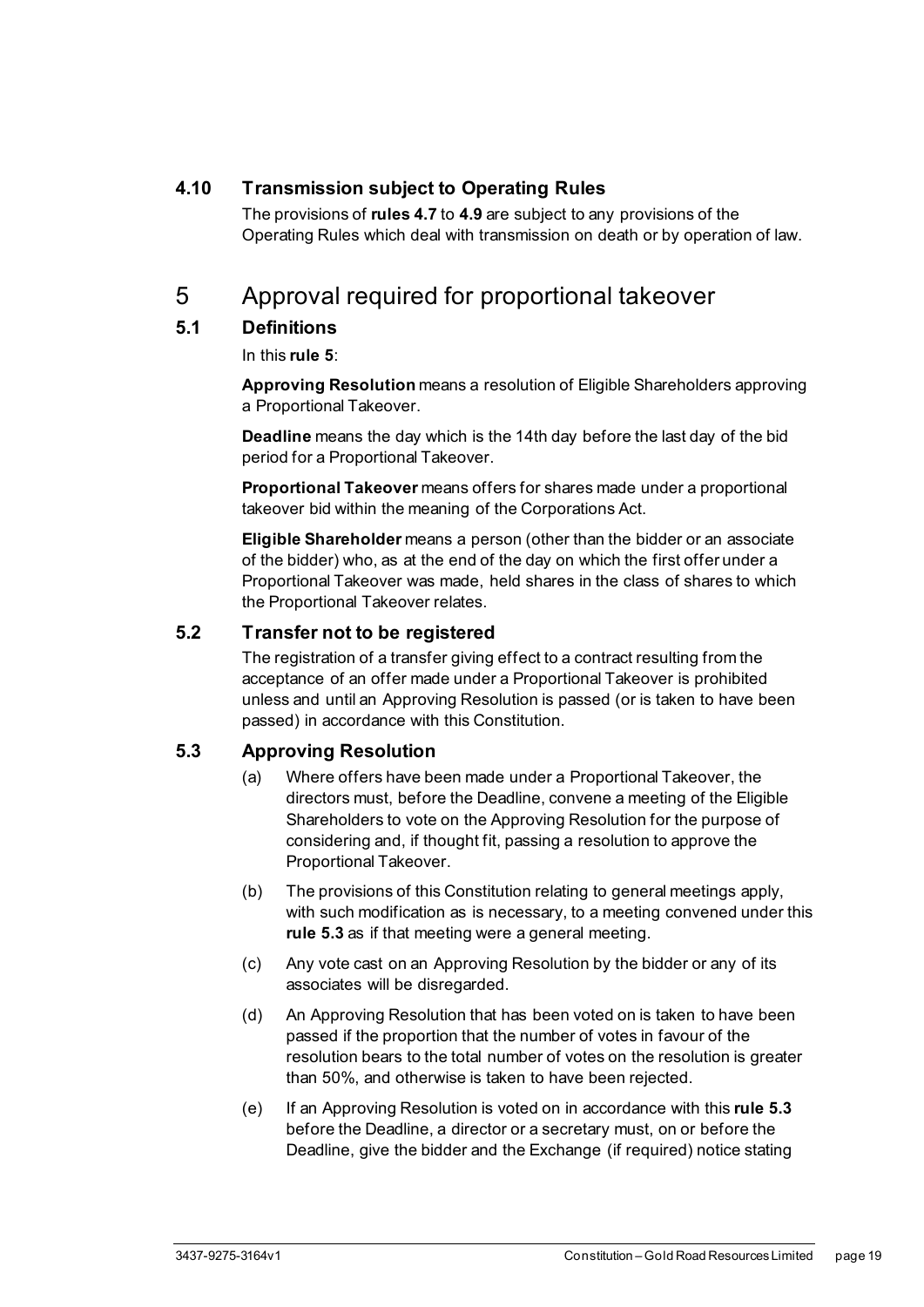### 4.10 Transmission subject to Operating Rules

The provisions of **rules 4.7** to **4.9** are subject to any provisions of the Operating Rules which deal with transmission on death or by operation of law.

# 5 Approval required for proportional takeover

### 5.1 Definitions

In this **rule 5**:

**Approving Resolution** means a resolution of Eligible Shareholders approving a Proportional Takeover.

**Deadline** means the day which is the 14th day before the last day of the bid period for a Proportional Takeover.

**Proportional Takeover** means offers for shares made under a proportional takeover bid within the meaning of the Corporations Act.

**Eligible Shareholder** means a person (other than the bidder or an associate of the bidder) who, as at the end of the day on which the first offer under a Proportional Takeover was made, held shares in the class of shares to which the Proportional Takeover relates.

### 5.2 Transfer not to be registered

The registration of a transfer giving effect to a contract resulting from the acceptance of an offer made under a Proportional Takeover is prohibited unless and until an Approving Resolution is passed (or is taken to have been passed) in accordance with this Constitution.

### 5.3 Approving Resolution

(a) Where offers have been made under a Proportional Takeover, the directors must, before the Deadline, convene a meeting of the Eligible Shareholders to vote on the Approving Resolution for the purpose of considering and, if thought fit, passing a resolution to approve the Proportional Takeover.

(b) The provisions of this Constitution relating to general meetings apply, with such modification as is necessary, to a meeting convened under this **rule 5.3** as if that meeting were a general meeting.

(c) Any vote cast on an Approving Resolution by the bidder or any of its associates will be disregarded.

(d) An Approving Resolution that has been voted on is taken to have been passed if the proportion that the number of votes in favour of the resolution bears to the total number of votes on the resolution is greater than 50%, and otherwise is taken to have been rejected.

(e) If an Approving Resolution is voted on in accordance with this **rule 5.3** before the Deadline, a director or a secretary must, on or before the Deadline, give the bidder and the Exchange (if required) notice stating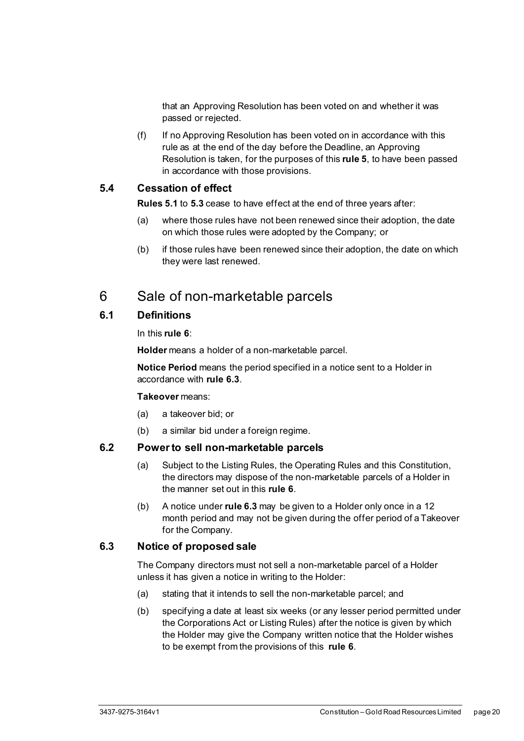that an Approving Resolution has been voted on and whether it was passed or rejected.

(f) If no Approving Resolution has been voted on in accordance with this rule as at the end of the day before the Deadline, an Approving Resolution is taken, for the purposes of this **rule 5**, to have been passed in accordance with those provisions.

### 5.4 Cessation of effect

**Rules 5.1** to **5.3** cease to have effect at the end of three years after:

(a) where those rules have not been renewed since their adoption, the date on which those rules were adopted by the Company; or

(b) if those rules have been renewed since their adoption, the date on which they were last renewed.

## 6 Sale of non-marketable parcels

### 6.1 Definitions

In this **rule 6**:

**Holder** means a holder of a non-marketable parcel.

**Notice Period** means the period specified in a notice sent to a Holder in accordance with **rule 6.3**.

**Takeover** means:

(a) a takeover bid; or

(b) a similar bid under a foreign regime.

### 6.2 Power to sell non-marketable parcels

(a) Subject to the Listing Rules, the Operating Rules and this Constitution, the directors may dispose of the non-marketable parcels of a Holder in the manner set out in this **rule 6**.

(b) A notice under **rule 6.3** may be given to a Holder only once in a 12 month period and may not be given during the offer period of a Takeover for the Company.

### 6.3 Notice of proposed sale

The Company directors must not sell a non-marketable parcel of a Holder unless it has given a notice in writing to the Holder:

(a) stating that it intends to sell the non-marketable parcel; and

(b) specifying a date at least six weeks (or any lesser period permitted under the Corporations Act or Listing Rules) after the notice is given by which the Holder may give the Company written notice that the Holder wishes to be exempt from the provisions of this **rule 6**.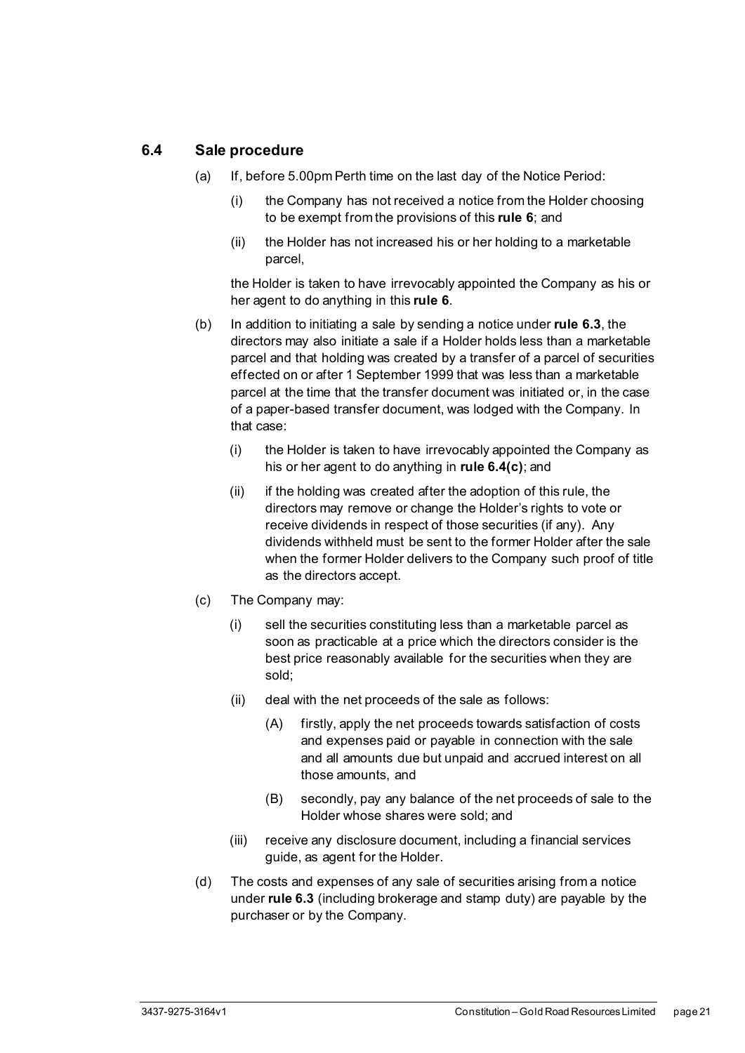### 6.4 Sale procedure

(a) If, before 5.00pm Perth time on the last day of the Notice Period:

(i) the Company has not received a notice from the Holder choosing to be exempt from the provisions of this **rule 6**; and

(ii) the Holder has not increased his or her holding to a marketable parcel,

the Holder is taken to have irrevocably appointed the Company as his or her agent to do anything in this **rule 6**.

(b) In addition to initiating a sale by sending a notice under **rule 6.3**, the directors may also initiate a sale if a Holder holds less than a marketable parcel and that holding was created by a transfer of a parcel of securities effected on or after 1 September 1999 that was less than a marketable parcel at the time that the transfer document was initiated or, in the case of a paper-based transfer document, was lodged with the Company. In that case:

(i) the Holder is taken to have irrevocably appointed the Company as his or her agent to do anything in **rule 6.4(c)**; and

(ii) if the holding was created after the adoption of this rule, the directors may remove or change the Holder's rights to vote or receive dividends in respect of those securities (if any). Any dividends withheld must be sent to the former Holder after the sale when the former Holder delivers to the Company such proof of title as the directors accept.

(c) The Company may:

(i) sell the securities constituting less than a marketable parcel as soon as practicable at a price which the directors consider is the best price reasonably available for the securities when they are sold;

(ii) deal with the net proceeds of the sale as follows:

(A) firstly, apply the net proceeds towards satisfaction of costs and expenses paid or payable in connection with the sale and all amounts due but unpaid and accrued interest on all those amounts, and

(B) secondly, pay any balance of the net proceeds of sale to the Holder whose shares were sold; and

(iii) receive any disclosure document, including a financial services guide, as agent for the Holder.

(d) The costs and expenses of any sale of securities arising from a notice under **rule 6.3** (including brokerage and stamp duty) are payable by the purchaser or by the Company.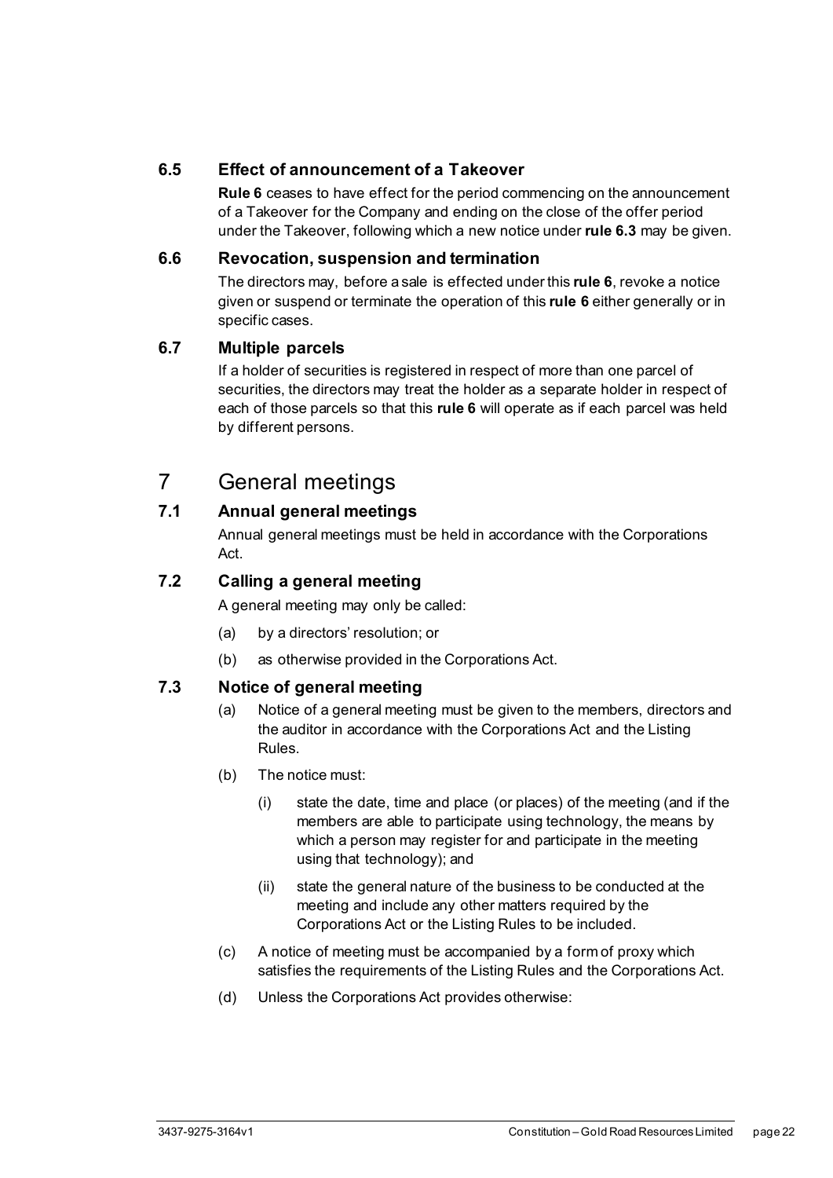### 6.5 Effect of announcement of a Takeover

**Rule 6** ceases to have effect for the period commencing on the announcement of a Takeover for the Company and ending on the close of the offer period under the Takeover, following which a new notice under **rule 6.3** may be given.

### 6.6 Revocation, suspension and termination

The directors may, before a sale is effected under this **rule 6**, revoke a notice given or suspend or terminate the operation of this **rule 6** either generally or in specific cases.

### 6.7 Multiple parcels

If a holder of securities is registered in respect of more than one parcel of securities, the directors may treat the holder as a separate holder in respect of each of those parcels so that this **rule 6** will operate as if each parcel was held by different persons.

## 7 General meetings

### 7.1 Annual general meetings

Annual general meetings must be held in accordance with the Corporations Act.

### 7.2 Calling a general meeting

A general meeting may only be called:

(a) by a directors' resolution; or

(b) as otherwise provided in the Corporations Act.

### 7.3 Notice of general meeting

(a) Notice of a general meeting must be given to the members, directors and the auditor in accordance with the Corporations Act and the Listing Rules.

(b) The notice must:

   (i) state the date, time and place (or places) of the meeting (and if the members are able to participate using technology, the means by which a person may register for and participate in the meeting using that technology); and

   (ii) state the general nature of the business to be conducted at the meeting and include any other matters required by the Corporations Act or the Listing Rules to be included.

(c) A notice of meeting must be accompanied by a form of proxy which satisfies the requirements of the Listing Rules and the Corporations Act.

(d) Unless the Corporations Act provides otherwise: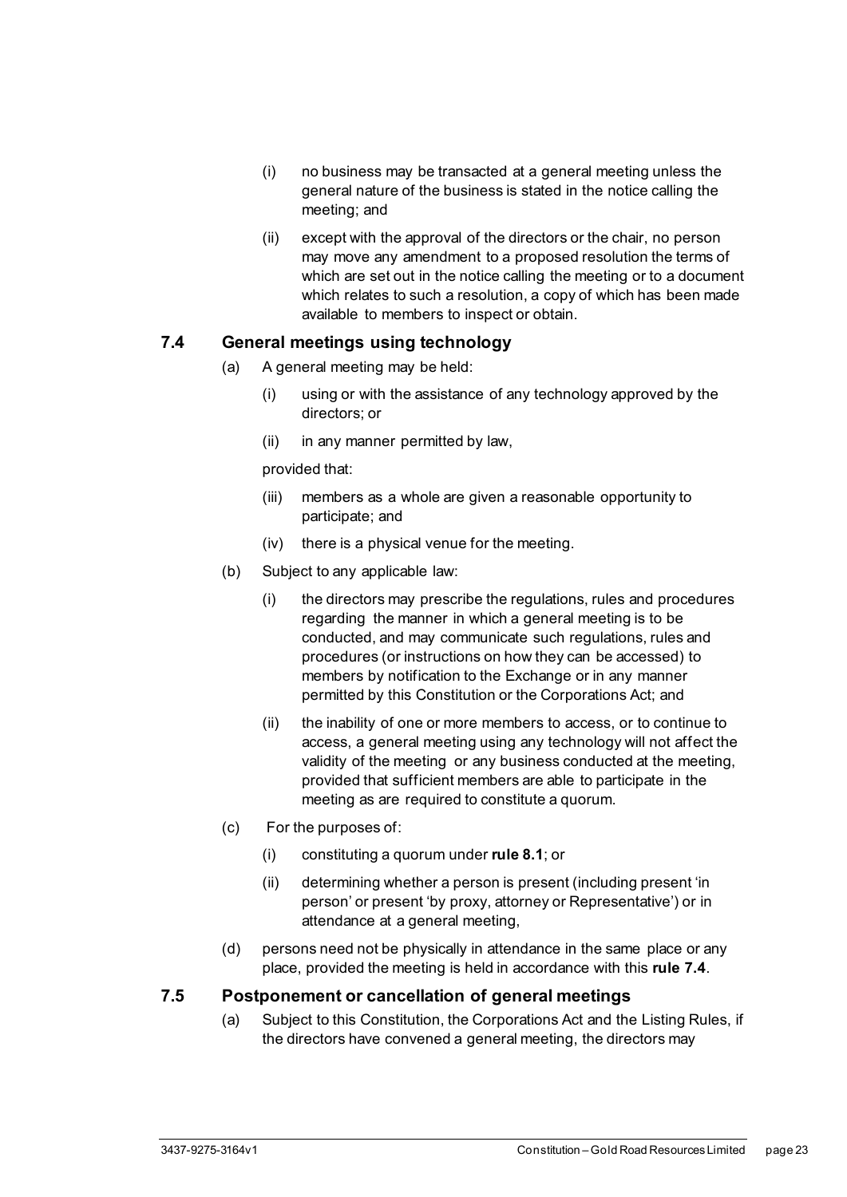(i) no business may be transacted at a general meeting unless the general nature of the business is stated in the notice calling the meeting; and

(ii) except with the approval of the directors or the chair, no person may move any amendment to a proposed resolution the terms of which are set out in the notice calling the meeting or to a document which relates to such a resolution, a copy of which has been made available to members to inspect or obtain.

### 7.4 General meetings using technology

(a) A general meeting may be held:

(i) using or with the assistance of any technology approved by the directors; or

(ii) in any manner permitted by law,

provided that:

(iii) members as a whole are given a reasonable opportunity to participate; and

(iv) there is a physical venue for the meeting.

(b) Subject to any applicable law:

(i) the directors may prescribe the regulations, rules and procedures regarding the manner in which a general meeting is to be conducted, and may communicate such regulations, rules and procedures (or instructions on how they can be accessed) to members by notification to the Exchange or in any manner permitted by this Constitution or the Corporations Act; and

(ii) the inability of one or more members to access, or to continue to access, a general meeting using any technology will not affect the validity of the meeting or any business conducted at the meeting, provided that sufficient members are able to participate in the meeting as are required to constitute a quorum.

(c) For the purposes of:

(i) constituting a quorum under **rule 8.1**; or

(ii) determining whether a person is present (including present 'in person' or present 'by proxy, attorney or Representative') or in attendance at a general meeting,

(d) persons need not be physically in attendance in the same place or any place, provided the meeting is held in accordance with this **rule 7.4**.

### 7.5 Postponement or cancellation of general meetings

(a) Subject to this Constitution, the Corporations Act and the Listing Rules, if the directors have convened a general meeting, the directors may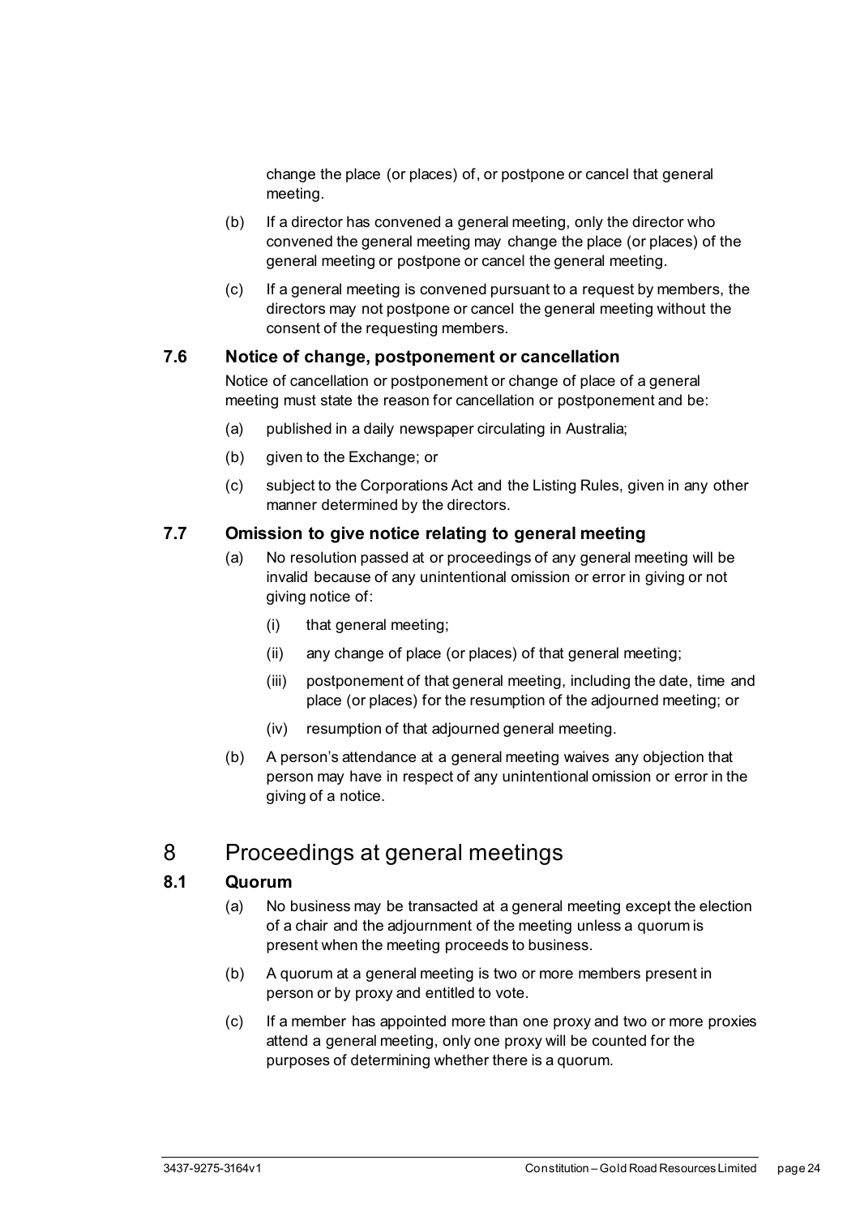change the place (or places) of, or postpone or cancel that general meeting.

(b) If a director has convened a general meeting, only the director who convened the general meeting may change the place (or places) of the general meeting or postpone or cancel the general meeting.

(c) If a general meeting is convened pursuant to a request by members, the directors may not postpone or cancel the general meeting without the consent of the requesting members.

### 7.6 Notice of change, postponement or cancellation

Notice of cancellation or postponement or change of place of a general meeting must state the reason for cancellation or postponement and be:

(a) published in a daily newspaper circulating in Australia;

(b) given to the Exchange; or

(c) subject to the Corporations Act and the Listing Rules, given in any other manner determined by the directors.

### 7.7 Omission to give notice relating to general meeting

(a) No resolution passed at or proceedings of any general meeting will be invalid because of any unintentional omission or error in giving or not giving notice of:

(i) that general meeting;

(ii) any change of place (or places) of that general meeting;

(iii) postponement of that general meeting, including the date, time and place (or places) for the resumption of the adjourned meeting; or

(iv) resumption of that adjourned general meeting.

(b) A person's attendance at a general meeting waives any objection that person may have in respect of any unintentional omission or error in the giving of a notice.

## 8 Proceedings at general meetings

### 8.1 Quorum

(a) No business may be transacted at a general meeting except the election of a chair and the adjournment of the meeting unless a quorum is present when the meeting proceeds to business.

(b) A quorum at a general meeting is two or more members present in person or by proxy and entitled to vote.

(c) If a member has appointed more than one proxy and two or more proxies attend a general meeting, only one proxy will be counted for the purposes of determining whether there is a quorum.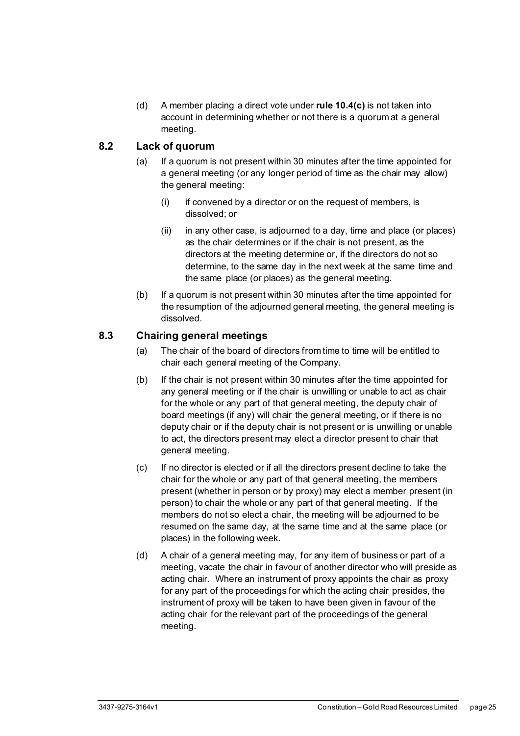(d) A member placing a direct vote under **rule 10.4(c)** is not taken into account in determining whether or not there is a quorum at a general meeting.

## 8.2 Lack of quorum

(a) If a quorum is not present within 30 minutes after the time appointed for a general meeting (or any longer period of time as the chair may allow) the general meeting:

(i) if convened by a director or on the request of members, is dissolved; or

(ii) in any other case, is adjourned to a day, time and place (or places) as the chair determines or if the chair is not present, as the directors at the meeting determine or, if the directors do not so determine, to the same day in the next week at the same time and the same place (or places) as the general meeting.

(b) If a quorum is not present within 30 minutes after the time appointed for the resumption of the adjourned general meeting, the general meeting is dissolved.

## 8.3 Chairing general meetings

(a) The chair of the board of directors from time to time will be entitled to chair each general meeting of the Company.

(b) If the chair is not present within 30 minutes after the time appointed for any general meeting or if the chair is unwilling or unable to act as chair for the whole or any part of that general meeting, the deputy chair of board meetings (if any) will chair the general meeting, or if there is no deputy chair or if the deputy chair is not present or is unwilling or unable to act, the directors present may elect a director present to chair that general meeting.

(c) If no director is elected or if all the directors present decline to take the chair for the whole or any part of that general meeting, the members present (whether in person or by proxy) may elect a member present (in person) to chair the whole or any part of that general meeting. If the members do not so elect a chair, the meeting will be adjourned to be resumed on the same day, at the same time and at the same place (or places) in the following week.

(d) A chair of a general meeting may, for any item of business or part of a meeting, vacate the chair in favour of another director who will preside as acting chair. Where an instrument of proxy appoints the chair as proxy for any part of the proceedings for which the acting chair presides, the instrument of proxy will be taken to have been given in favour of the acting chair for the relevant part of the proceedings of the general meeting.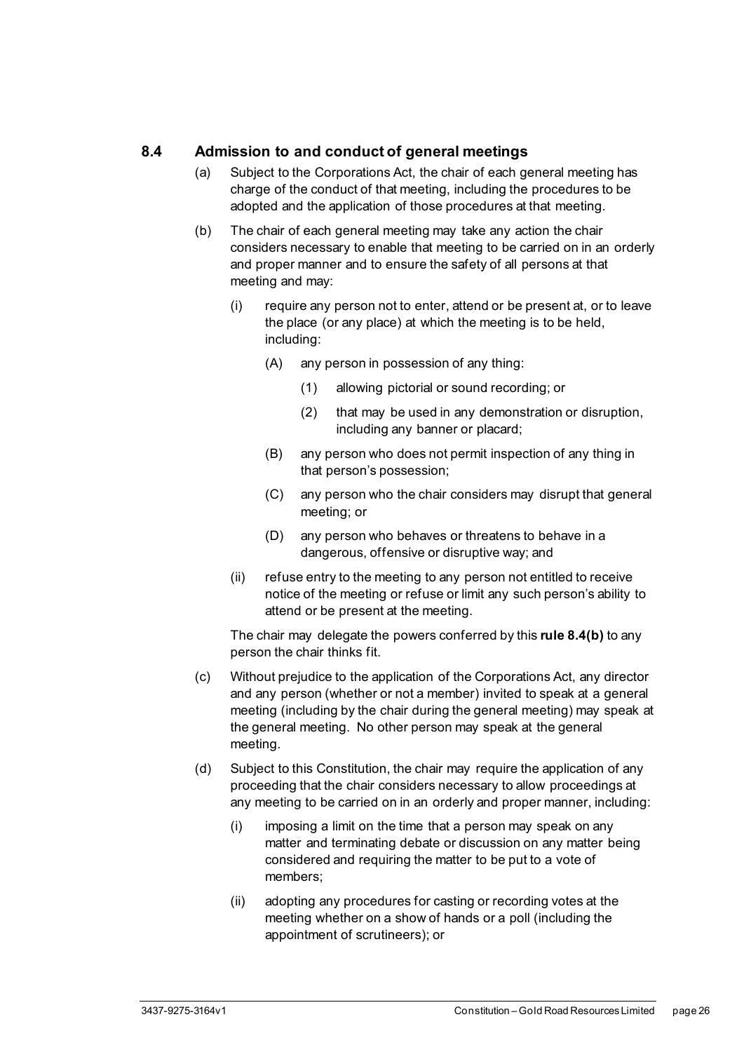### 8.4 Admission to and conduct of general meetings

(a) Subject to the Corporations Act, the chair of each general meeting has charge of the conduct of that meeting, including the procedures to be adopted and the application of those procedures at that meeting.

(b) The chair of each general meeting may take any action the chair considers necessary to enable that meeting to be carried on in an orderly and proper manner and to ensure the safety of all persons at that meeting and may:

   (i) require any person not to enter, attend or be present at, or to leave the place (or any place) at which the meeting is to be held, including:

      (A) any person in possession of any thing:

         (1) allowing pictorial or sound recording; or

         (2) that may be used in any demonstration or disruption, including any banner or placard;

      (B) any person who does not permit inspection of any thing in that person's possession;

      (C) any person who the chair considers may disrupt that general meeting; or

      (D) any person who behaves or threatens to behave in a dangerous, offensive or disruptive way; and

   (ii) refuse entry to the meeting to any person not entitled to receive notice of the meeting or refuse or limit any such person's ability to attend or be present at the meeting.

   The chair may delegate the powers conferred by this **rule 8.4(b)** to any person the chair thinks fit.

(c) Without prejudice to the application of the Corporations Act, any director and any person (whether or not a member) invited to speak at a general meeting (including by the chair during the general meeting) may speak at the general meeting. No other person may speak at the general meeting.

(d) Subject to this Constitution, the chair may require the application of any proceeding that the chair considers necessary to allow proceedings at any meeting to be carried on in an orderly and proper manner, including:

   (i) imposing a limit on the time that a person may speak on any matter and terminating debate or discussion on any matter being considered and requiring the matter to be put to a vote of members;

   (ii) adopting any procedures for casting or recording votes at the meeting whether on a show of hands or a poll (including the appointment of scrutineers); or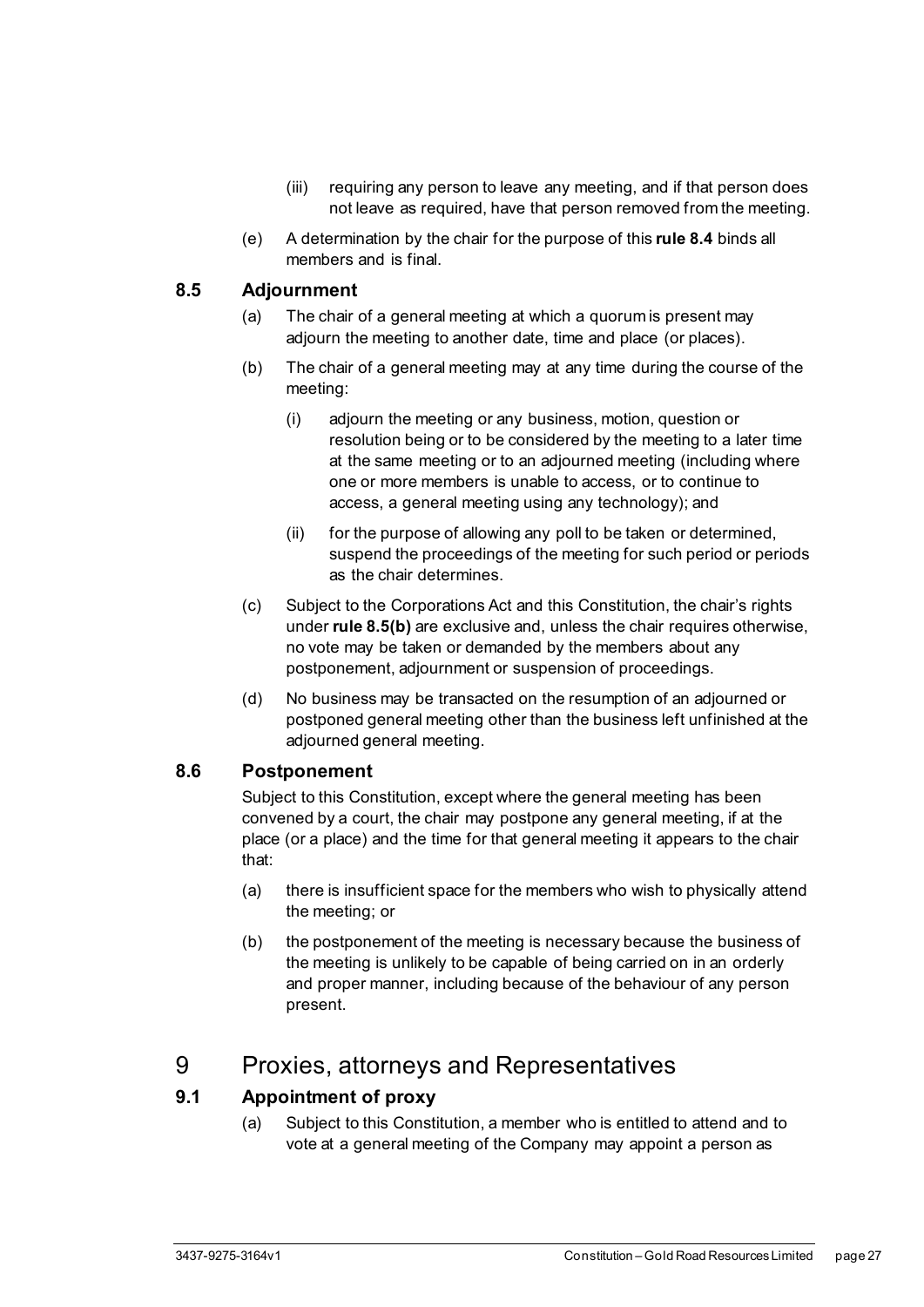- (iii) requiring any person to leave any meeting, and if that person does not leave as required, have that person removed from the meeting.

(e) A determination by the chair for the purpose of this **rule 8.4** binds all members and is final.

### 8.5 Adjournment

(a) The chair of a general meeting at which a quorum is present may adjourn the meeting to another date, time and place (or places).

(b) The chair of a general meeting may at any time during the course of the meeting:

- (i) adjourn the meeting or any business, motion, question or resolution being or to be considered by the meeting to a later time at the same meeting or to an adjourned meeting (including where one or more members is unable to access, or to continue to access, a general meeting using any technology); and
- (ii) for the purpose of allowing any poll to be taken or determined, suspend the proceedings of the meeting for such period or periods as the chair determines.

(c) Subject to the Corporations Act and this Constitution, the chair's rights under **rule 8.5(b)** are exclusive and, unless the chair requires otherwise, no vote may be taken or demanded by the members about any postponement, adjournment or suspension of proceedings.

(d) No business may be transacted on the resumption of an adjourned or postponed general meeting other than the business left unfinished at the adjourned general meeting.

### 8.6 Postponement

Subject to this Constitution, except where the general meeting has been convened by a court, the chair may postpone any general meeting, if at the place (or a place) and the time for that general meeting it appears to the chair that:

(a) there is insufficient space for the members who wish to physically attend the meeting; or

(b) the postponement of the meeting is necessary because the business of the meeting is unlikely to be capable of being carried on in an orderly and proper manner, including because of the behaviour of any person present.

## 9 Proxies, attorneys and Representatives

### 9.1 Appointment of proxy

(a) Subject to this Constitution, a member who is entitled to attend and to vote at a general meeting of the Company may appoint a person as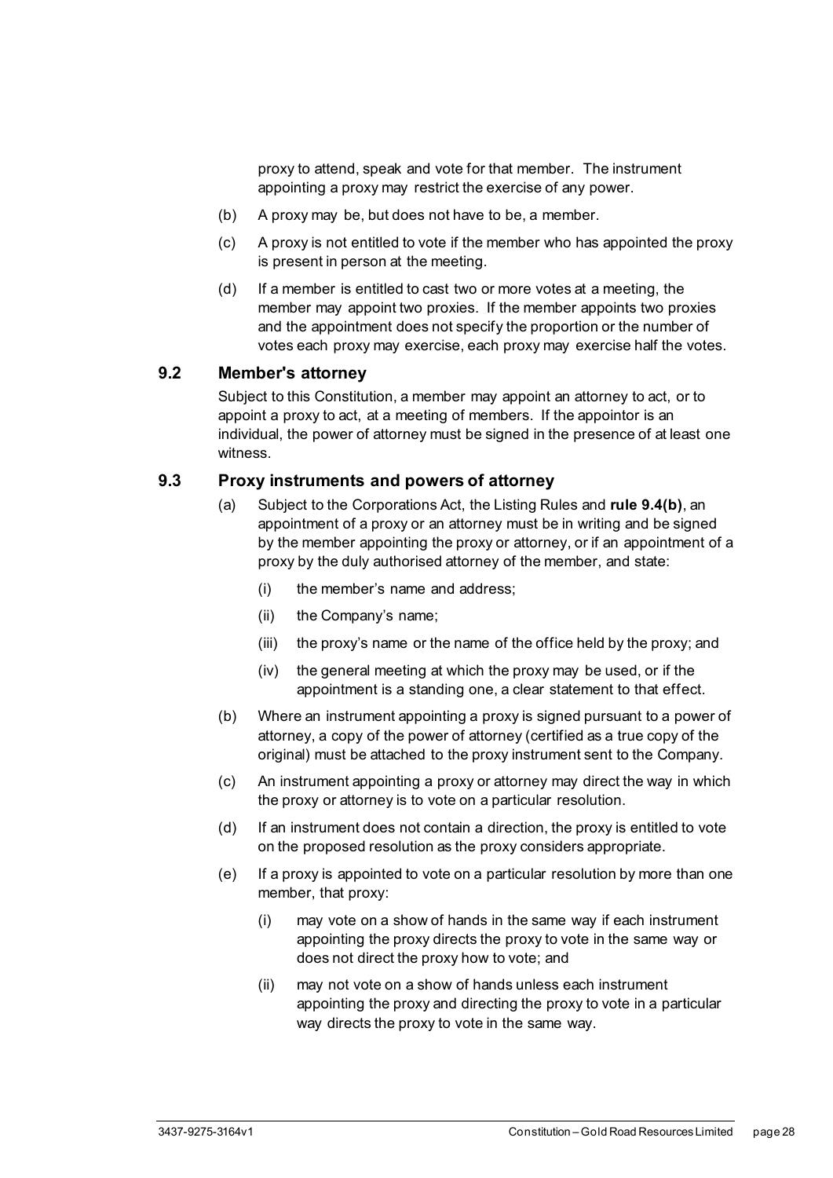proxy to attend, speak and vote for that member. The instrument appointing a proxy may restrict the exercise of any power.

(b) A proxy may be, but does not have to be, a member.

(c) A proxy is not entitled to vote if the member who has appointed the proxy is present in person at the meeting.

(d) If a member is entitled to cast two or more votes at a meeting, the member may appoint two proxies. If the member appoints two proxies and the appointment does not specify the proportion or the number of votes each proxy may exercise, each proxy may exercise half the votes.

### 9.2 Member's attorney

Subject to this Constitution, a member may appoint an attorney to act, or to appoint a proxy to act, at a meeting of members. If the appointor is an individual, the power of attorney must be signed in the presence of at least one witness.

### 9.3 Proxy instruments and powers of attorney

(a) Subject to the Corporations Act, the Listing Rules and **rule 9.4(b)**, an appointment of a proxy or an attorney must be in writing and be signed by the member appointing the proxy or attorney, or if an appointment of a proxy by the duly authorised attorney of the member, and state:

  (i) the member's name and address;

  (ii) the Company's name;

  (iii) the proxy's name or the name of the office held by the proxy; and

  (iv) the general meeting at which the proxy may be used, or if the appointment is a standing one, a clear statement to that effect.

(b) Where an instrument appointing a proxy is signed pursuant to a power of attorney, a copy of the power of attorney (certified as a true copy of the original) must be attached to the proxy instrument sent to the Company.

(c) An instrument appointing a proxy or attorney may direct the way in which the proxy or attorney is to vote on a particular resolution.

(d) If an instrument does not contain a direction, the proxy is entitled to vote on the proposed resolution as the proxy considers appropriate.

(e) If a proxy is appointed to vote on a particular resolution by more than one member, that proxy:

  (i) may vote on a show of hands in the same way if each instrument appointing the proxy directs the proxy to vote in the same way or does not direct the proxy how to vote; and

  (ii) may not vote on a show of hands unless each instrument appointing the proxy and directing the proxy to vote in a particular way directs the proxy to vote in the same way.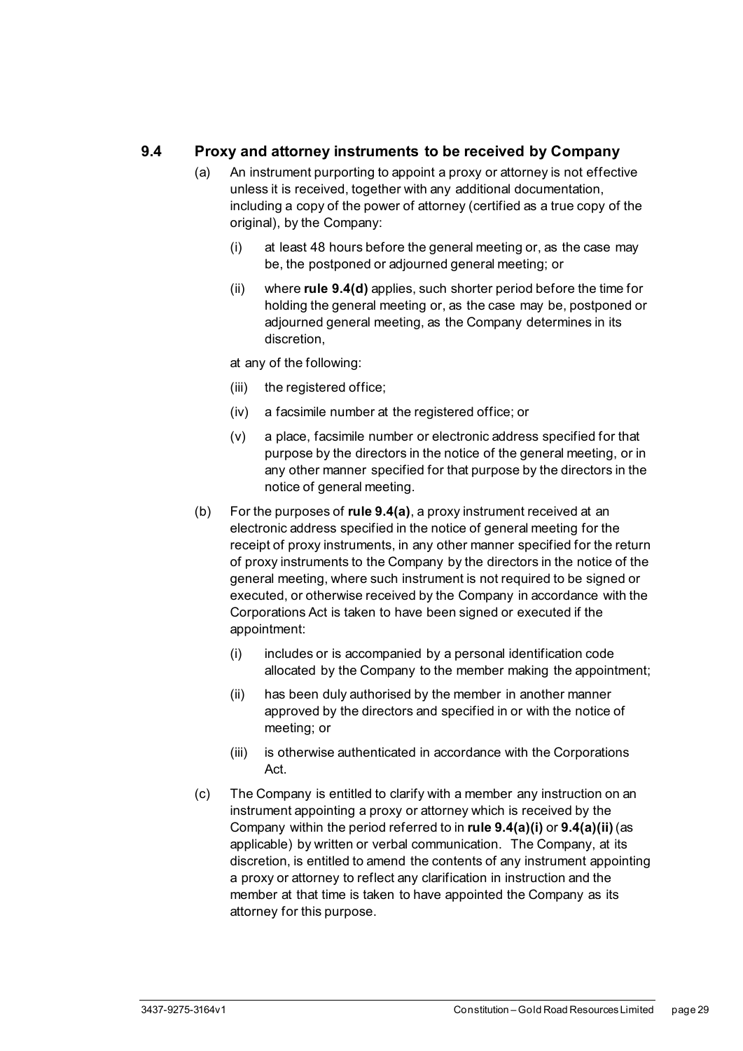### 9.4 Proxy and attorney instruments to be received by Company

(a) An instrument purporting to appoint a proxy or attorney is not effective unless it is received, together with any additional documentation, including a copy of the power of attorney (certified as a true copy of the original), by the Company:

(i) at least 48 hours before the general meeting or, as the case may be, the postponed or adjourned general meeting; or

(ii) where **rule 9.4(d)** applies, such shorter period before the time for holding the general meeting or, as the case may be, postponed or adjourned general meeting, as the Company determines in its discretion,

at any of the following:

(iii) the registered office;

(iv) a facsimile number at the registered office; or

(v) a place, facsimile number or electronic address specified for that purpose by the directors in the notice of the general meeting, or in any other manner specified for that purpose by the directors in the notice of general meeting.

(b) For the purposes of **rule 9.4(a)**, a proxy instrument received at an electronic address specified in the notice of general meeting for the receipt of proxy instruments, in any other manner specified for the return of proxy instruments to the Company by the directors in the notice of the general meeting, where such instrument is not required to be signed or executed, or otherwise received by the Company in accordance with the Corporations Act is taken to have been signed or executed if the appointment:

(i) includes or is accompanied by a personal identification code allocated by the Company to the member making the appointment;

(ii) has been duly authorised by the member in another manner approved by the directors and specified in or with the notice of meeting; or

(iii) is otherwise authenticated in accordance with the Corporations Act.

(c) The Company is entitled to clarify with a member any instruction on an instrument appointing a proxy or attorney which is received by the Company within the period referred to in **rule 9.4(a)(i)** or **9.4(a)(ii)** (as applicable) by written or verbal communication. The Company, at its discretion, is entitled to amend the contents of any instrument appointing a proxy or attorney to reflect any clarification in instruction and the member at that time is taken to have appointed the Company as its attorney for this purpose.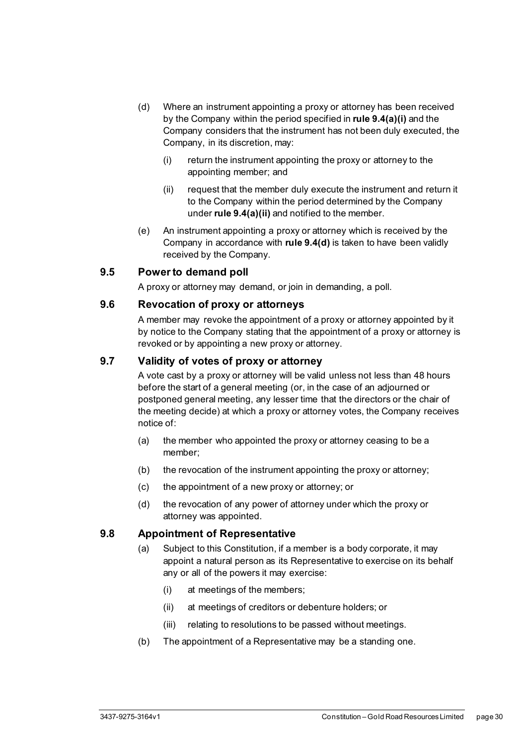(d) Where an instrument appointing a proxy or attorney has been received by the Company within the period specified in **rule 9.4(a)(i)** and the Company considers that the instrument has not been duly executed, the Company, in its discretion, may:

   (i) return the instrument appointing the proxy or attorney to the appointing member; and

   (ii) request that the member duly execute the instrument and return it to the Company within the period determined by the Company under **rule 9.4(a)(ii)** and notified to the member.

(e) An instrument appointing a proxy or attorney which is received by the Company in accordance with **rule 9.4(d)** is taken to have been validly received by the Company.

## 9.5 Power to demand poll

A proxy or attorney may demand, or join in demanding, a poll.

## 9.6 Revocation of proxy or attorneys

A member may revoke the appointment of a proxy or attorney appointed by it by notice to the Company stating that the appointment of a proxy or attorney is revoked or by appointing a new proxy or attorney.

## 9.7 Validity of votes of proxy or attorney

A vote cast by a proxy or attorney will be valid unless not less than 48 hours before the start of a general meeting (or, in the case of an adjourned or postponed general meeting, any lesser time that the directors or the chair of the meeting decide) at which a proxy or attorney votes, the Company receives notice of:

(a) the member who appointed the proxy or attorney ceasing to be a member;

(b) the revocation of the instrument appointing the proxy or attorney;

(c) the appointment of a new proxy or attorney; or

(d) the revocation of any power of attorney under which the proxy or attorney was appointed.

## 9.8 Appointment of Representative

(a) Subject to this Constitution, if a member is a body corporate, it may appoint a natural person as its Representative to exercise on its behalf any or all of the powers it may exercise:

   (i) at meetings of the members;

   (ii) at meetings of creditors or debenture holders; or

   (iii) relating to resolutions to be passed without meetings.

(b) The appointment of a Representative may be a standing one.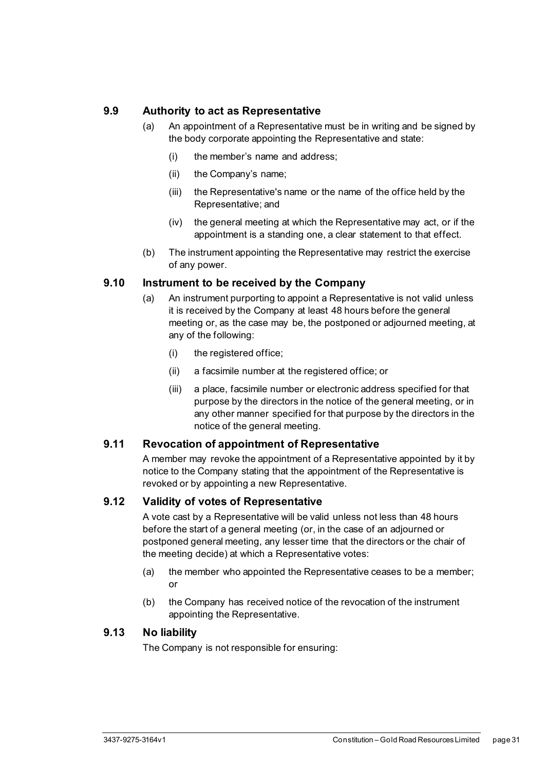### 9.9 Authority to act as Representative

(a) An appointment of a Representative must be in writing and be signed by the body corporate appointing the Representative and state:

   (i) the member's name and address;

   (ii) the Company's name;

   (iii) the Representative's name or the name of the office held by the Representative; and

   (iv) the general meeting at which the Representative may act, or if the appointment is a standing one, a clear statement to that effect.

(b) The instrument appointing the Representative may restrict the exercise of any power.

### 9.10 Instrument to be received by the Company

(a) An instrument purporting to appoint a Representative is not valid unless it is received by the Company at least 48 hours before the general meeting or, as the case may be, the postponed or adjourned meeting, at any of the following:

   (i) the registered office;

   (ii) a facsimile number at the registered office; or

   (iii) a place, facsimile number or electronic address specified for that purpose by the directors in the notice of the general meeting, or in any other manner specified for that purpose by the directors in the notice of the general meeting.

### 9.11 Revocation of appointment of Representative

A member may revoke the appointment of a Representative appointed by it by notice to the Company stating that the appointment of the Representative is revoked or by appointing a new Representative.

### 9.12 Validity of votes of Representative

A vote cast by a Representative will be valid unless not less than 48 hours before the start of a general meeting (or, in the case of an adjourned or postponed general meeting, any lesser time that the directors or the chair of the meeting decide) at which a Representative votes:

(a) the member who appointed the Representative ceases to be a member; or

(b) the Company has received notice of the revocation of the instrument appointing the Representative.

### 9.13 No liability

The Company is not responsible for ensuring: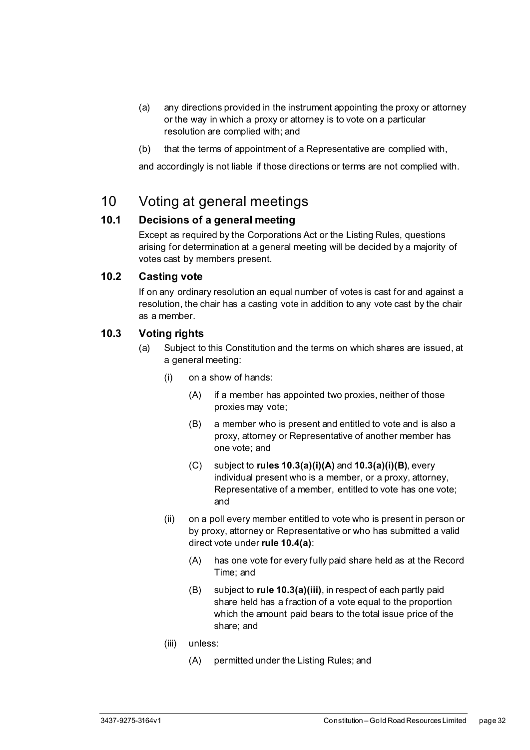(a) any directions provided in the instrument appointing the proxy or attorney or the way in which a proxy or attorney is to vote on a particular resolution are complied with; and

(b) that the terms of appointment of a Representative are complied with,

and accordingly is not liable if those directions or terms are not complied with.

# 10 Voting at general meetings

## 10.1 Decisions of a general meeting

Except as required by the Corporations Act or the Listing Rules, questions arising for determination at a general meeting will be decided by a majority of votes cast by members present.

## 10.2 Casting vote

If on any ordinary resolution an equal number of votes is cast for and against a resolution, the chair has a casting vote in addition to any vote cast by the chair as a member.

## 10.3 Voting rights

(a) Subject to this Constitution and the terms on which shares are issued, at a general meeting:

(i) on a show of hands:

(A) if a member has appointed two proxies, neither of those proxies may vote;

(B) a member who is present and entitled to vote and is also a proxy, attorney or Representative of another member has one vote; and

(C) subject to **rules 10.3(a)(i)(A)** and **10.3(a)(i)(B)**, every individual present who is a member, or a proxy, attorney, Representative of a member, entitled to vote has one vote; and

(ii) on a poll every member entitled to vote who is present in person or by proxy, attorney or Representative or who has submitted a valid direct vote under **rule 10.4(a)**:

(A) has one vote for every fully paid share held as at the Record Time; and

(B) subject to **rule 10.3(a)(iii)**, in respect of each partly paid share held has a fraction of a vote equal to the proportion which the amount paid bears to the total issue price of the share; and

(iii) unless:

(A) permitted under the Listing Rules; and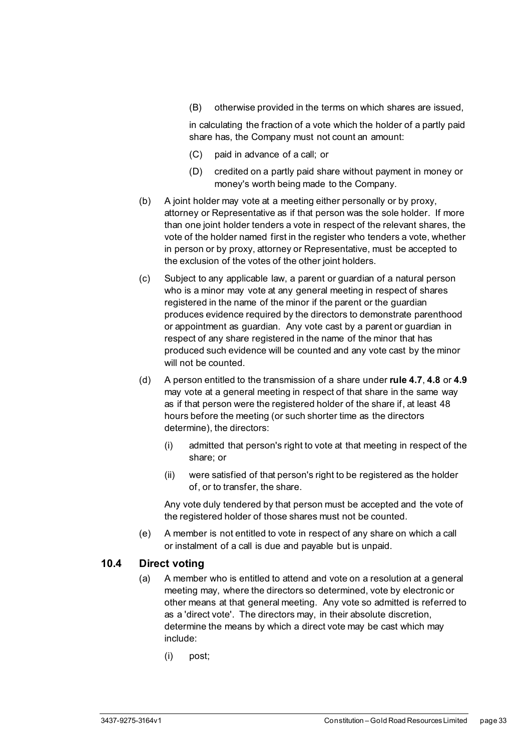(B) otherwise provided in the terms on which shares are issued,

in calculating the fraction of a vote which the holder of a partly paid share has, the Company must not count an amount:

(C) paid in advance of a call; or

(D) credited on a partly paid share without payment in money or money's worth being made to the Company.

(b) A joint holder may vote at a meeting either personally or by proxy, attorney or Representative as if that person was the sole holder. If more than one joint holder tenders a vote in respect of the relevant shares, the vote of the holder named first in the register who tenders a vote, whether in person or by proxy, attorney or Representative, must be accepted to the exclusion of the votes of the other joint holders.

(c) Subject to any applicable law, a parent or guardian of a natural person who is a minor may vote at any general meeting in respect of shares registered in the name of the minor if the parent or the guardian produces evidence required by the directors to demonstrate parenthood or appointment as guardian. Any vote cast by a parent or guardian in respect of any share registered in the name of the minor that has produced such evidence will be counted and any vote cast by the minor will not be counted.

(d) A person entitled to the transmission of a share under **rule 4.7**, **4.8** or **4.9** may vote at a general meeting in respect of that share in the same way as if that person were the registered holder of the share if, at least 48 hours before the meeting (or such shorter time as the directors determine), the directors:

(i) admitted that person's right to vote at that meeting in respect of the share; or

(ii) were satisfied of that person's right to be registered as the holder of, or to transfer, the share.

Any vote duly tendered by that person must be accepted and the vote of the registered holder of those shares must not be counted.

(e) A member is not entitled to vote in respect of any share on which a call or instalment of a call is due and payable but is unpaid.

### 10.4 Direct voting

(a) A member who is entitled to attend and vote on a resolution at a general meeting may, where the directors so determined, vote by electronic or other means at that general meeting. Any vote so admitted is referred to as a 'direct vote'. The directors may, in their absolute discretion, determine the means by which a direct vote may be cast which may include:

(i) post;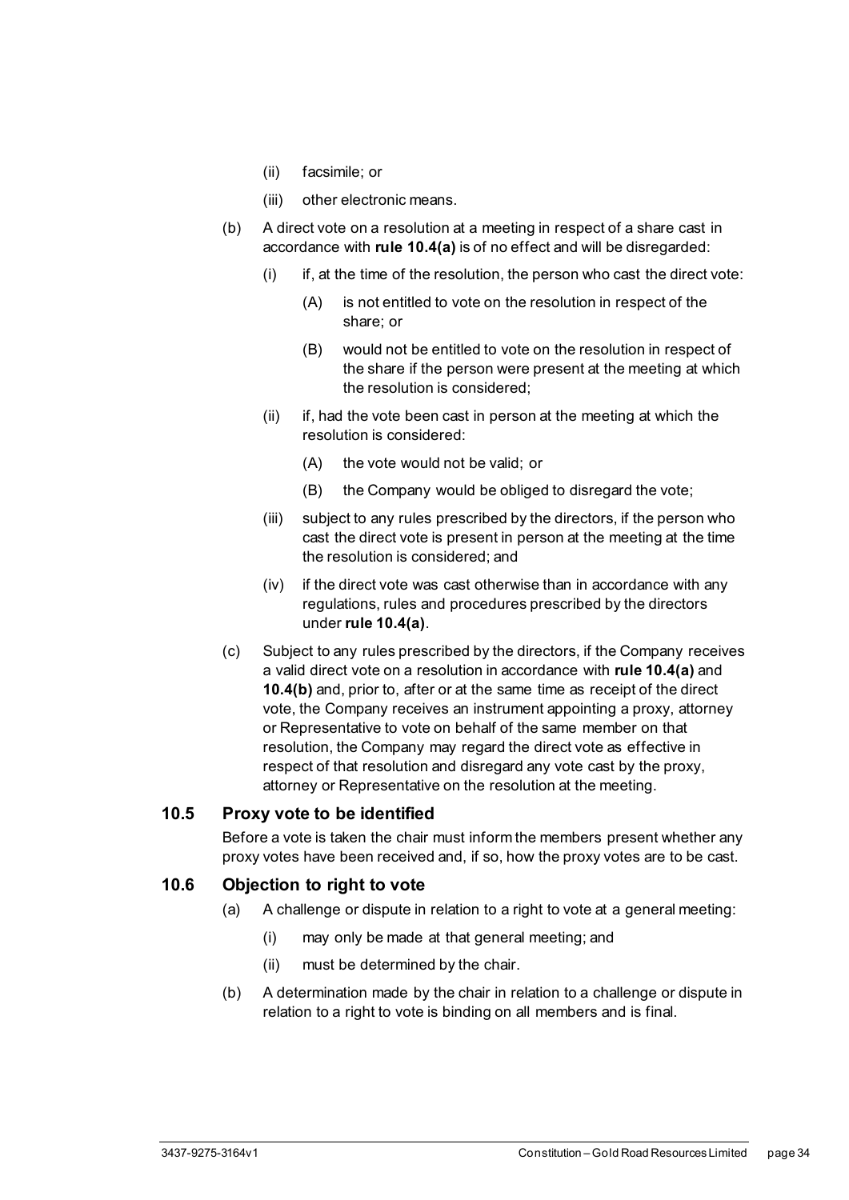(ii) facsimile; or

(iii) other electronic means.

(b) A direct vote on a resolution at a meeting in respect of a share cast in accordance with **rule 10.4(a)** is of no effect and will be disregarded:

(i) if, at the time of the resolution, the person who cast the direct vote:

(A) is not entitled to vote on the resolution in respect of the share; or

(B) would not be entitled to vote on the resolution in respect of the share if the person were present at the meeting at which the resolution is considered;

(ii) if, had the vote been cast in person at the meeting at which the resolution is considered:

(A) the vote would not be valid; or

(B) the Company would be obliged to disregard the vote;

(iii) subject to any rules prescribed by the directors, if the person who cast the direct vote is present in person at the meeting at the time the resolution is considered; and

(iv) if the direct vote was cast otherwise than in accordance with any regulations, rules and procedures prescribed by the directors under **rule 10.4(a)**.

(c) Subject to any rules prescribed by the directors, if the Company receives a valid direct vote on a resolution in accordance with **rule 10.4(a)** and **10.4(b)** and, prior to, after or at the same time as receipt of the direct vote, the Company receives an instrument appointing a proxy, attorney or Representative to vote on behalf of the same member on that resolution, the Company may regard the direct vote as effective in respect of that resolution and disregard any vote cast by the proxy, attorney or Representative on the resolution at the meeting.

## 10.5 Proxy vote to be identified

Before a vote is taken the chair must inform the members present whether any proxy votes have been received and, if so, how the proxy votes are to be cast.

## 10.6 Objection to right to vote

(a) A challenge or dispute in relation to a right to vote at a general meeting:

(i) may only be made at that general meeting; and

(ii) must be determined by the chair.

(b) A determination made by the chair in relation to a challenge or dispute in relation to a right to vote is binding on all members and is final.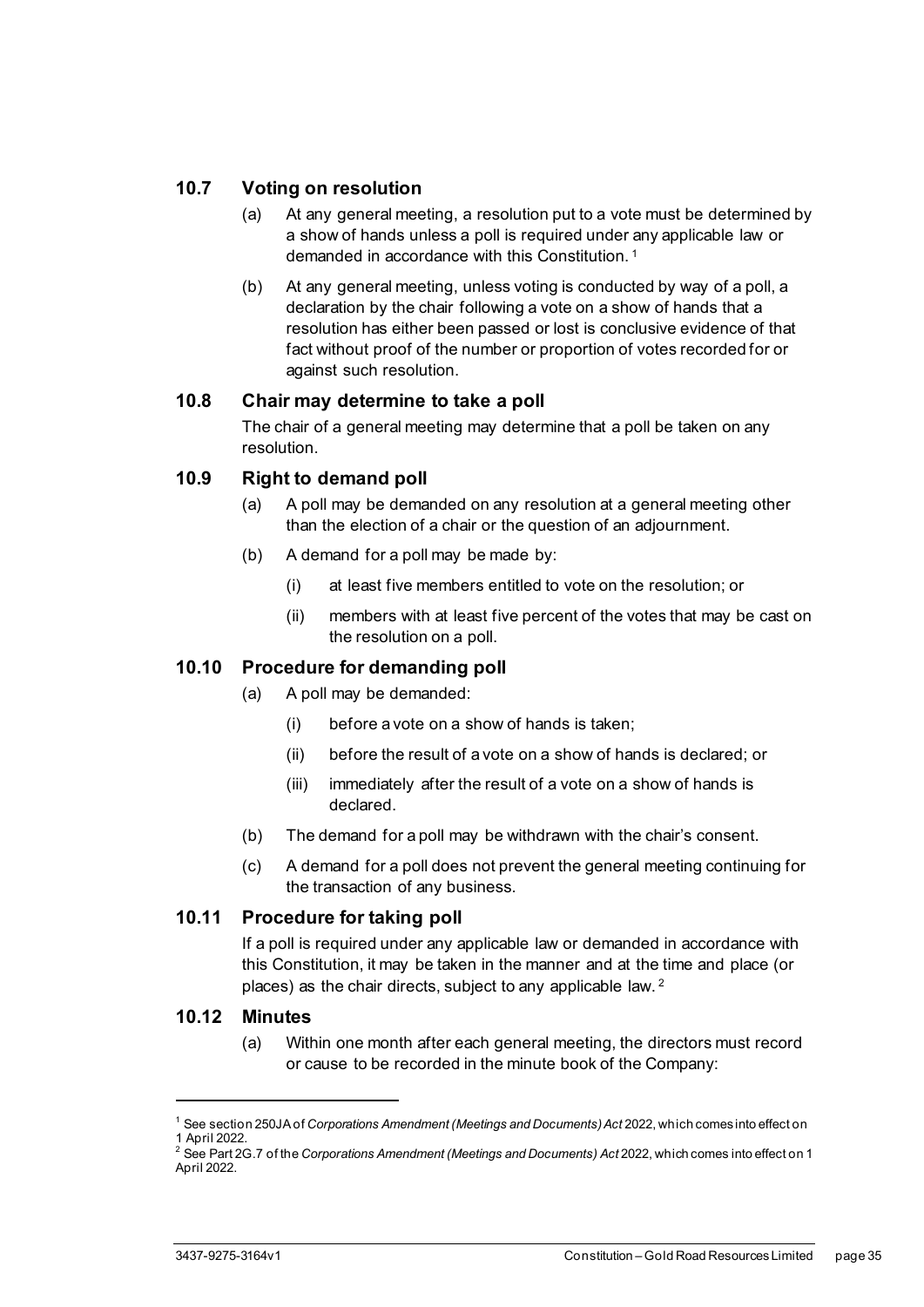### 10.7 Voting on resolution

(a) At any general meeting, a resolution put to a vote must be determined by a show of hands unless a poll is required under any applicable law or demanded in accordance with this Constitution. [1]

(b) At any general meeting, unless voting is conducted by way of a poll, a declaration by the chair following a vote on a show of hands that a resolution has either been passed or lost is conclusive evidence of that fact without proof of the number or proportion of votes recorded for or against such resolution.

### 10.8 Chair may determine to take a poll

The chair of a general meeting may determine that a poll be taken on any resolution.

### 10.9 Right to demand poll

(a) A poll may be demanded on any resolution at a general meeting other than the election of a chair or the question of an adjournment.

(b) A demand for a poll may be made by:

(i) at least five members entitled to vote on the resolution; or

(ii) members with at least five percent of the votes that may be cast on the resolution on a poll.

### 10.10 Procedure for demanding poll

(a) A poll may be demanded:

(i) before a vote on a show of hands is taken;

(ii) before the result of a vote on a show of hands is declared; or

(iii) immediately after the result of a vote on a show of hands is declared.

(b) The demand for a poll may be withdrawn with the chair's consent.

(c) A demand for a poll does not prevent the general meeting continuing for the transaction of any business.

### 10.11 Procedure for taking poll

If a poll is required under any applicable law or demanded in accordance with this Constitution, it may be taken in the manner and at the time and place (or places) as the chair directs, subject to any applicable law. [2]

### 10.12 Minutes

(a) Within one month after each general meeting, the directors must record or cause to be recorded in the minute book of the Company:

---

[1] See section 250JA of *Corporations Amendment (Meetings and Documents) Act* 2022, which comes into effect on 1 April 2022.

[2] See Part 2G.7 of the *Corporations Amendment (Meetings and Documents) Act* 2022, which comes into effect on 1 April 2022.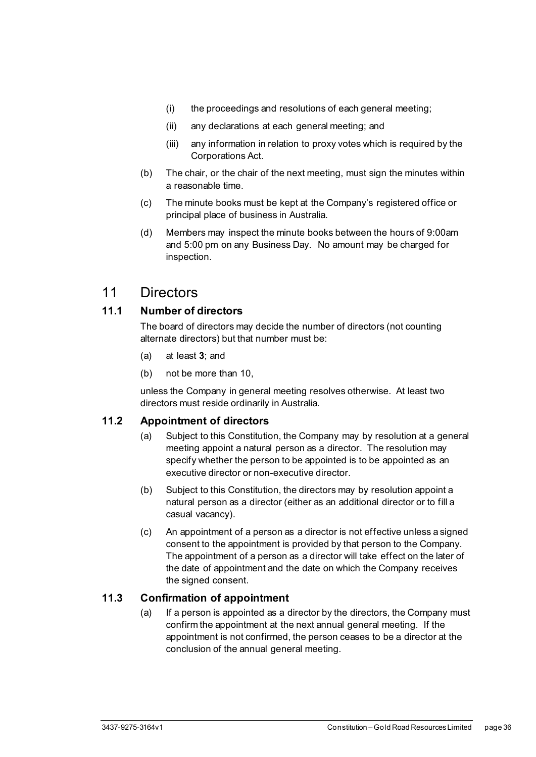(i) the proceedings and resolutions of each general meeting;

(ii) any declarations at each general meeting; and

(iii) any information in relation to proxy votes which is required by the Corporations Act.

(b) The chair, or the chair of the next meeting, must sign the minutes within a reasonable time.

(c) The minute books must be kept at the Company's registered office or principal place of business in Australia.

(d) Members may inspect the minute books between the hours of 9:00am and 5:00 pm on any Business Day. No amount may be charged for inspection.

# 11 Directors

## 11.1 Number of directors

The board of directors may decide the number of directors (not counting alternate directors) but that number must be:

(a) at least **3**; and

(b) not be more than 10,

unless the Company in general meeting resolves otherwise. At least two directors must reside ordinarily in Australia.

## 11.2 Appointment of directors

(a) Subject to this Constitution, the Company may by resolution at a general meeting appoint a natural person as a director. The resolution may specify whether the person to be appointed is to be appointed as an executive director or non-executive director.

(b) Subject to this Constitution, the directors may by resolution appoint a natural person as a director (either as an additional director or to fill a casual vacancy).

(c) An appointment of a person as a director is not effective unless a signed consent to the appointment is provided by that person to the Company. The appointment of a person as a director will take effect on the later of the date of appointment and the date on which the Company receives the signed consent.

## 11.3 Confirmation of appointment

(a) If a person is appointed as a director by the directors, the Company must confirm the appointment at the next annual general meeting. If the appointment is not confirmed, the person ceases to be a director at the conclusion of the annual general meeting.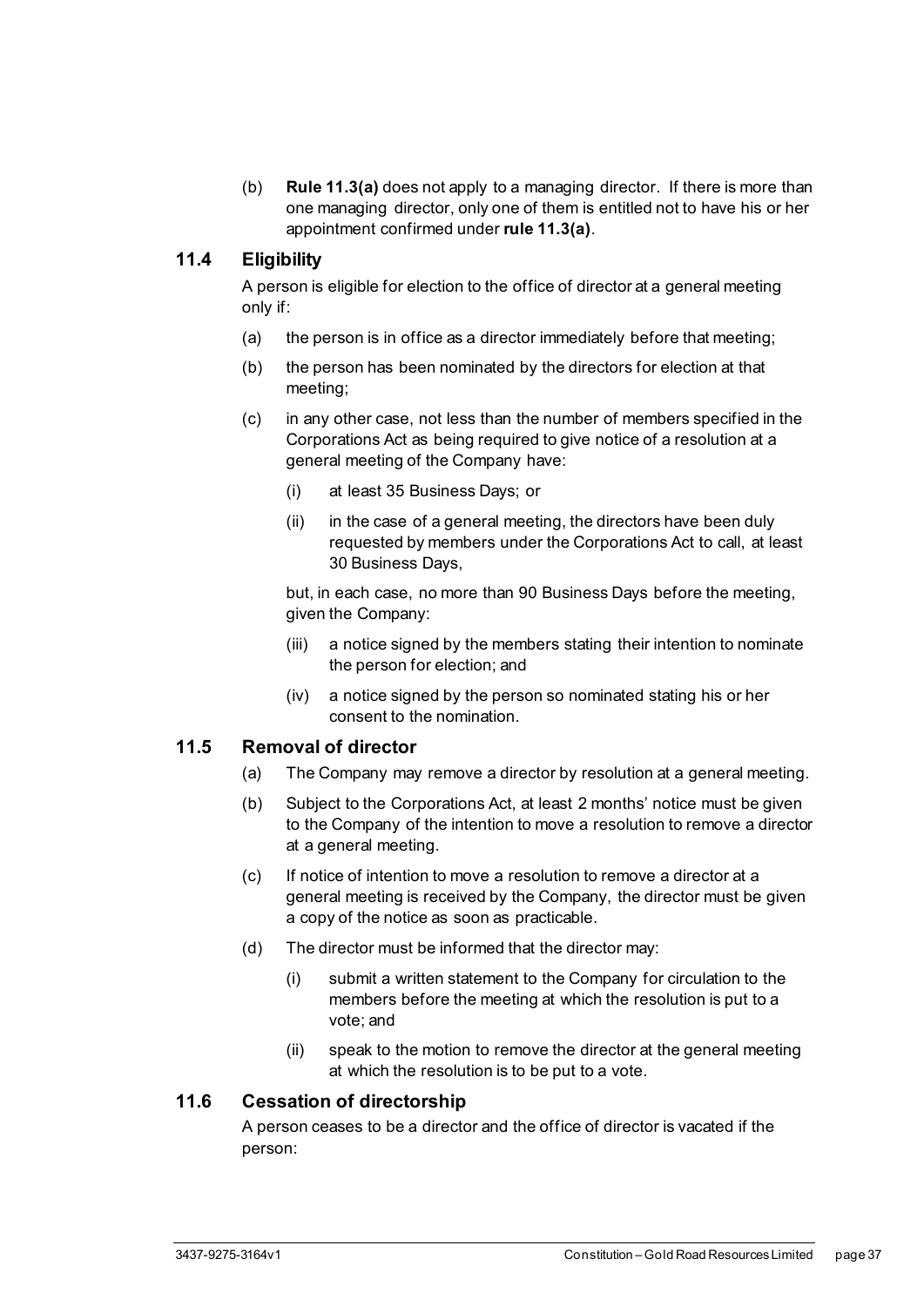(b) **Rule 11.3(a)** does not apply to a managing director. If there is more than one managing director, only one of them is entitled not to have his or her appointment confirmed under **rule 11.3(a)**.

## 11.4 Eligibility

A person is eligible for election to the office of director at a general meeting only if:

(a) the person is in office as a director immediately before that meeting;

(b) the person has been nominated by the directors for election at that meeting;

(c) in any other case, not less than the number of members specified in the Corporations Act as being required to give notice of a resolution at a general meeting of the Company have:

  (i) at least 35 Business Days; or

  (ii) in the case of a general meeting, the directors have been duly requested by members under the Corporations Act to call, at least 30 Business Days,

  but, in each case, no more than 90 Business Days before the meeting, given the Company:

  (iii) a notice signed by the members stating their intention to nominate the person for election; and

  (iv) a notice signed by the person so nominated stating his or her consent to the nomination.

## 11.5 Removal of director

(a) The Company may remove a director by resolution at a general meeting.

(b) Subject to the Corporations Act, at least 2 months' notice must be given to the Company of the intention to move a resolution to remove a director at a general meeting.

(c) If notice of intention to move a resolution to remove a director at a general meeting is received by the Company, the director must be given a copy of the notice as soon as practicable.

(d) The director must be informed that the director may:

  (i) submit a written statement to the Company for circulation to the members before the meeting at which the resolution is put to a vote; and

  (ii) speak to the motion to remove the director at the general meeting at which the resolution is to be put to a vote.

## 11.6 Cessation of directorship

A person ceases to be a director and the office of director is vacated if the person: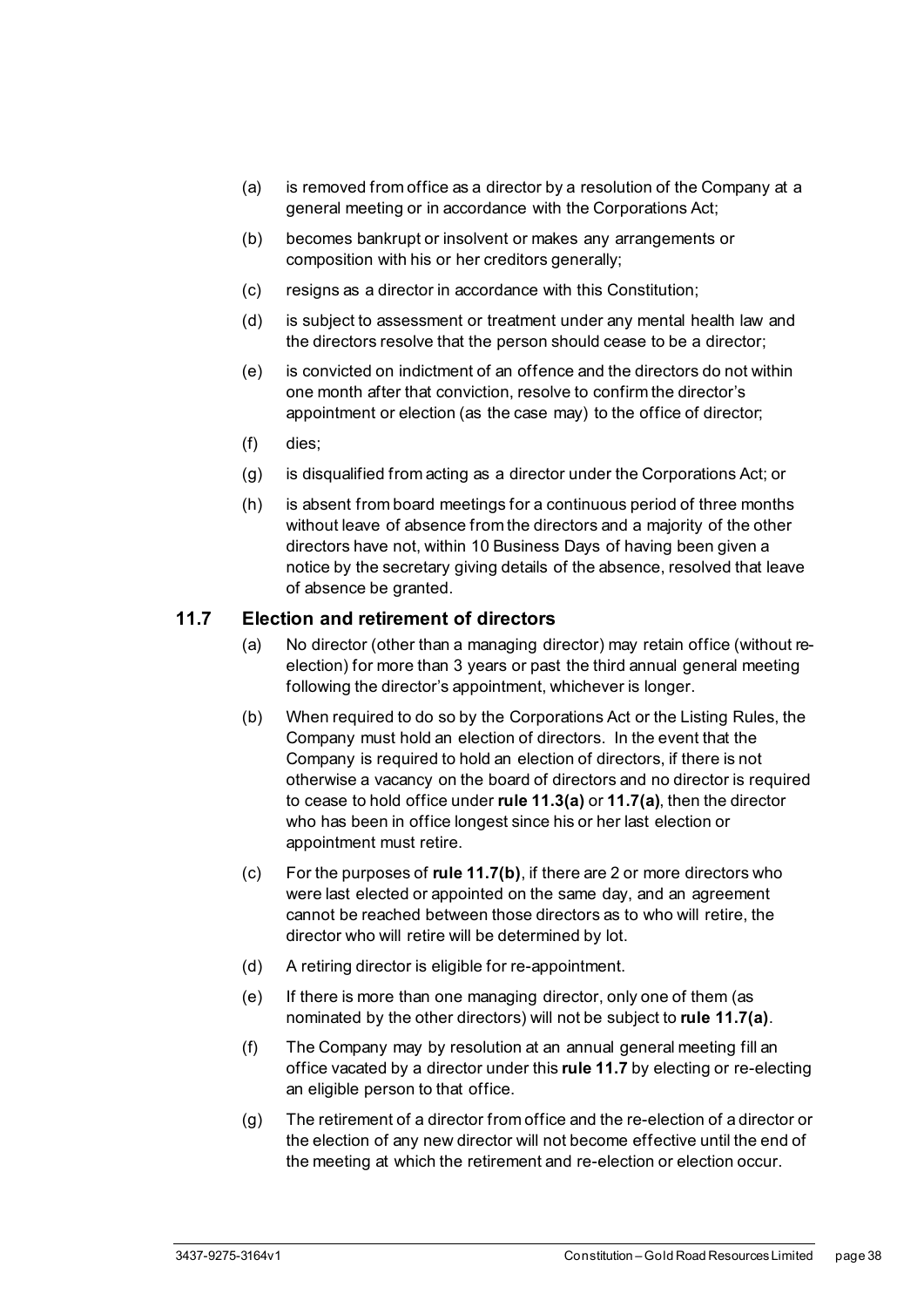(a) is removed from office as a director by a resolution of the Company at a general meeting or in accordance with the Corporations Act;

(b) becomes bankrupt or insolvent or makes any arrangements or composition with his or her creditors generally;

(c) resigns as a director in accordance with this Constitution;

(d) is subject to assessment or treatment under any mental health law and the directors resolve that the person should cease to be a director;

(e) is convicted on indictment of an offence and the directors do not within one month after that conviction, resolve to confirm the director's appointment or election (as the case may) to the office of director;

(f) dies;

(g) is disqualified from acting as a director under the Corporations Act; or

(h) is absent from board meetings for a continuous period of three months without leave of absence from the directors and a majority of the other directors have not, within 10 Business Days of having been given a notice by the secretary giving details of the absence, resolved that leave of absence be granted.

### 11.7 Election and retirement of directors

(a) No director (other than a managing director) may retain office (without re-election) for more than 3 years or past the third annual general meeting following the director's appointment, whichever is longer.

(b) When required to do so by the Corporations Act or the Listing Rules, the Company must hold an election of directors. In the event that the Company is required to hold an election of directors, if there is not otherwise a vacancy on the board of directors and no director is required to cease to hold office under **rule 11.3(a)** or **11.7(a)**, then the director who has been in office longest since his or her last election or appointment must retire.

(c) For the purposes of **rule 11.7(b)**, if there are 2 or more directors who were last elected or appointed on the same day, and an agreement cannot be reached between those directors as to who will retire, the director who will retire will be determined by lot.

(d) A retiring director is eligible for re-appointment.

(e) If there is more than one managing director, only one of them (as nominated by the other directors) will not be subject to **rule 11.7(a)**.

(f) The Company may by resolution at an annual general meeting fill an office vacated by a director under this **rule 11.7** by electing or re-electing an eligible person to that office.

(g) The retirement of a director from office and the re-election of a director or the election of any new director will not become effective until the end of the meeting at which the retirement and re-election or election occur.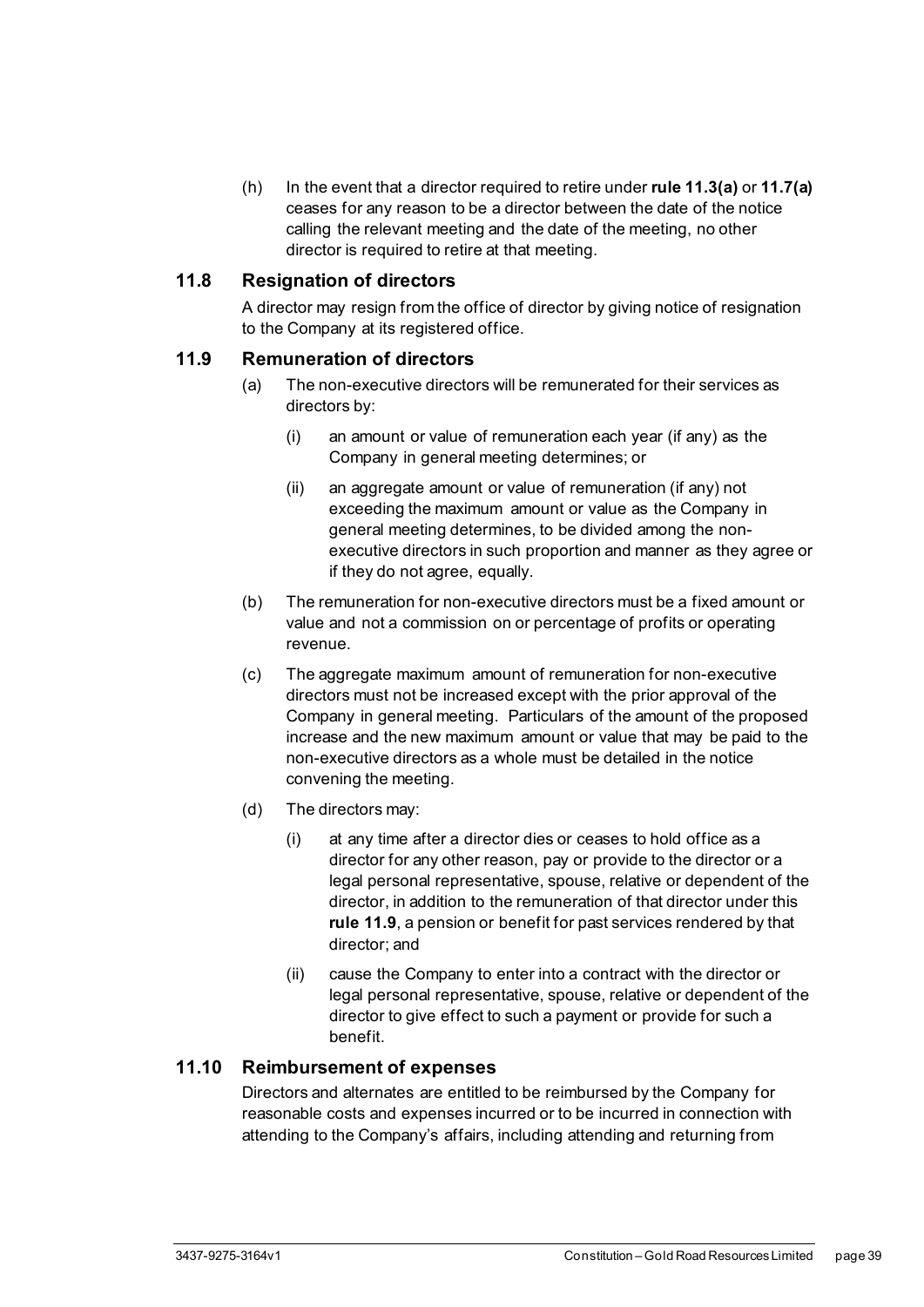(h) In the event that a director required to retire under **rule 11.3(a)** or **11.7(a)** ceases for any reason to be a director between the date of the notice calling the relevant meeting and the date of the meeting, no other director is required to retire at that meeting.

### 11.8 Resignation of directors

A director may resign from the office of director by giving notice of resignation to the Company at its registered office.

### 11.9 Remuneration of directors

(a) The non-executive directors will be remunerated for their services as directors by:

   (i) an amount or value of remuneration each year (if any) as the Company in general meeting determines; or

   (ii) an aggregate amount or value of remuneration (if any) not exceeding the maximum amount or value as the Company in general meeting determines, to be divided among the non-executive directors in such proportion and manner as they agree or if they do not agree, equally.

(b) The remuneration for non-executive directors must be a fixed amount or value and not a commission on or percentage of profits or operating revenue.

(c) The aggregate maximum amount of remuneration for non-executive directors must not be increased except with the prior approval of the Company in general meeting. Particulars of the amount of the proposed increase and the new maximum amount or value that may be paid to the non-executive directors as a whole must be detailed in the notice convening the meeting.

(d) The directors may:

   (i) at any time after a director dies or ceases to hold office as a director for any other reason, pay or provide to the director or a legal personal representative, spouse, relative or dependent of the director, in addition to the remuneration of that director under this **rule 11.9**, a pension or benefit for past services rendered by that director; and

   (ii) cause the Company to enter into a contract with the director or legal personal representative, spouse, relative or dependent of the director to give effect to such a payment or provide for such a benefit.

### 11.10 Reimbursement of expenses

Directors and alternates are entitled to be reimbursed by the Company for reasonable costs and expenses incurred or to be incurred in connection with attending to the Company's affairs, including attending and returning from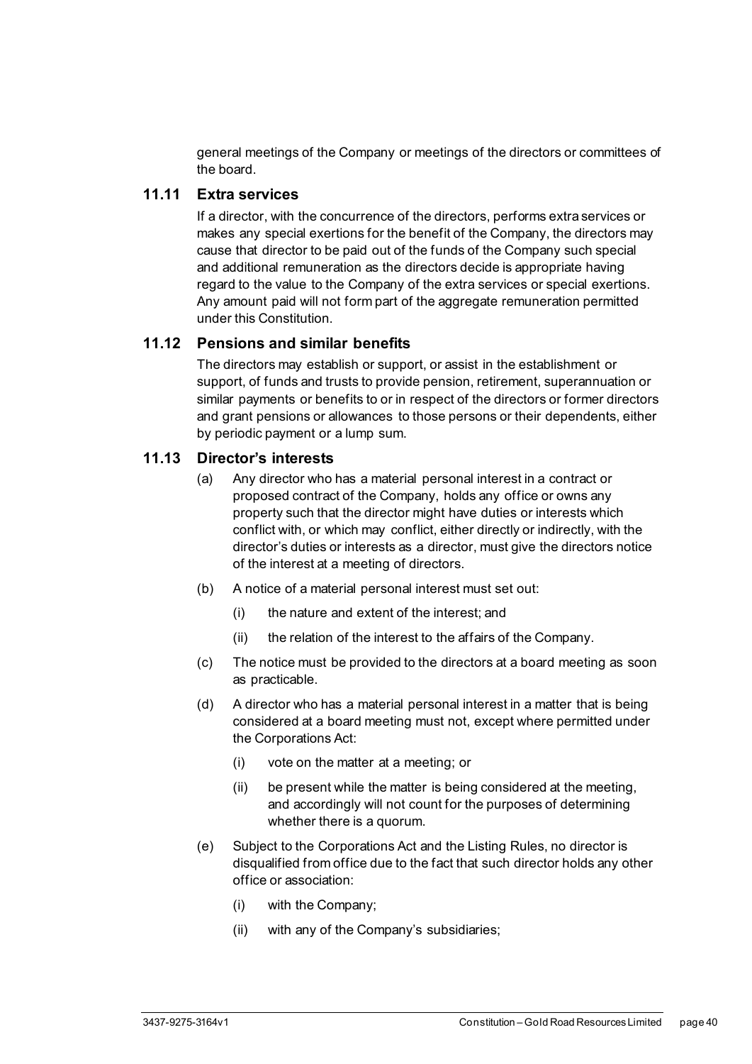general meetings of the Company or meetings of the directors or committees of the board.

### 11.11 Extra services

If a director, with the concurrence of the directors, performs extra services or makes any special exertions for the benefit of the Company, the directors may cause that director to be paid out of the funds of the Company such special and additional remuneration as the directors decide is appropriate having regard to the value to the Company of the extra services or special exertions. Any amount paid will not form part of the aggregate remuneration permitted under this Constitution.

### 11.12 Pensions and similar benefits

The directors may establish or support, or assist in the establishment or support, of funds and trusts to provide pension, retirement, superannuation or similar payments or benefits to or in respect of the directors or former directors and grant pensions or allowances to those persons or their dependents, either by periodic payment or a lump sum.

### 11.13 Director's interests

(a) Any director who has a material personal interest in a contract or proposed contract of the Company, holds any office or owns any property such that the director might have duties or interests which conflict with, or which may conflict, either directly or indirectly, with the director's duties or interests as a director, must give the directors notice of the interest at a meeting of directors.

(b) A notice of a material personal interest must set out:

  (i) the nature and extent of the interest; and

  (ii) the relation of the interest to the affairs of the Company.

(c) The notice must be provided to the directors at a board meeting as soon as practicable.

(d) A director who has a material personal interest in a matter that is being considered at a board meeting must not, except where permitted under the Corporations Act:

  (i) vote on the matter at a meeting; or

  (ii) be present while the matter is being considered at the meeting, and accordingly will not count for the purposes of determining whether there is a quorum.

(e) Subject to the Corporations Act and the Listing Rules, no director is disqualified from office due to the fact that such director holds any other office or association:

  (i) with the Company;

  (ii) with any of the Company's subsidiaries;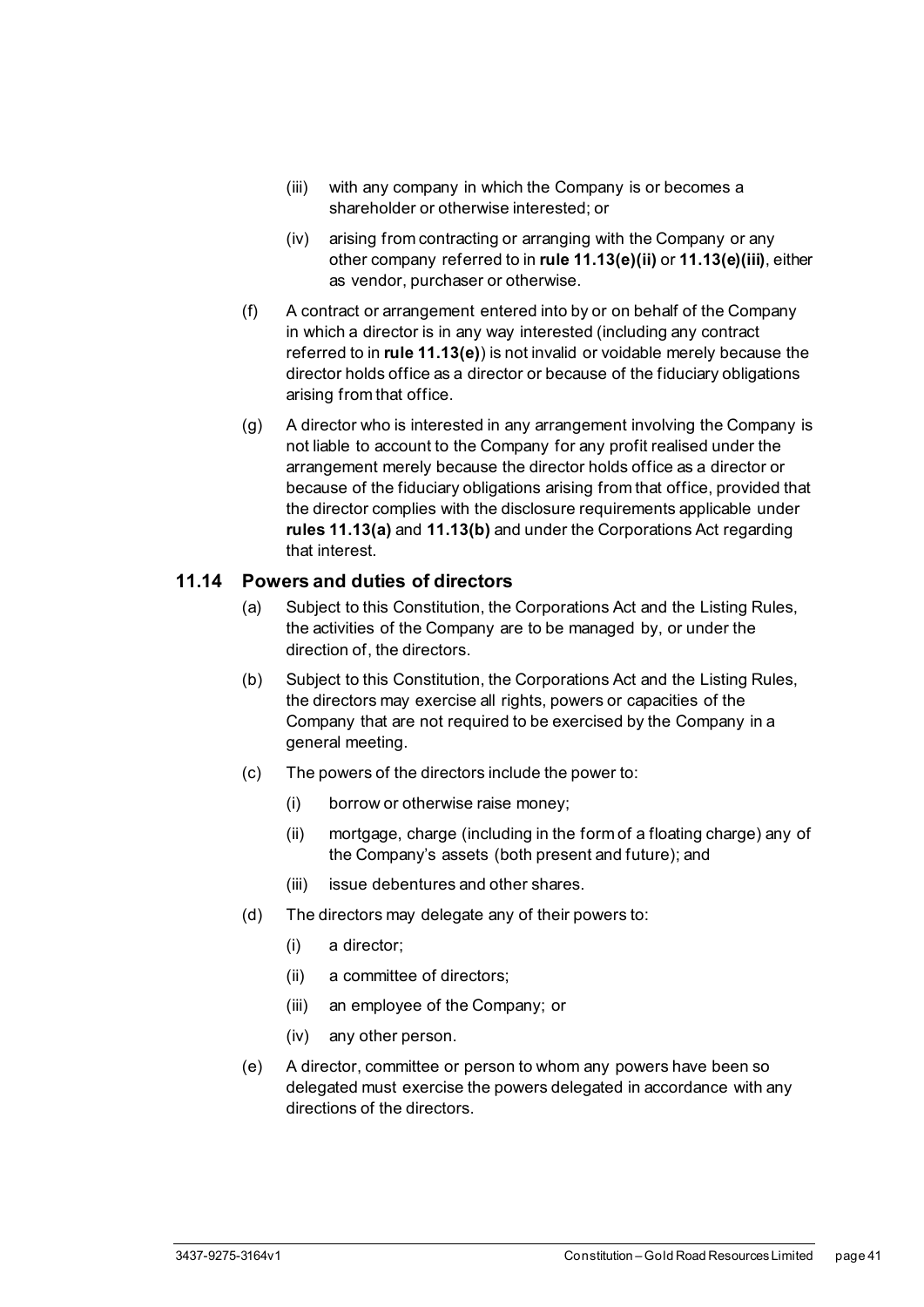(iii) with any company in which the Company is or becomes a shareholder or otherwise interested; or

(iv) arising from contracting or arranging with the Company or any other company referred to in **rule 11.13(e)(ii)** or **11.13(e)(iii)**, either as vendor, purchaser or otherwise.

(f) A contract or arrangement entered into by or on behalf of the Company in which a director is in any way interested (including any contract referred to in **rule 11.13(e)**) is not invalid or voidable merely because the director holds office as a director or because of the fiduciary obligations arising from that office.

(g) A director who is interested in any arrangement involving the Company is not liable to account to the Company for any profit realised under the arrangement merely because the director holds office as a director or because of the fiduciary obligations arising from that office, provided that the director complies with the disclosure requirements applicable under **rules 11.13(a)** and **11.13(b)** and under the Corporations Act regarding that interest.

## 11.14 Powers and duties of directors

(a) Subject to this Constitution, the Corporations Act and the Listing Rules, the activities of the Company are to be managed by, or under the direction of, the directors.

(b) Subject to this Constitution, the Corporations Act and the Listing Rules, the directors may exercise all rights, powers or capacities of the Company that are not required to be exercised by the Company in a general meeting.

(c) The powers of the directors include the power to:

(i) borrow or otherwise raise money;

(ii) mortgage, charge (including in the form of a floating charge) any of the Company's assets (both present and future); and

(iii) issue debentures and other shares.

(d) The directors may delegate any of their powers to:

(i) a director;

(ii) a committee of directors;

(iii) an employee of the Company; or

(iv) any other person.

(e) A director, committee or person to whom any powers have been so delegated must exercise the powers delegated in accordance with any directions of the directors.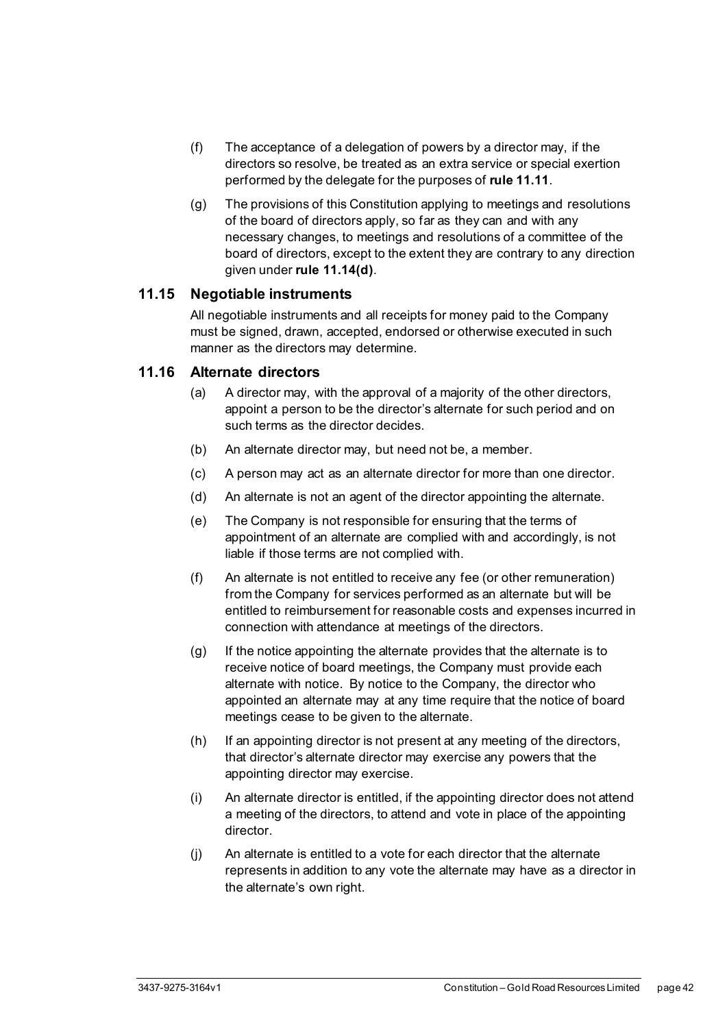(f) The acceptance of a delegation of powers by a director may, if the directors so resolve, be treated as an extra service or special exertion performed by the delegate for the purposes of **rule 11.11**.

(g) The provisions of this Constitution applying to meetings and resolutions of the board of directors apply, so far as they can and with any necessary changes, to meetings and resolutions of a committee of the board of directors, except to the extent they are contrary to any direction given under **rule 11.14(d)**.

### 11.15 Negotiable instruments

All negotiable instruments and all receipts for money paid to the Company must be signed, drawn, accepted, endorsed or otherwise executed in such manner as the directors may determine.

### 11.16 Alternate directors

(a) A director may, with the approval of a majority of the other directors, appoint a person to be the director's alternate for such period and on such terms as the director decides.

(b) An alternate director may, but need not be, a member.

(c) A person may act as an alternate director for more than one director.

(d) An alternate is not an agent of the director appointing the alternate.

(e) The Company is not responsible for ensuring that the terms of appointment of an alternate are complied with and accordingly, is not liable if those terms are not complied with.

(f) An alternate is not entitled to receive any fee (or other remuneration) from the Company for services performed as an alternate but will be entitled to reimbursement for reasonable costs and expenses incurred in connection with attendance at meetings of the directors.

(g) If the notice appointing the alternate provides that the alternate is to receive notice of board meetings, the Company must provide each alternate with notice. By notice to the Company, the director who appointed an alternate may at any time require that the notice of board meetings cease to be given to the alternate.

(h) If an appointing director is not present at any meeting of the directors, that director's alternate director may exercise any powers that the appointing director may exercise.

(i) An alternate director is entitled, if the appointing director does not attend a meeting of the directors, to attend and vote in place of the appointing director.

(j) An alternate is entitled to a vote for each director that the alternate represents in addition to any vote the alternate may have as a director in the alternate's own right.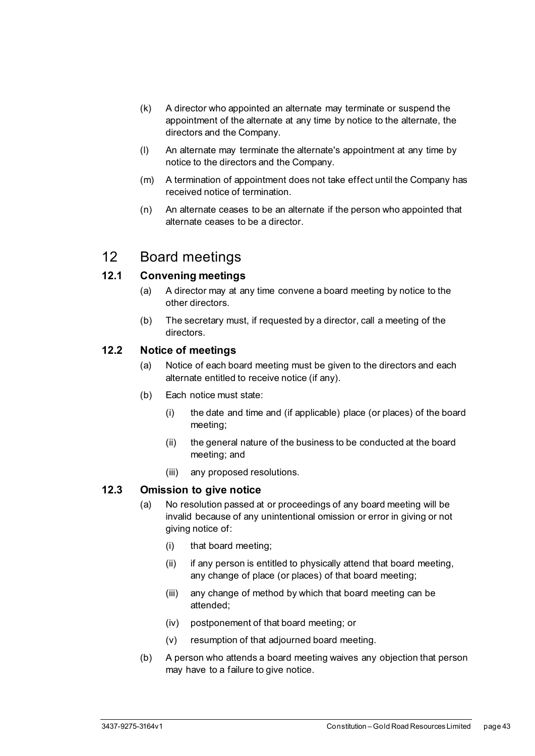(k) A director who appointed an alternate may terminate or suspend the appointment of the alternate at any time by notice to the alternate, the directors and the Company.

(l) An alternate may terminate the alternate's appointment at any time by notice to the directors and the Company.

(m) A termination of appointment does not take effect until the Company has received notice of termination.

(n) An alternate ceases to be an alternate if the person who appointed that alternate ceases to be a director.

# 12 Board meetings

## 12.1 Convening meetings

(a) A director may at any time convene a board meeting by notice to the other directors.

(b) The secretary must, if requested by a director, call a meeting of the directors.

## 12.2 Notice of meetings

(a) Notice of each board meeting must be given to the directors and each alternate entitled to receive notice (if any).

(b) Each notice must state:

(i) the date and time and (if applicable) place (or places) of the board meeting;

(ii) the general nature of the business to be conducted at the board meeting; and

(iii) any proposed resolutions.

## 12.3 Omission to give notice

(a) No resolution passed at or proceedings of any board meeting will be invalid because of any unintentional omission or error in giving or not giving notice of:

(i) that board meeting;

(ii) if any person is entitled to physically attend that board meeting, any change of place (or places) of that board meeting;

(iii) any change of method by which that board meeting can be attended;

(iv) postponement of that board meeting; or

(v) resumption of that adjourned board meeting.

(b) A person who attends a board meeting waives any objection that person may have to a failure to give notice.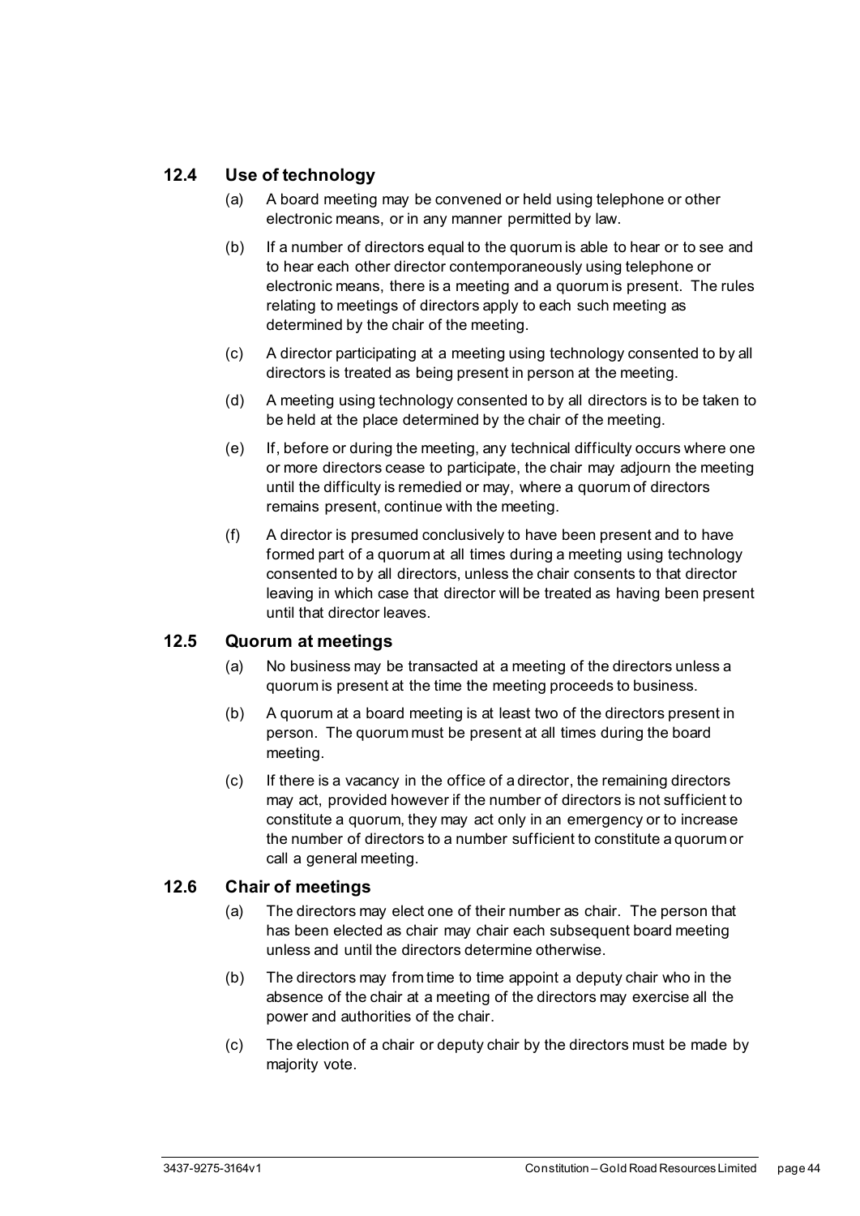### 12.4 Use of technology

(a) A board meeting may be convened or held using telephone or other electronic means, or in any manner permitted by law.

(b) If a number of directors equal to the quorum is able to hear or to see and to hear each other director contemporaneously using telephone or electronic means, there is a meeting and a quorum is present. The rules relating to meetings of directors apply to each such meeting as determined by the chair of the meeting.

(c) A director participating at a meeting using technology consented to by all directors is treated as being present in person at the meeting.

(d) A meeting using technology consented to by all directors is to be taken to be held at the place determined by the chair of the meeting.

(e) If, before or during the meeting, any technical difficulty occurs where one or more directors cease to participate, the chair may adjourn the meeting until the difficulty is remedied or may, where a quorum of directors remains present, continue with the meeting.

(f) A director is presumed conclusively to have been present and to have formed part of a quorum at all times during a meeting using technology consented to by all directors, unless the chair consents to that director leaving in which case that director will be treated as having been present until that director leaves.

### 12.5 Quorum at meetings

(a) No business may be transacted at a meeting of the directors unless a quorum is present at the time the meeting proceeds to business.

(b) A quorum at a board meeting is at least two of the directors present in person. The quorum must be present at all times during the board meeting.

(c) If there is a vacancy in the office of a director, the remaining directors may act, provided however if the number of directors is not sufficient to constitute a quorum, they may act only in an emergency or to increase the number of directors to a number sufficient to constitute a quorum or call a general meeting.

### 12.6 Chair of meetings

(a) The directors may elect one of their number as chair. The person that has been elected as chair may chair each subsequent board meeting unless and until the directors determine otherwise.

(b) The directors may from time to time appoint a deputy chair who in the absence of the chair at a meeting of the directors may exercise all the power and authorities of the chair.

(c) The election of a chair or deputy chair by the directors must be made by majority vote.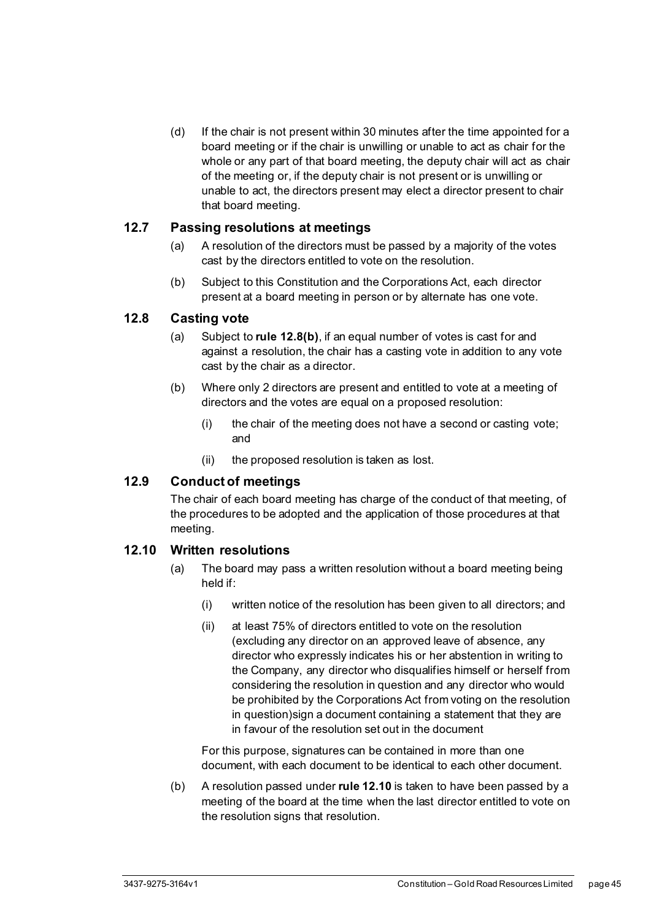(d) If the chair is not present within 30 minutes after the time appointed for a board meeting or if the chair is unwilling or unable to act as chair for the whole or any part of that board meeting, the deputy chair will act as chair of the meeting or, if the deputy chair is not present or is unwilling or unable to act, the directors present may elect a director present to chair that board meeting.

### 12.7 Passing resolutions at meetings

(a) A resolution of the directors must be passed by a majority of the votes cast by the directors entitled to vote on the resolution.

(b) Subject to this Constitution and the Corporations Act, each director present at a board meeting in person or by alternate has one vote.

### 12.8 Casting vote

(a) Subject to **rule 12.8(b)**, if an equal number of votes is cast for and against a resolution, the chair has a casting vote in addition to any vote cast by the chair as a director.

(b) Where only 2 directors are present and entitled to vote at a meeting of directors and the votes are equal on a proposed resolution:

(i) the chair of the meeting does not have a second or casting vote; and

(ii) the proposed resolution is taken as lost.

### 12.9 Conduct of meetings

The chair of each board meeting has charge of the conduct of that meeting, of the procedures to be adopted and the application of those procedures at that meeting.

### 12.10 Written resolutions

(a) The board may pass a written resolution without a board meeting being held if:

(i) written notice of the resolution has been given to all directors; and

(ii) at least 75% of directors entitled to vote on the resolution (excluding any director on an approved leave of absence, any director who expressly indicates his or her abstention in writing to the Company, any director who disqualifies himself or herself from considering the resolution in question and any director who would be prohibited by the Corporations Act from voting on the resolution in question)sign a document containing a statement that they are in favour of the resolution set out in the document

For this purpose, signatures can be contained in more than one document, with each document to be identical to each other document.

(b) A resolution passed under **rule 12.10** is taken to have been passed by a meeting of the board at the time when the last director entitled to vote on the resolution signs that resolution.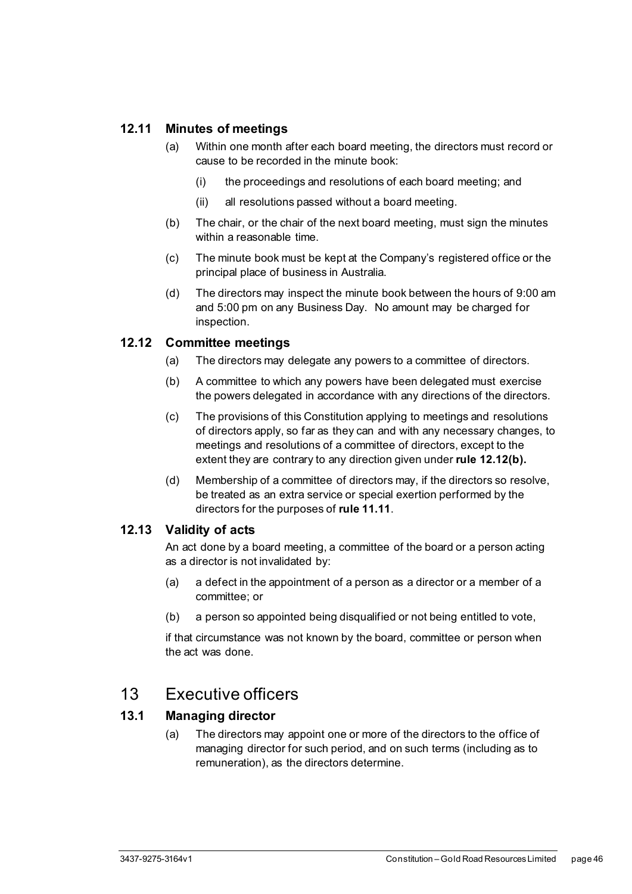### 12.11 Minutes of meetings

(a) Within one month after each board meeting, the directors must record or cause to be recorded in the minute book:

  (i) the proceedings and resolutions of each board meeting; and

  (ii) all resolutions passed without a board meeting.

(b) The chair, or the chair of the next board meeting, must sign the minutes within a reasonable time.

(c) The minute book must be kept at the Company's registered office or the principal place of business in Australia.

(d) The directors may inspect the minute book between the hours of 9:00 am and 5:00 pm on any Business Day. No amount may be charged for inspection.

### 12.12 Committee meetings

(a) The directors may delegate any powers to a committee of directors.

(b) A committee to which any powers have been delegated must exercise the powers delegated in accordance with any directions of the directors.

(c) The provisions of this Constitution applying to meetings and resolutions of directors apply, so far as they can and with any necessary changes, to meetings and resolutions of a committee of directors, except to the extent they are contrary to any direction given under **rule 12.12(b).**

(d) Membership of a committee of directors may, if the directors so resolve, be treated as an extra service or special exertion performed by the directors for the purposes of **rule 11.11**.

### 12.13 Validity of acts

An act done by a board meeting, a committee of the board or a person acting as a director is not invalidated by:

(a) a defect in the appointment of a person as a director or a member of a committee; or

(b) a person so appointed being disqualified or not being entitled to vote,

if that circumstance was not known by the board, committee or person when the act was done.

## 13 Executive officers

### 13.1 Managing director

(a) The directors may appoint one or more of the directors to the office of managing director for such period, and on such terms (including as to remuneration), as the directors determine.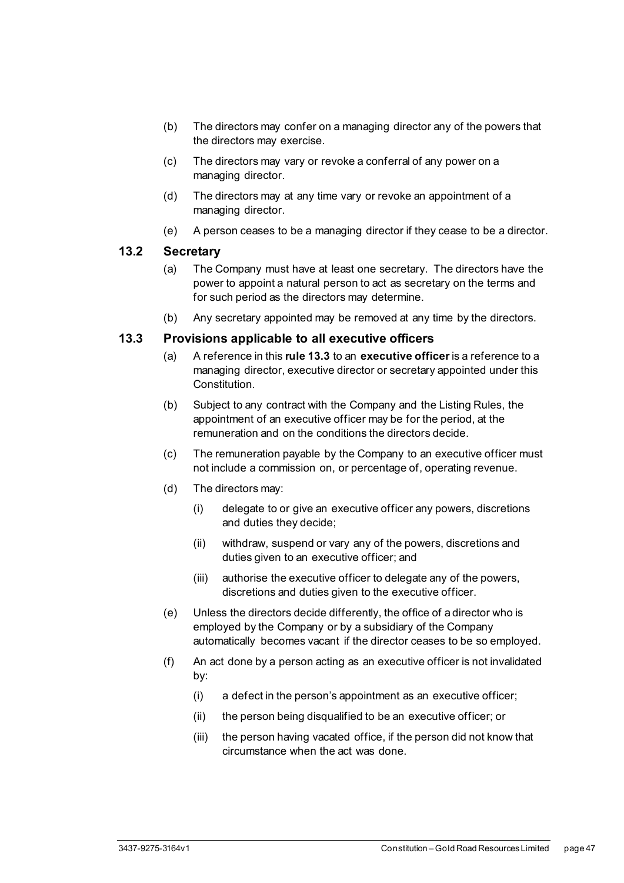(b) The directors may confer on a managing director any of the powers that the directors may exercise.

(c) The directors may vary or revoke a conferral of any power on a managing director.

(d) The directors may at any time vary or revoke an appointment of a managing director.

(e) A person ceases to be a managing director if they cease to be a director.

### 13.2 Secretary

(a) The Company must have at least one secretary. The directors have the power to appoint a natural person to act as secretary on the terms and for such period as the directors may determine.

(b) Any secretary appointed may be removed at any time by the directors.

### 13.3 Provisions applicable to all executive officers

(a) A reference in this **rule 13.3** to an **executive officer** is a reference to a managing director, executive director or secretary appointed under this Constitution.

(b) Subject to any contract with the Company and the Listing Rules, the appointment of an executive officer may be for the period, at the remuneration and on the conditions the directors decide.

(c) The remuneration payable by the Company to an executive officer must not include a commission on, or percentage of, operating revenue.

(d) The directors may:

   (i) delegate to or give an executive officer any powers, discretions and duties they decide;

   (ii) withdraw, suspend or vary any of the powers, discretions and duties given to an executive officer; and

   (iii) authorise the executive officer to delegate any of the powers, discretions and duties given to the executive officer.

(e) Unless the directors decide differently, the office of a director who is employed by the Company or by a subsidiary of the Company automatically becomes vacant if the director ceases to be so employed.

(f) An act done by a person acting as an executive officer is not invalidated by:

   (i) a defect in the person's appointment as an executive officer;

   (ii) the person being disqualified to be an executive officer; or

   (iii) the person having vacated office, if the person did not know that circumstance when the act was done.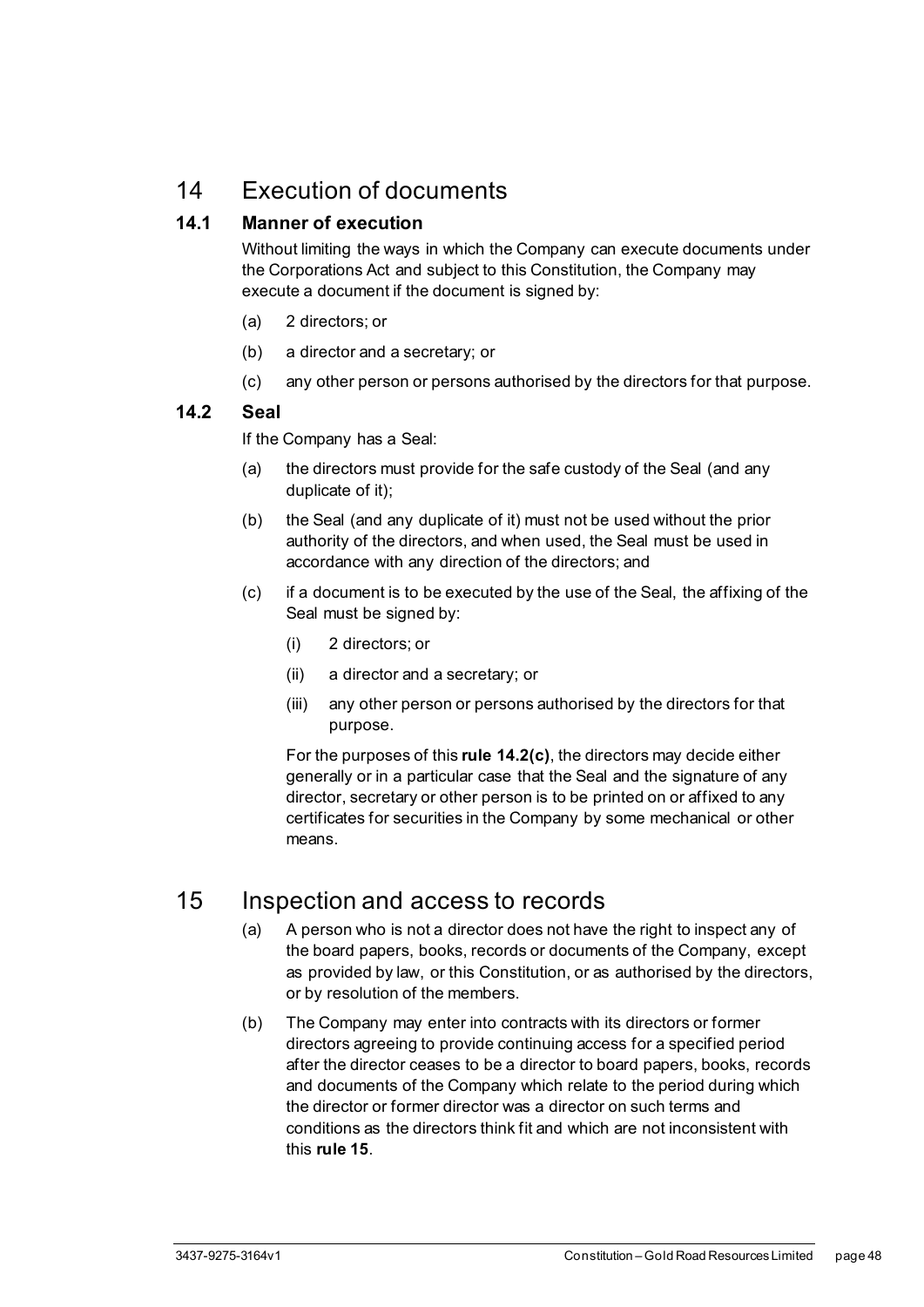# 14 Execution of documents

## 14.1 Manner of execution

Without limiting the ways in which the Company can execute documents under the Corporations Act and subject to this Constitution, the Company may execute a document if the document is signed by:

(a) 2 directors; or

(b) a director and a secretary; or

(c) any other person or persons authorised by the directors for that purpose.

## 14.2 Seal

If the Company has a Seal:

(a) the directors must provide for the safe custody of the Seal (and any duplicate of it);

(b) the Seal (and any duplicate of it) must not be used without the prior authority of the directors, and when used, the Seal must be used in accordance with any direction of the directors; and

(c) if a document is to be executed by the use of the Seal, the affixing of the Seal must be signed by:

   (i) 2 directors; or

   (ii) a director and a secretary; or

   (iii) any other person or persons authorised by the directors for that purpose.

   For the purposes of this **rule 14.2(c)**, the directors may decide either generally or in a particular case that the Seal and the signature of any director, secretary or other person is to be printed on or affixed to any certificates for securities in the Company by some mechanical or other means.

# 15 Inspection and access to records

(a) A person who is not a director does not have the right to inspect any of the board papers, books, records or documents of the Company, except as provided by law, or this Constitution, or as authorised by the directors, or by resolution of the members.

(b) The Company may enter into contracts with its directors or former directors agreeing to provide continuing access for a specified period after the director ceases to be a director to board papers, books, records and documents of the Company which relate to the period during which the director or former director was a director on such terms and conditions as the directors think fit and which are not inconsistent with this **rule 15**.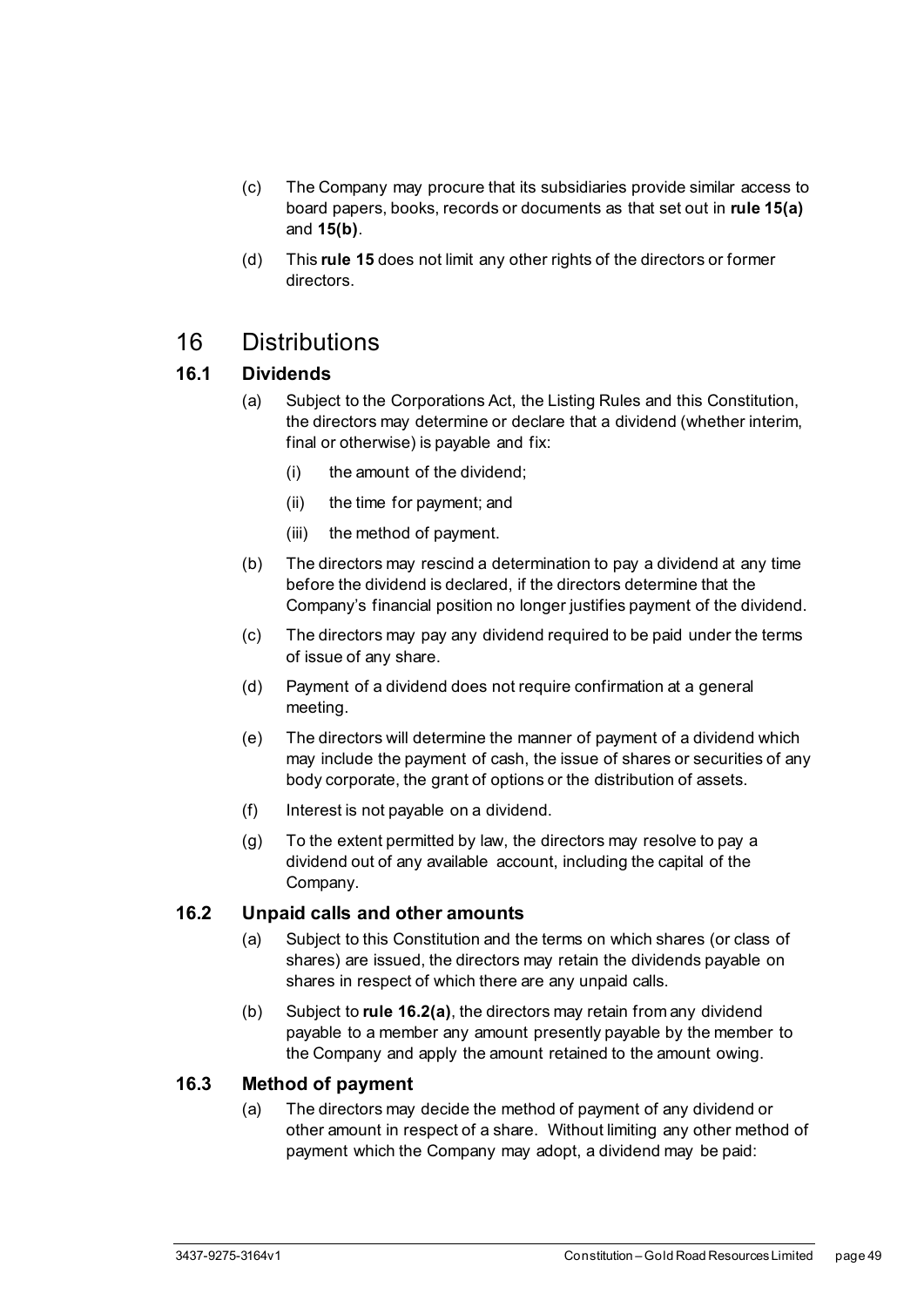(c) The Company may procure that its subsidiaries provide similar access to board papers, books, records or documents as that set out in **rule 15(a)** and **15(b)**.

(d) This **rule 15** does not limit any other rights of the directors or former directors.

# 16 Distributions

## 16.1 Dividends

(a) Subject to the Corporations Act, the Listing Rules and this Constitution, the directors may determine or declare that a dividend (whether interim, final or otherwise) is payable and fix:

  (i) the amount of the dividend;

  (ii) the time for payment; and

  (iii) the method of payment.

(b) The directors may rescind a determination to pay a dividend at any time before the dividend is declared, if the directors determine that the Company's financial position no longer justifies payment of the dividend.

(c) The directors may pay any dividend required to be paid under the terms of issue of any share.

(d) Payment of a dividend does not require confirmation at a general meeting.

(e) The directors will determine the manner of payment of a dividend which may include the payment of cash, the issue of shares or securities of any body corporate, the grant of options or the distribution of assets.

(f) Interest is not payable on a dividend.

(g) To the extent permitted by law, the directors may resolve to pay a dividend out of any available account, including the capital of the Company.

## 16.2 Unpaid calls and other amounts

(a) Subject to this Constitution and the terms on which shares (or class of shares) are issued, the directors may retain the dividends payable on shares in respect of which there are any unpaid calls.

(b) Subject to **rule 16.2(a)**, the directors may retain from any dividend payable to a member any amount presently payable by the member to the Company and apply the amount retained to the amount owing.

## 16.3 Method of payment

(a) The directors may decide the method of payment of any dividend or other amount in respect of a share. Without limiting any other method of payment which the Company may adopt, a dividend may be paid: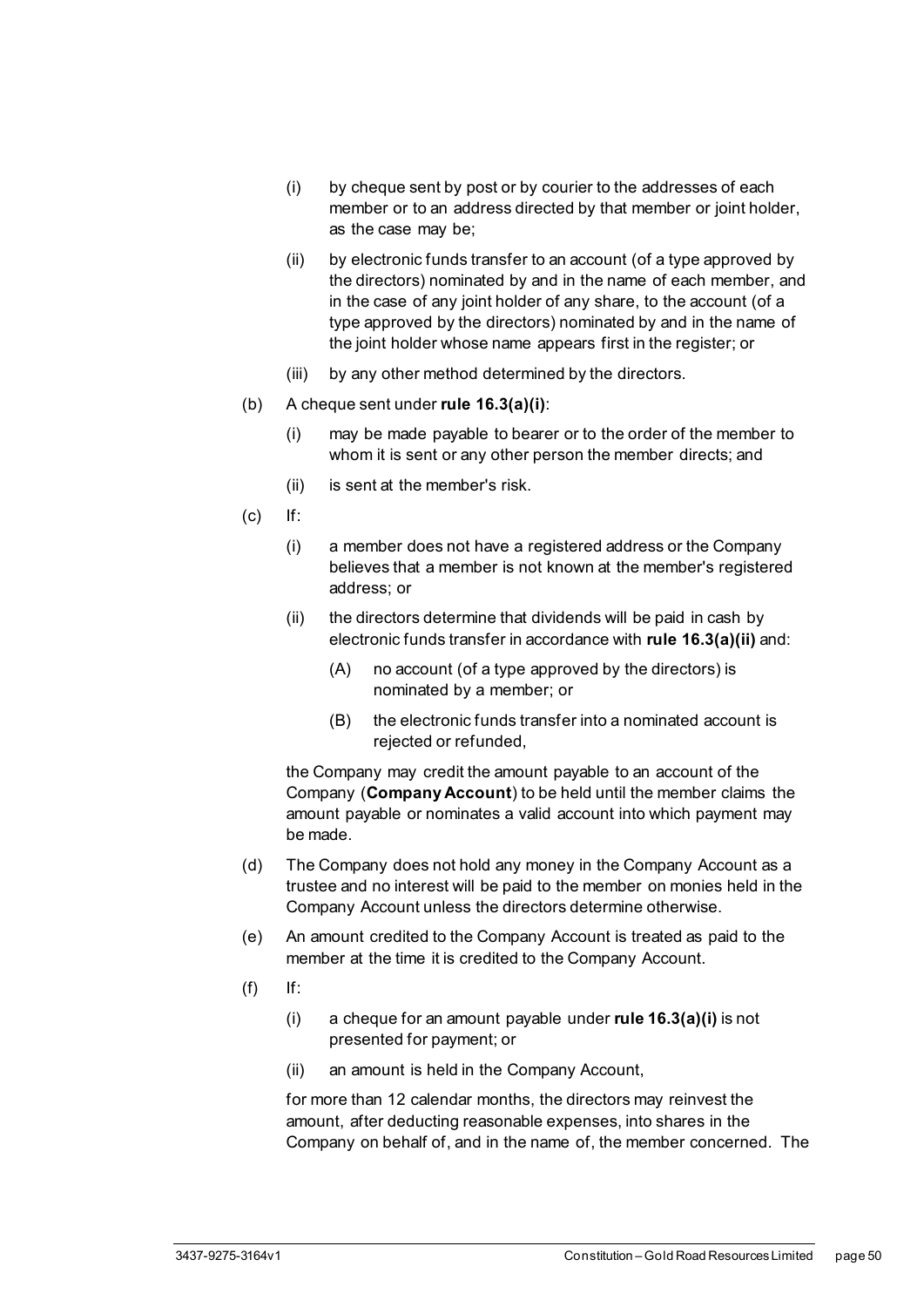(i) by cheque sent by post or by courier to the addresses of each member or to an address directed by that member or joint holder, as the case may be;

(ii) by electronic funds transfer to an account (of a type approved by the directors) nominated by and in the name of each member, and in the case of any joint holder of any share, to the account (of a type approved by the directors) nominated by and in the name of the joint holder whose name appears first in the register; or

(iii) by any other method determined by the directors.

(b) A cheque sent under **rule 16.3(a)(i)**:

(i) may be made payable to bearer or to the order of the member to whom it is sent or any other person the member directs; and

(ii) is sent at the member's risk.

(c) If:

(i) a member does not have a registered address or the Company believes that a member is not known at the member's registered address; or

(ii) the directors determine that dividends will be paid in cash by electronic funds transfer in accordance with **rule 16.3(a)(ii)** and:

(A) no account (of a type approved by the directors) is nominated by a member; or

(B) the electronic funds transfer into a nominated account is rejected or refunded,

the Company may credit the amount payable to an account of the Company (**Company Account**) to be held until the member claims the amount payable or nominates a valid account into which payment may be made.

(d) The Company does not hold any money in the Company Account as a trustee and no interest will be paid to the member on monies held in the Company Account unless the directors determine otherwise.

(e) An amount credited to the Company Account is treated as paid to the member at the time it is credited to the Company Account.

(f) If:

(i) a cheque for an amount payable under **rule 16.3(a)(i)** is not presented for payment; or

(ii) an amount is held in the Company Account,

for more than 12 calendar months, the directors may reinvest the amount, after deducting reasonable expenses, into shares in the Company on behalf of, and in the name of, the member concerned. The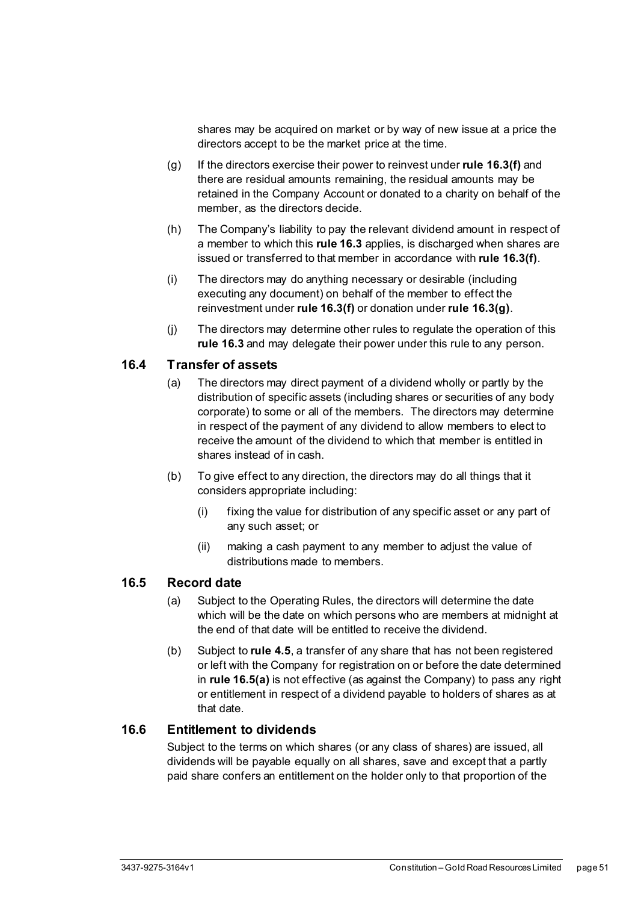shares may be acquired on market or by way of new issue at a price the directors accept to be the market price at the time.

(g) If the directors exercise their power to reinvest under **rule 16.3(f)** and there are residual amounts remaining, the residual amounts may be retained in the Company Account or donated to a charity on behalf of the member, as the directors decide.

(h) The Company's liability to pay the relevant dividend amount in respect of a member to which this **rule 16.3** applies, is discharged when shares are issued or transferred to that member in accordance with **rule 16.3(f)**.

(i) The directors may do anything necessary or desirable (including executing any document) on behalf of the member to effect the reinvestment under **rule 16.3(f)** or donation under **rule 16.3(g)**.

(j) The directors may determine other rules to regulate the operation of this **rule 16.3** and may delegate their power under this rule to any person.

## 16.4 Transfer of assets

(a) The directors may direct payment of a dividend wholly or partly by the distribution of specific assets (including shares or securities of any body corporate) to some or all of the members. The directors may determine in respect of the payment of any dividend to allow members to elect to receive the amount of the dividend to which that member is entitled in shares instead of in cash.

(b) To give effect to any direction, the directors may do all things that it considers appropriate including:

(i) fixing the value for distribution of any specific asset or any part of any such asset; or

(ii) making a cash payment to any member to adjust the value of distributions made to members.

## 16.5 Record date

(a) Subject to the Operating Rules, the directors will determine the date which will be the date on which persons who are members at midnight at the end of that date will be entitled to receive the dividend.

(b) Subject to **rule 4.5**, a transfer of any share that has not been registered or left with the Company for registration on or before the date determined in **rule 16.5(a)** is not effective (as against the Company) to pass any right or entitlement in respect of a dividend payable to holders of shares as at that date.

## 16.6 Entitlement to dividends

Subject to the terms on which shares (or any class of shares) are issued, all dividends will be payable equally on all shares, save and except that a partly paid share confers an entitlement on the holder only to that proportion of the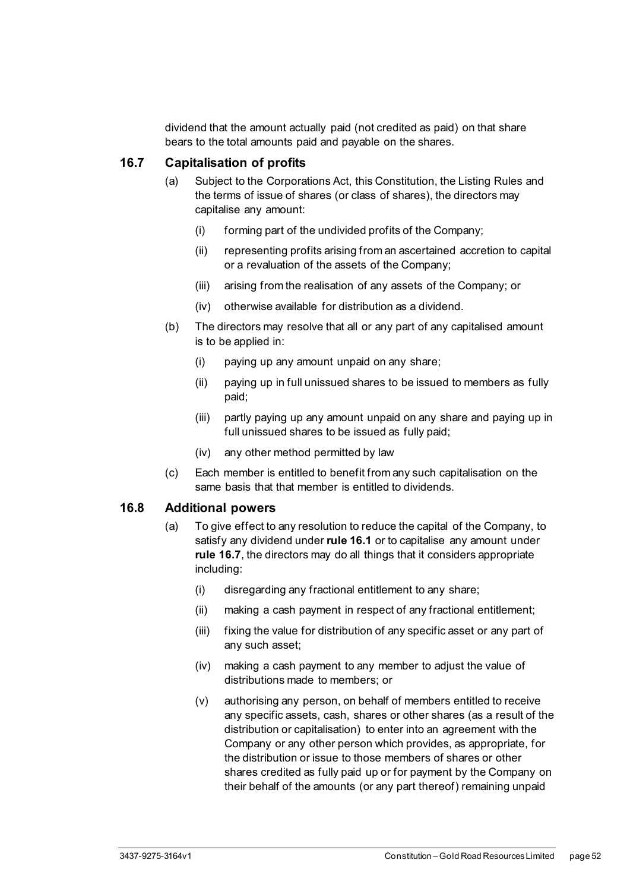dividend that the amount actually paid (not credited as paid) on that share bears to the total amounts paid and payable on the shares.

## 16.7 Capitalisation of profits

(a) Subject to the Corporations Act, this Constitution, the Listing Rules and the terms of issue of shares (or class of shares), the directors may capitalise any amount:

  (i) forming part of the undivided profits of the Company;

  (ii) representing profits arising from an ascertained accretion to capital or a revaluation of the assets of the Company;

  (iii) arising from the realisation of any assets of the Company; or

  (iv) otherwise available for distribution as a dividend.

(b) The directors may resolve that all or any part of any capitalised amount is to be applied in:

  (i) paying up any amount unpaid on any share;

  (ii) paying up in full unissued shares to be issued to members as fully paid;

  (iii) partly paying up any amount unpaid on any share and paying up in full unissued shares to be issued as fully paid;

  (iv) any other method permitted by law

(c) Each member is entitled to benefit from any such capitalisation on the same basis that that member is entitled to dividends.

## 16.8 Additional powers

(a) To give effect to any resolution to reduce the capital of the Company, to satisfy any dividend under **rule 16.1** or to capitalise any amount under **rule 16.7**, the directors may do all things that it considers appropriate including:

  (i) disregarding any fractional entitlement to any share;

  (ii) making a cash payment in respect of any fractional entitlement;

  (iii) fixing the value for distribution of any specific asset or any part of any such asset;

  (iv) making a cash payment to any member to adjust the value of distributions made to members; or

  (v) authorising any person, on behalf of members entitled to receive any specific assets, cash, shares or other shares (as a result of the distribution or capitalisation) to enter into an agreement with the Company or any other person which provides, as appropriate, for the distribution or issue to those members of shares or other shares credited as fully paid up or for payment by the Company on their behalf of the amounts (or any part thereof) remaining unpaid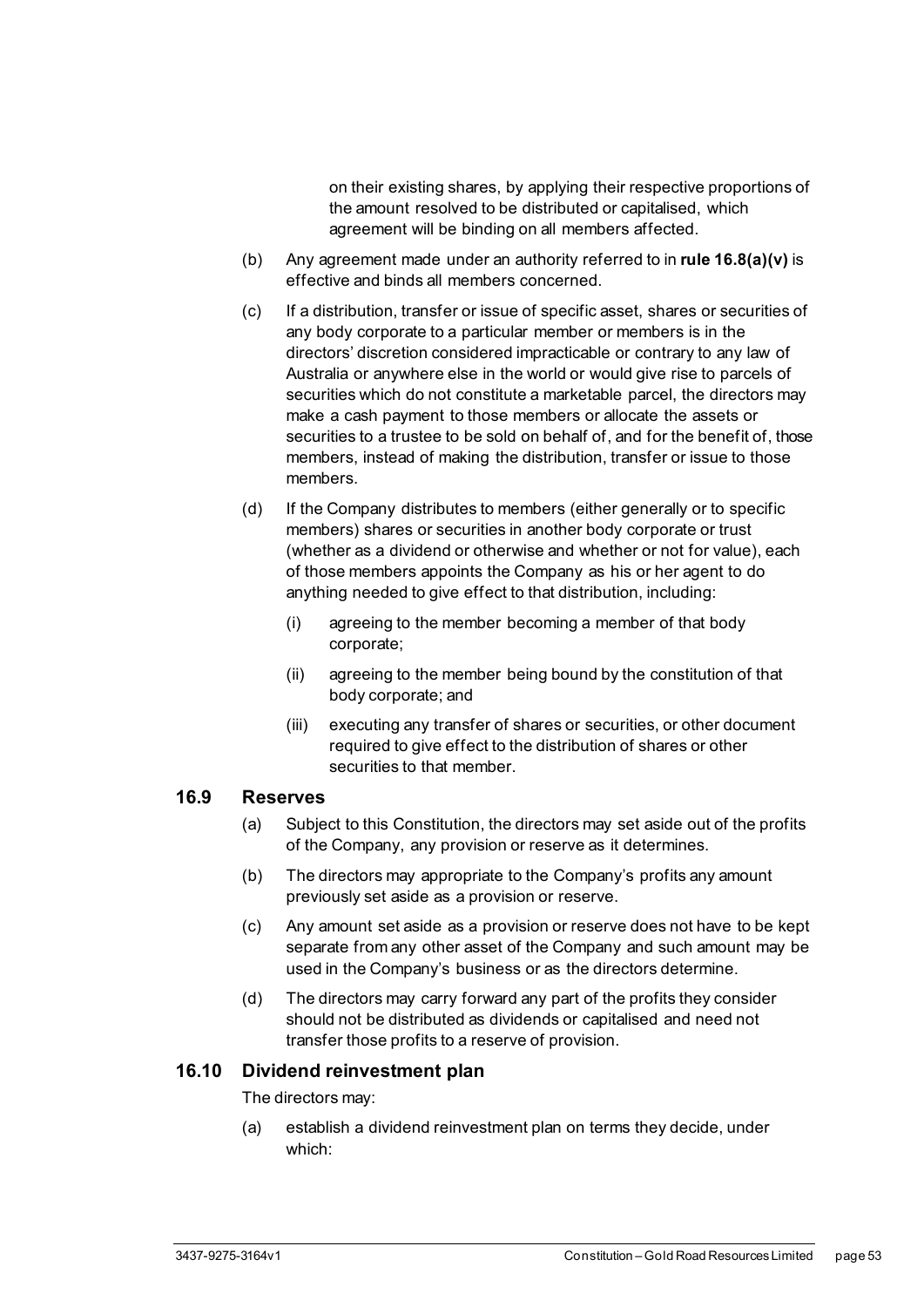on their existing shares, by applying their respective proportions of the amount resolved to be distributed or capitalised, which agreement will be binding on all members affected.

(b) Any agreement made under an authority referred to in **rule 16.8(a)(v)** is effective and binds all members concerned.

(c) If a distribution, transfer or issue of specific asset, shares or securities of any body corporate to a particular member or members is in the directors' discretion considered impracticable or contrary to any law of Australia or anywhere else in the world or would give rise to parcels of securities which do not constitute a marketable parcel, the directors may make a cash payment to those members or allocate the assets or securities to a trustee to be sold on behalf of, and for the benefit of, those members, instead of making the distribution, transfer or issue to those members.

(d) If the Company distributes to members (either generally or to specific members) shares or securities in another body corporate or trust (whether as a dividend or otherwise and whether or not for value), each of those members appoints the Company as his or her agent to do anything needed to give effect to that distribution, including:

(i) agreeing to the member becoming a member of that body corporate;

(ii) agreeing to the member being bound by the constitution of that body corporate; and

(iii) executing any transfer of shares or securities, or other document required to give effect to the distribution of shares or other securities to that member.

## 16.9 Reserves

(a) Subject to this Constitution, the directors may set aside out of the profits of the Company, any provision or reserve as it determines.

(b) The directors may appropriate to the Company's profits any amount previously set aside as a provision or reserve.

(c) Any amount set aside as a provision or reserve does not have to be kept separate from any other asset of the Company and such amount may be used in the Company's business or as the directors determine.

(d) The directors may carry forward any part of the profits they consider should not be distributed as dividends or capitalised and need not transfer those profits to a reserve of provision.

## 16.10 Dividend reinvestment plan

The directors may:

(a) establish a dividend reinvestment plan on terms they decide, under which: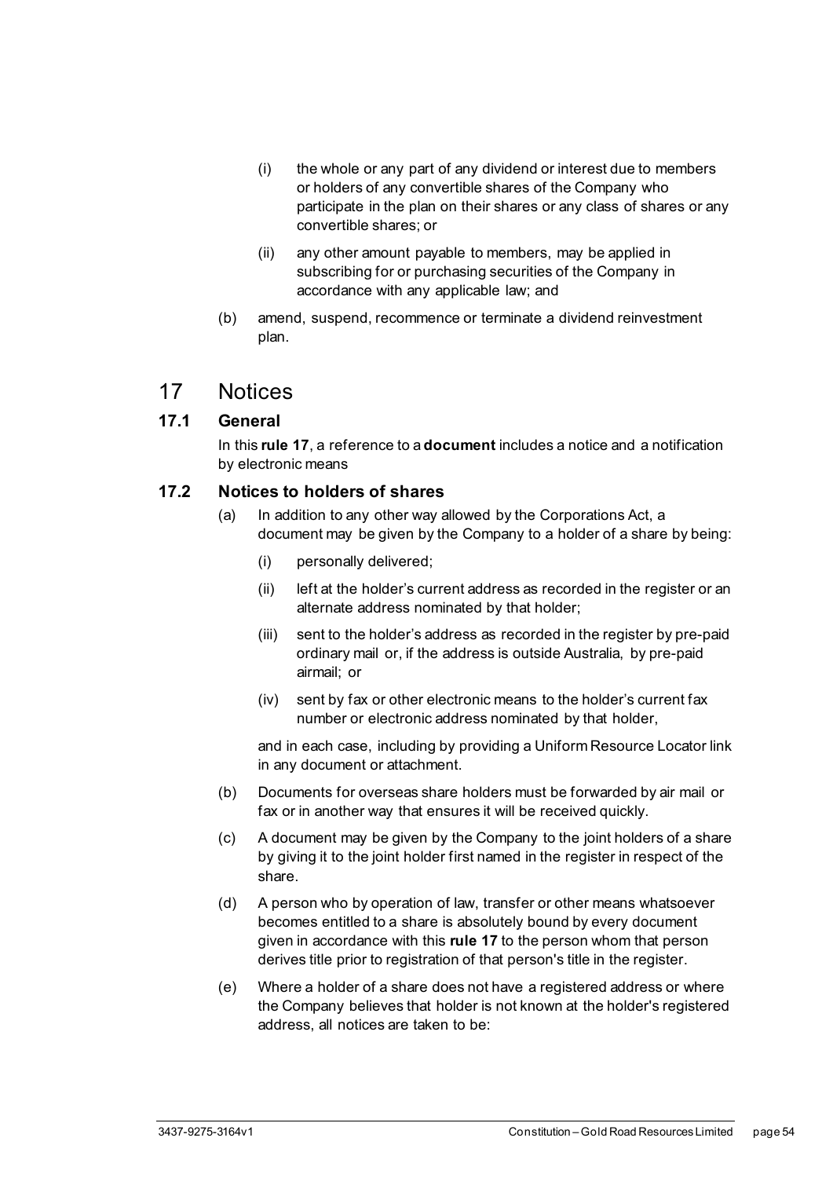(i) the whole or any part of any dividend or interest due to members or holders of any convertible shares of the Company who participate in the plan on their shares or any class of shares or any convertible shares; or

(ii) any other amount payable to members, may be applied in subscribing for or purchasing securities of the Company in accordance with any applicable law; and

(b) amend, suspend, recommence or terminate a dividend reinvestment plan.

# 17 Notices

## 17.1 General

In this **rule 17**, a reference to a **document** includes a notice and a notification by electronic means

## 17.2 Notices to holders of shares

(a) In addition to any other way allowed by the Corporations Act, a document may be given by the Company to a holder of a share by being:

(i) personally delivered;

(ii) left at the holder's current address as recorded in the register or an alternate address nominated by that holder;

(iii) sent to the holder's address as recorded in the register by pre-paid ordinary mail or, if the address is outside Australia, by pre-paid airmail; or

(iv) sent by fax or other electronic means to the holder's current fax number or electronic address nominated by that holder,

and in each case, including by providing a Uniform Resource Locator link in any document or attachment.

(b) Documents for overseas share holders must be forwarded by air mail or fax or in another way that ensures it will be received quickly.

(c) A document may be given by the Company to the joint holders of a share by giving it to the joint holder first named in the register in respect of the share.

(d) A person who by operation of law, transfer or other means whatsoever becomes entitled to a share is absolutely bound by every document given in accordance with this **rule 17** to the person whom that person derives title prior to registration of that person's title in the register.

(e) Where a holder of a share does not have a registered address or where the Company believes that holder is not known at the holder's registered address, all notices are taken to be: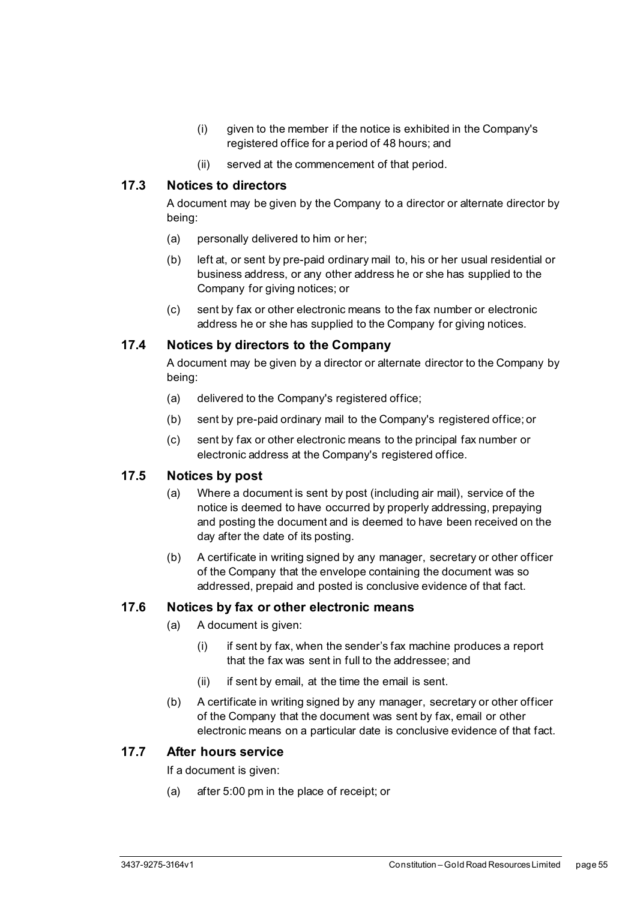(i) given to the member if the notice is exhibited in the Company's registered office for a period of 48 hours; and

(ii) served at the commencement of that period.

## 17.3 Notices to directors

A document may be given by the Company to a director or alternate director by being:

(a) personally delivered to him or her;

(b) left at, or sent by pre-paid ordinary mail to, his or her usual residential or business address, or any other address he or she has supplied to the Company for giving notices; or

(c) sent by fax or other electronic means to the fax number or electronic address he or she has supplied to the Company for giving notices.

## 17.4 Notices by directors to the Company

A document may be given by a director or alternate director to the Company by being:

(a) delivered to the Company's registered office;

(b) sent by pre-paid ordinary mail to the Company's registered office; or

(c) sent by fax or other electronic means to the principal fax number or electronic address at the Company's registered office.

## 17.5 Notices by post

(a) Where a document is sent by post (including air mail), service of the notice is deemed to have occurred by properly addressing, prepaying and posting the document and is deemed to have been received on the day after the date of its posting.

(b) A certificate in writing signed by any manager, secretary or other officer of the Company that the envelope containing the document was so addressed, prepaid and posted is conclusive evidence of that fact.

## 17.6 Notices by fax or other electronic means

(a) A document is given:

(i) if sent by fax, when the sender's fax machine produces a report that the fax was sent in full to the addressee; and

(ii) if sent by email, at the time the email is sent.

(b) A certificate in writing signed by any manager, secretary or other officer of the Company that the document was sent by fax, email or other electronic means on a particular date is conclusive evidence of that fact.

## 17.7 After hours service

If a document is given:

(a) after 5:00 pm in the place of receipt; or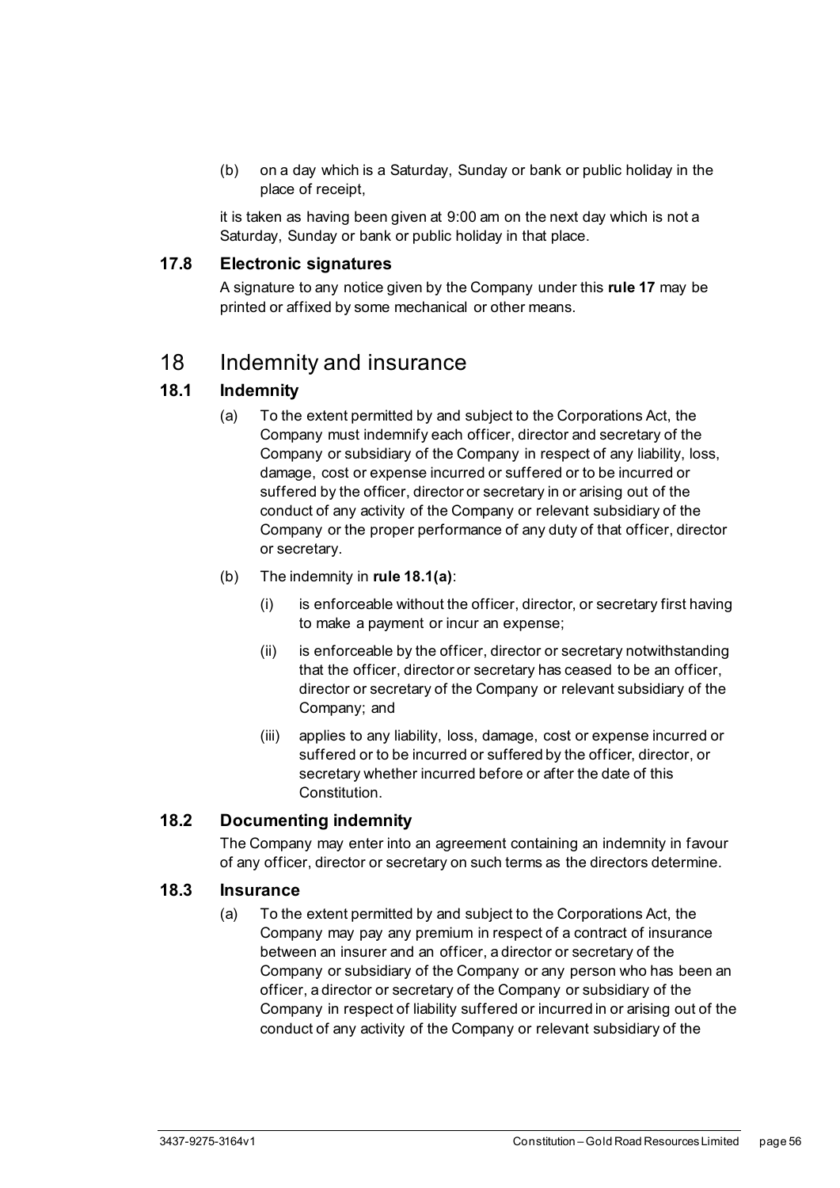(b) on a day which is a Saturday, Sunday or bank or public holiday in the place of receipt,

it is taken as having been given at 9:00 am on the next day which is not a Saturday, Sunday or bank or public holiday in that place.

### 17.8 Electronic signatures

A signature to any notice given by the Company under this **rule 17** may be printed or affixed by some mechanical or other means.

## 18 Indemnity and insurance

### 18.1 Indemnity

(a) To the extent permitted by and subject to the Corporations Act, the Company must indemnify each officer, director and secretary of the Company or subsidiary of the Company in respect of any liability, loss, damage, cost or expense incurred or suffered or to be incurred or suffered by the officer, director or secretary in or arising out of the conduct of any activity of the Company or relevant subsidiary of the Company or the proper performance of any duty of that officer, director or secretary.

(b) The indemnity in **rule 18.1(a)**:

(i) is enforceable without the officer, director, or secretary first having to make a payment or incur an expense;

(ii) is enforceable by the officer, director or secretary notwithstanding that the officer, director or secretary has ceased to be an officer, director or secretary of the Company or relevant subsidiary of the Company; and

(iii) applies to any liability, loss, damage, cost or expense incurred or suffered or to be incurred or suffered by the officer, director, or secretary whether incurred before or after the date of this Constitution.

### 18.2 Documenting indemnity

The Company may enter into an agreement containing an indemnity in favour of any officer, director or secretary on such terms as the directors determine.

### 18.3 Insurance

(a) To the extent permitted by and subject to the Corporations Act, the Company may pay any premium in respect of a contract of insurance between an insurer and an officer, a director or secretary of the Company or subsidiary of the Company or any person who has been an officer, a director or secretary of the Company or subsidiary of the Company in respect of liability suffered or incurred in or arising out of the conduct of any activity of the Company or relevant subsidiary of the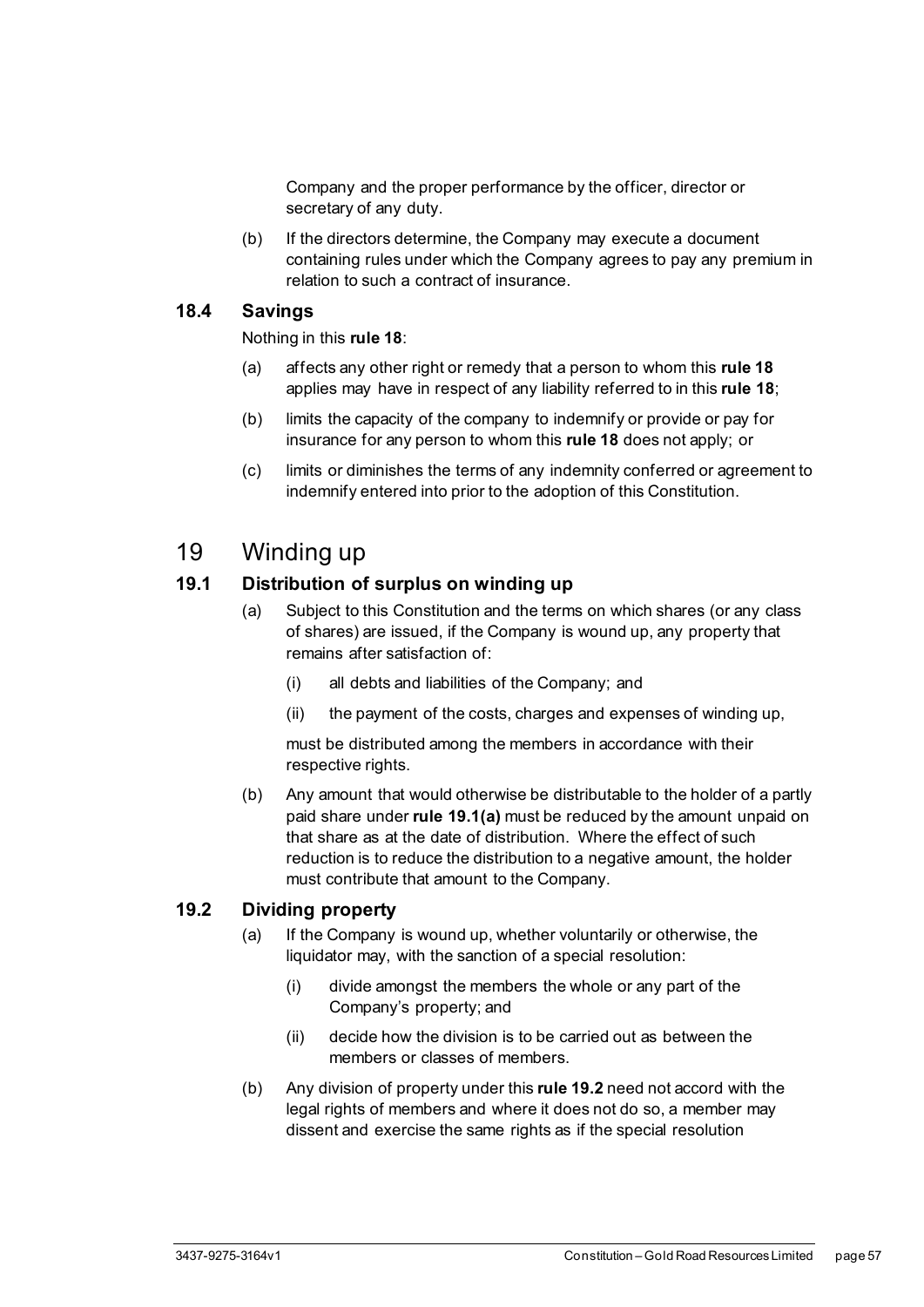Company and the proper performance by the officer, director or secretary of any duty.

(b) If the directors determine, the Company may execute a document containing rules under which the Company agrees to pay any premium in relation to such a contract of insurance.

### 18.4 Savings

Nothing in this **rule 18**:

(a) affects any other right or remedy that a person to whom this **rule 18** applies may have in respect of any liability referred to in this **rule 18**;

(b) limits the capacity of the company to indemnify or provide or pay for insurance for any person to whom this **rule 18** does not apply; or

(c) limits or diminishes the terms of any indemnity conferred or agreement to indemnify entered into prior to the adoption of this Constitution.

## 19 Winding up

### 19.1 Distribution of surplus on winding up

(a) Subject to this Constitution and the terms on which shares (or any class of shares) are issued, if the Company is wound up, any property that remains after satisfaction of:

(i) all debts and liabilities of the Company; and

(ii) the payment of the costs, charges and expenses of winding up,

must be distributed among the members in accordance with their respective rights.

(b) Any amount that would otherwise be distributable to the holder of a partly paid share under **rule 19.1(a)** must be reduced by the amount unpaid on that share as at the date of distribution. Where the effect of such reduction is to reduce the distribution to a negative amount, the holder must contribute that amount to the Company.

### 19.2 Dividing property

(a) If the Company is wound up, whether voluntarily or otherwise, the liquidator may, with the sanction of a special resolution:

(i) divide amongst the members the whole or any part of the Company's property; and

(ii) decide how the division is to be carried out as between the members or classes of members.

(b) Any division of property under this **rule 19.2** need not accord with the legal rights of members and where it does not do so, a member may dissent and exercise the same rights as if the special resolution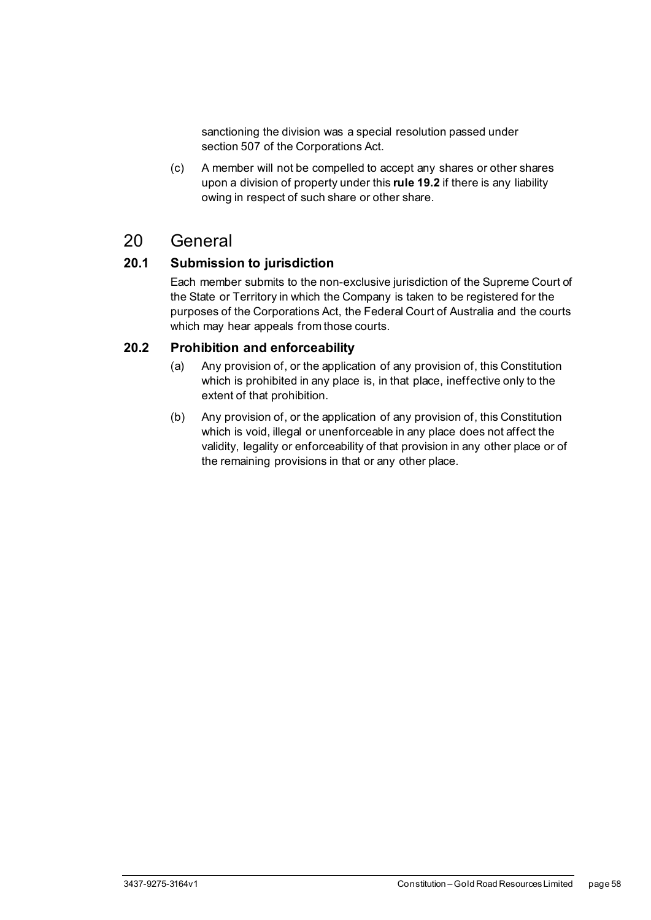sanctioning the division was a special resolution passed under section 507 of the Corporations Act.

(c) A member will not be compelled to accept any shares or other shares upon a division of property under this **rule 19.2** if there is any liability owing in respect of such share or other share.

# 20 General

## 20.1 Submission to jurisdiction

Each member submits to the non-exclusive jurisdiction of the Supreme Court of the State or Territory in which the Company is taken to be registered for the purposes of the Corporations Act, the Federal Court of Australia and the courts which may hear appeals from those courts.

## 20.2 Prohibition and enforceability

(a) Any provision of, or the application of any provision of, this Constitution which is prohibited in any place is, in that place, ineffective only to the extent of that prohibition.

(b) Any provision of, or the application of any provision of, this Constitution which is void, illegal or unenforceable in any place does not affect the validity, legality or enforceability of that provision in any other place or of the remaining provisions in that or any other place.